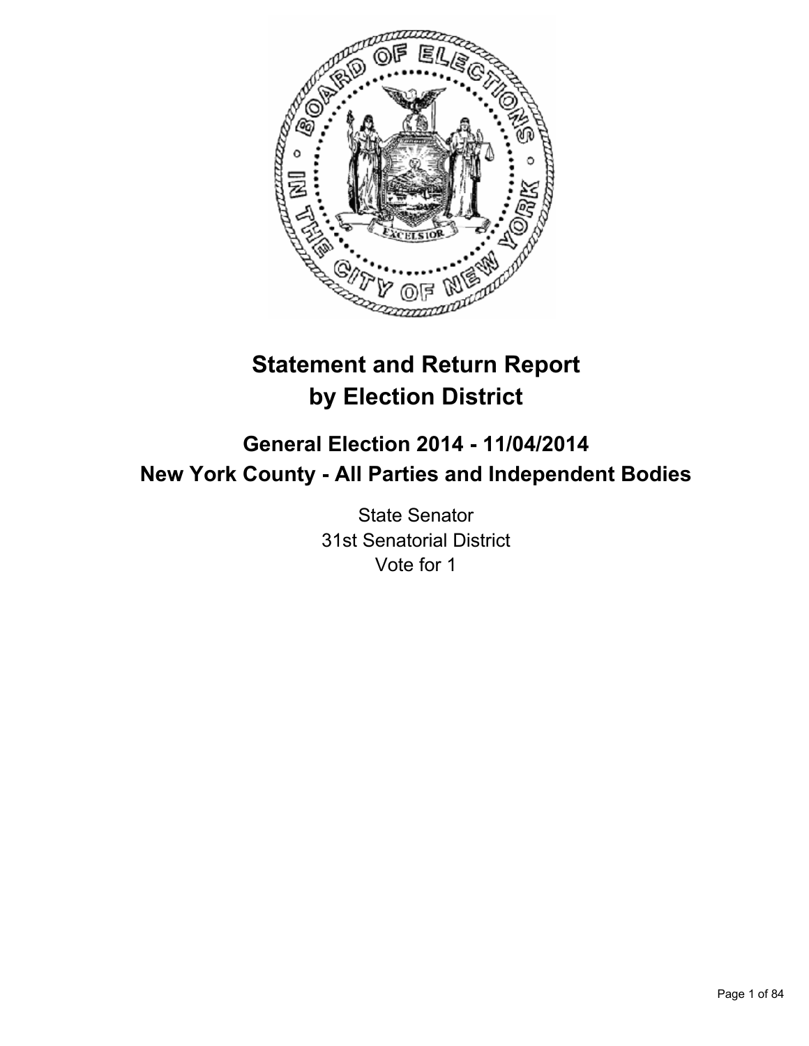# Statement and Return Report by Election District

## General Election 2014 - 11/04/2014
## New York County - All Parties and Independent Bodies

State Senator
31st Senatorial District
Vote for 1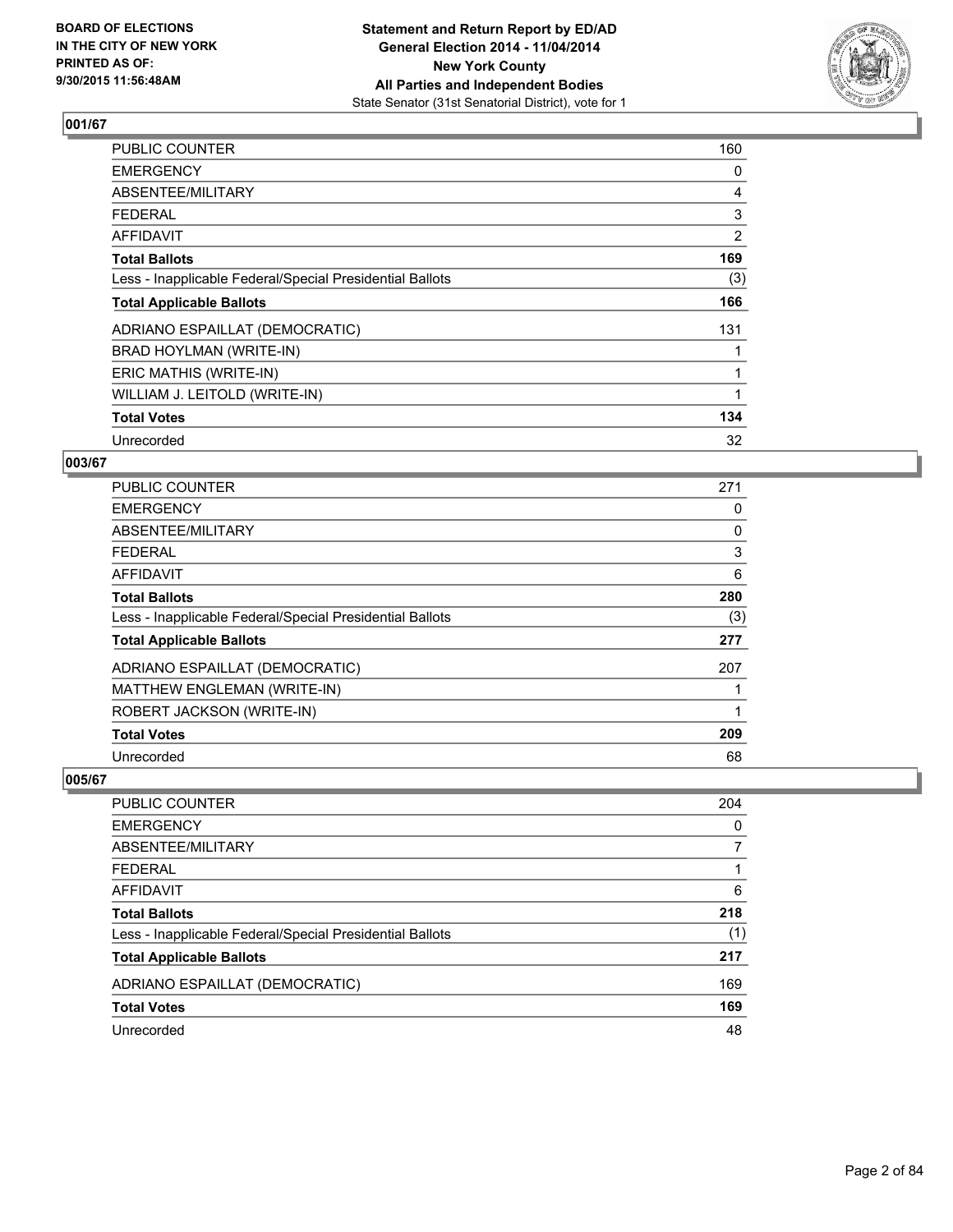**BOARD OF ELECTIONS IN THE CITY OF NEW YORK PRINTED AS OF: 9/30/2015 11:56:48AM**

**Statement and Return Report by ED/AD General Election 2014 - 11/04/2014 New York County All Parties and Independent Bodies**
State Senator (31st Senatorial District), vote for 1

### 001/67

| | |
|---|---|
| PUBLIC COUNTER | 160 |
| EMERGENCY | 0 |
| ABSENTEE/MILITARY | 4 |
| FEDERAL | 3 |
| AFFIDAVIT | 2 |
| **Total Ballots** | **169** |
| Less - Inapplicable Federal/Special Presidential Ballots | (3) |
| **Total Applicable Ballots** | **166** |
| ADRIANO ESPAILLAT (DEMOCRATIC) | 131 |
| BRAD HOYLMAN (WRITE-IN) | 1 |
| ERIC MATHIS (WRITE-IN) | 1 |
| WILLIAM J. LEITOLD (WRITE-IN) | 1 |
| **Total Votes** | **134** |
| Unrecorded | 32 |

### 003/67

| | |
|---|---|
| PUBLIC COUNTER | 271 |
| EMERGENCY | 0 |
| ABSENTEE/MILITARY | 0 |
| FEDERAL | 3 |
| AFFIDAVIT | 6 |
| **Total Ballots** | **280** |
| Less - Inapplicable Federal/Special Presidential Ballots | (3) |
| **Total Applicable Ballots** | **277** |
| ADRIANO ESPAILLAT (DEMOCRATIC) | 207 |
| MATTHEW ENGLEMAN (WRITE-IN) | 1 |
| ROBERT JACKSON (WRITE-IN) | 1 |
| **Total Votes** | **209** |
| Unrecorded | 68 |

### 005/67

| | |
|---|---|
| PUBLIC COUNTER | 204 |
| EMERGENCY | 0 |
| ABSENTEE/MILITARY | 7 |
| FEDERAL | 1 |
| AFFIDAVIT | 6 |
| **Total Ballots** | **218** |
| Less - Inapplicable Federal/Special Presidential Ballots | (1) |
| **Total Applicable Ballots** | **217** |
| ADRIANO ESPAILLAT (DEMOCRATIC) | 169 |
| **Total Votes** | **169** |
| Unrecorded | 48 |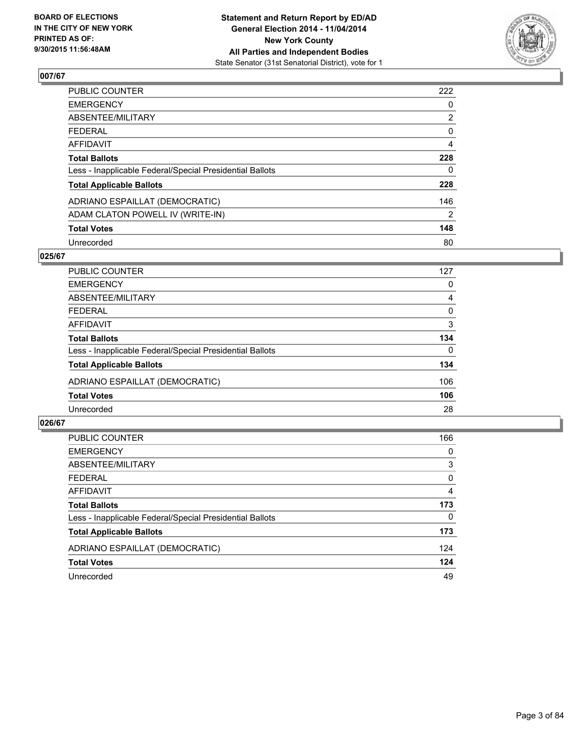BOARD OF ELECTIONS
IN THE CITY OF NEW YORK
PRINTED AS OF:
9/30/2015 11:56:48AM

**Statement and Return Report by ED/AD**
**General Election 2014 - 11/04/2014**
**New York County**
**All Parties and Independent Bodies**
State Senator (31st Senatorial District), vote for 1

## 007/67

| | |
|---|---|
| PUBLIC COUNTER | 222 |
| EMERGENCY | 0 |
| ABSENTEE/MILITARY | 2 |
| FEDERAL | 0 |
| AFFIDAVIT | 4 |
| **Total Ballots** | **228** |
| Less - Inapplicable Federal/Special Presidential Ballots | 0 |
| **Total Applicable Ballots** | **228** |
| ADRIANO ESPAILLAT (DEMOCRATIC) | 146 |
| ADAM CLATON POWELL IV (WRITE-IN) | 2 |
| **Total Votes** | **148** |
| Unrecorded | 80 |

## 025/67

| | |
|---|---|
| PUBLIC COUNTER | 127 |
| EMERGENCY | 0 |
| ABSENTEE/MILITARY | 4 |
| FEDERAL | 0 |
| AFFIDAVIT | 3 |
| **Total Ballots** | **134** |
| Less - Inapplicable Federal/Special Presidential Ballots | 0 |
| **Total Applicable Ballots** | **134** |
| ADRIANO ESPAILLAT (DEMOCRATIC) | 106 |
| **Total Votes** | **106** |
| Unrecorded | 28 |

## 026/67

| | |
|---|---|
| PUBLIC COUNTER | 166 |
| EMERGENCY | 0 |
| ABSENTEE/MILITARY | 3 |
| FEDERAL | 0 |
| AFFIDAVIT | 4 |
| **Total Ballots** | **173** |
| Less - Inapplicable Federal/Special Presidential Ballots | 0 |
| **Total Applicable Ballots** | **173** |
| ADRIANO ESPAILLAT (DEMOCRATIC) | 124 |
| **Total Votes** | **124** |
| Unrecorded | 49 |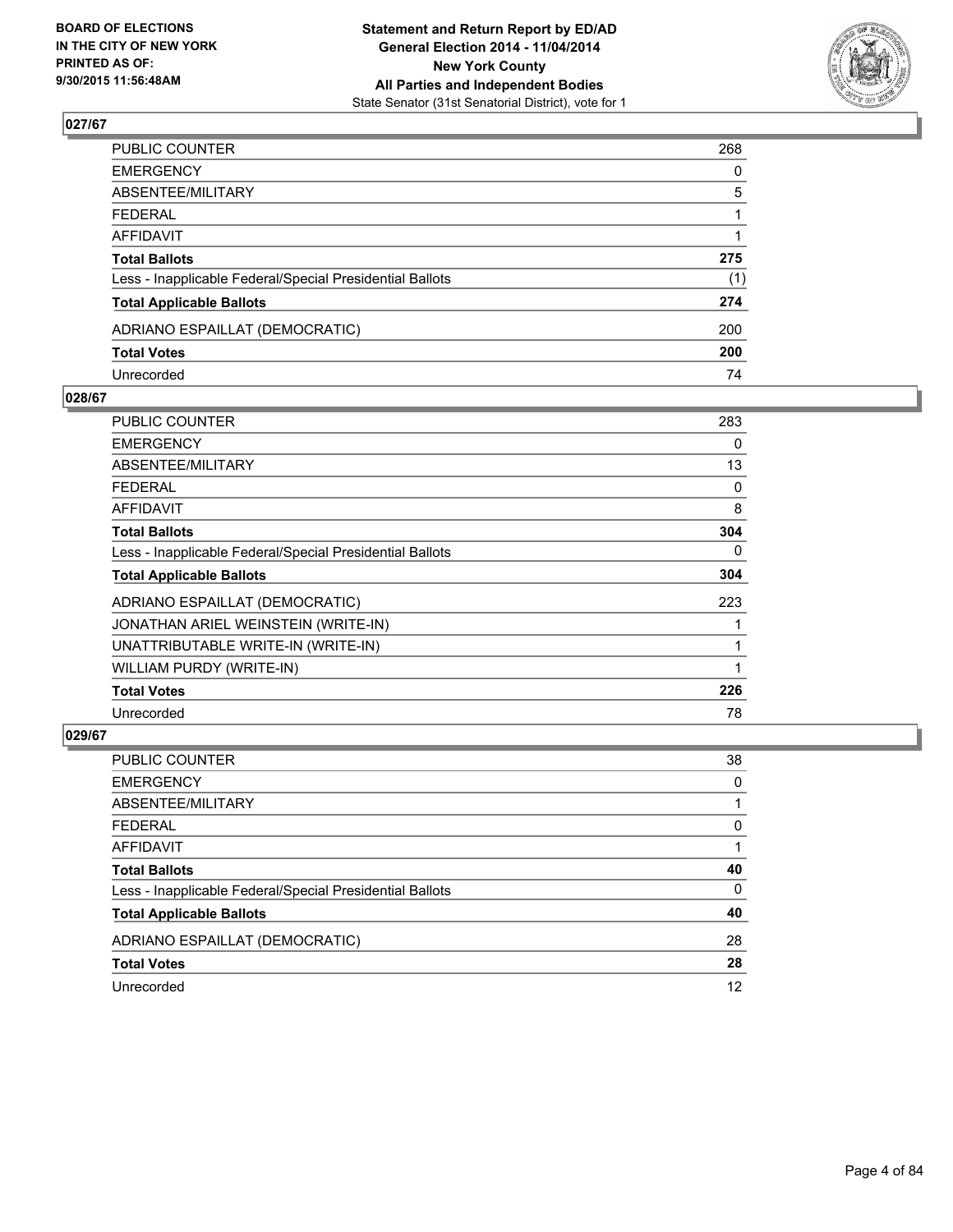**BOARD OF ELECTIONS IN THE CITY OF NEW YORK PRINTED AS OF: 9/30/2015 11:56:48AM**

**Statement and Return Report by ED/AD General Election 2014 - 11/04/2014 New York County All Parties and Independent Bodies**
State Senator (31st Senatorial District), vote for 1

## 027/67

| | |
|---|---|
| PUBLIC COUNTER | 268 |
| EMERGENCY | 0 |
| ABSENTEE/MILITARY | 5 |
| FEDERAL | 1 |
| AFFIDAVIT | 1 |
| **Total Ballots** | **275** |
| Less - Inapplicable Federal/Special Presidential Ballots | (1) |
| **Total Applicable Ballots** | **274** |
| ADRIANO ESPAILLAT (DEMOCRATIC) | 200 |
| **Total Votes** | **200** |
| Unrecorded | 74 |

## 028/67

| | |
|---|---|
| PUBLIC COUNTER | 283 |
| EMERGENCY | 0 |
| ABSENTEE/MILITARY | 13 |
| FEDERAL | 0 |
| AFFIDAVIT | 8 |
| **Total Ballots** | **304** |
| Less - Inapplicable Federal/Special Presidential Ballots | 0 |
| **Total Applicable Ballots** | **304** |
| ADRIANO ESPAILLAT (DEMOCRATIC) | 223 |
| JONATHAN ARIEL WEINSTEIN (WRITE-IN) | 1 |
| UNATTRIBUTABLE WRITE-IN (WRITE-IN) | 1 |
| WILLIAM PURDY (WRITE-IN) | 1 |
| **Total Votes** | **226** |
| Unrecorded | 78 |

## 029/67

| | |
|---|---|
| PUBLIC COUNTER | 38 |
| EMERGENCY | 0 |
| ABSENTEE/MILITARY | 1 |
| FEDERAL | 0 |
| AFFIDAVIT | 1 |
| **Total Ballots** | **40** |
| Less - Inapplicable Federal/Special Presidential Ballots | 0 |
| **Total Applicable Ballots** | **40** |
| ADRIANO ESPAILLAT (DEMOCRATIC) | 28 |
| **Total Votes** | **28** |
| Unrecorded | 12 |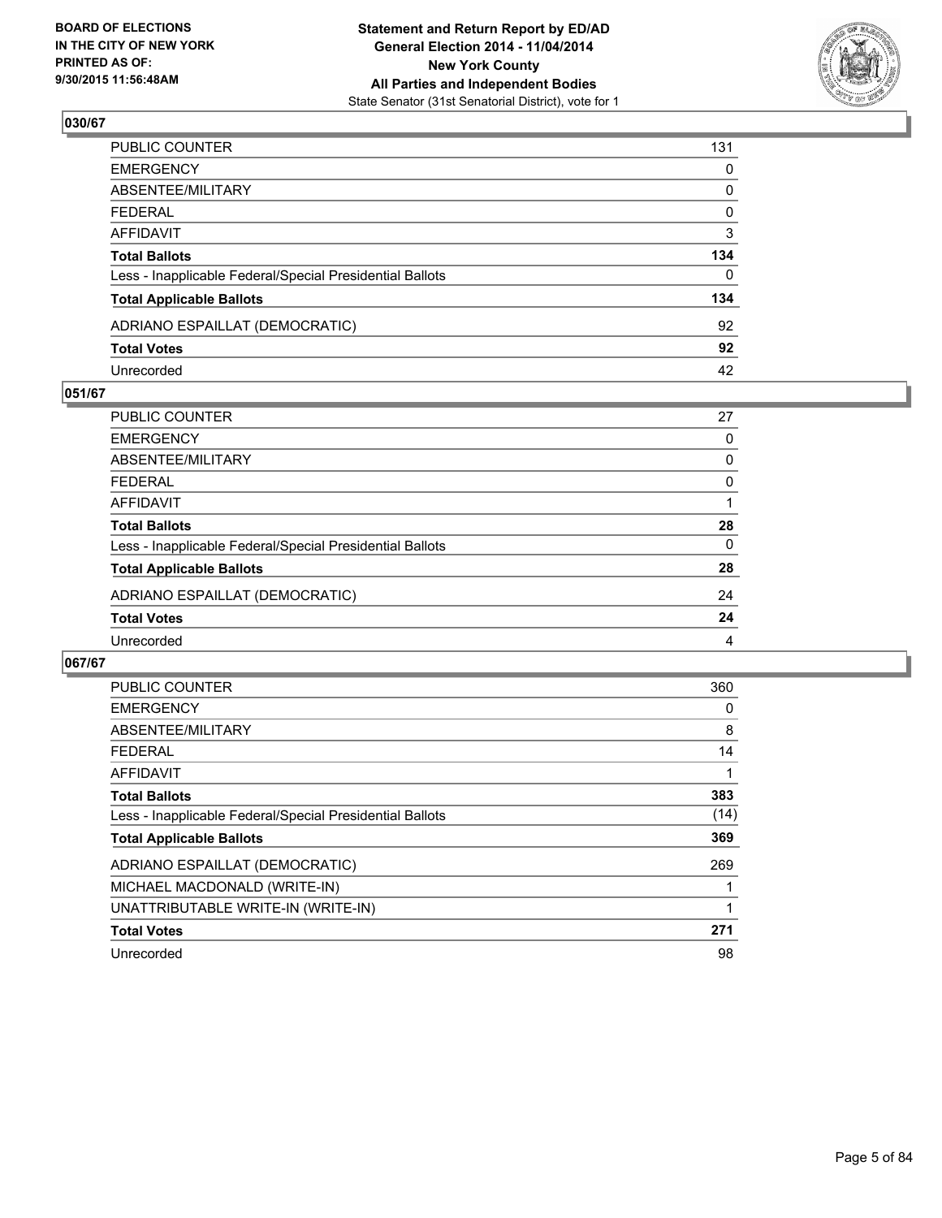**BOARD OF ELECTIONS IN THE CITY OF NEW YORK PRINTED AS OF: 9/30/2015 11:56:48AM**

**Statement and Return Report by ED/AD**
**General Election 2014 - 11/04/2014**
**New York County**
**All Parties and Independent Bodies**
State Senator (31st Senatorial District), vote for 1

### 030/67

| | |
|---|---|
| PUBLIC COUNTER | 131 |
| EMERGENCY | 0 |
| ABSENTEE/MILITARY | 0 |
| FEDERAL | 0 |
| AFFIDAVIT | 3 |
| **Total Ballots** | **134** |
| Less - Inapplicable Federal/Special Presidential Ballots | 0 |
| **Total Applicable Ballots** | **134** |
| ADRIANO ESPAILLAT (DEMOCRATIC) | 92 |
| **Total Votes** | **92** |
| Unrecorded | 42 |

### 051/67

| | |
|---|---|
| PUBLIC COUNTER | 27 |
| EMERGENCY | 0 |
| ABSENTEE/MILITARY | 0 |
| FEDERAL | 0 |
| AFFIDAVIT | 1 |
| **Total Ballots** | **28** |
| Less - Inapplicable Federal/Special Presidential Ballots | 0 |
| **Total Applicable Ballots** | **28** |
| ADRIANO ESPAILLAT (DEMOCRATIC) | 24 |
| **Total Votes** | **24** |
| Unrecorded | 4 |

### 067/67

| | |
|---|---|
| PUBLIC COUNTER | 360 |
| EMERGENCY | 0 |
| ABSENTEE/MILITARY | 8 |
| FEDERAL | 14 |
| AFFIDAVIT | 1 |
| **Total Ballots** | **383** |
| Less - Inapplicable Federal/Special Presidential Ballots | (14) |
| **Total Applicable Ballots** | **369** |
| ADRIANO ESPAILLAT (DEMOCRATIC) | 269 |
| MICHAEL MACDONALD (WRITE-IN) | 1 |
| UNATTRIBUTABLE WRITE-IN (WRITE-IN) | 1 |
| **Total Votes** | **271** |
| Unrecorded | 98 |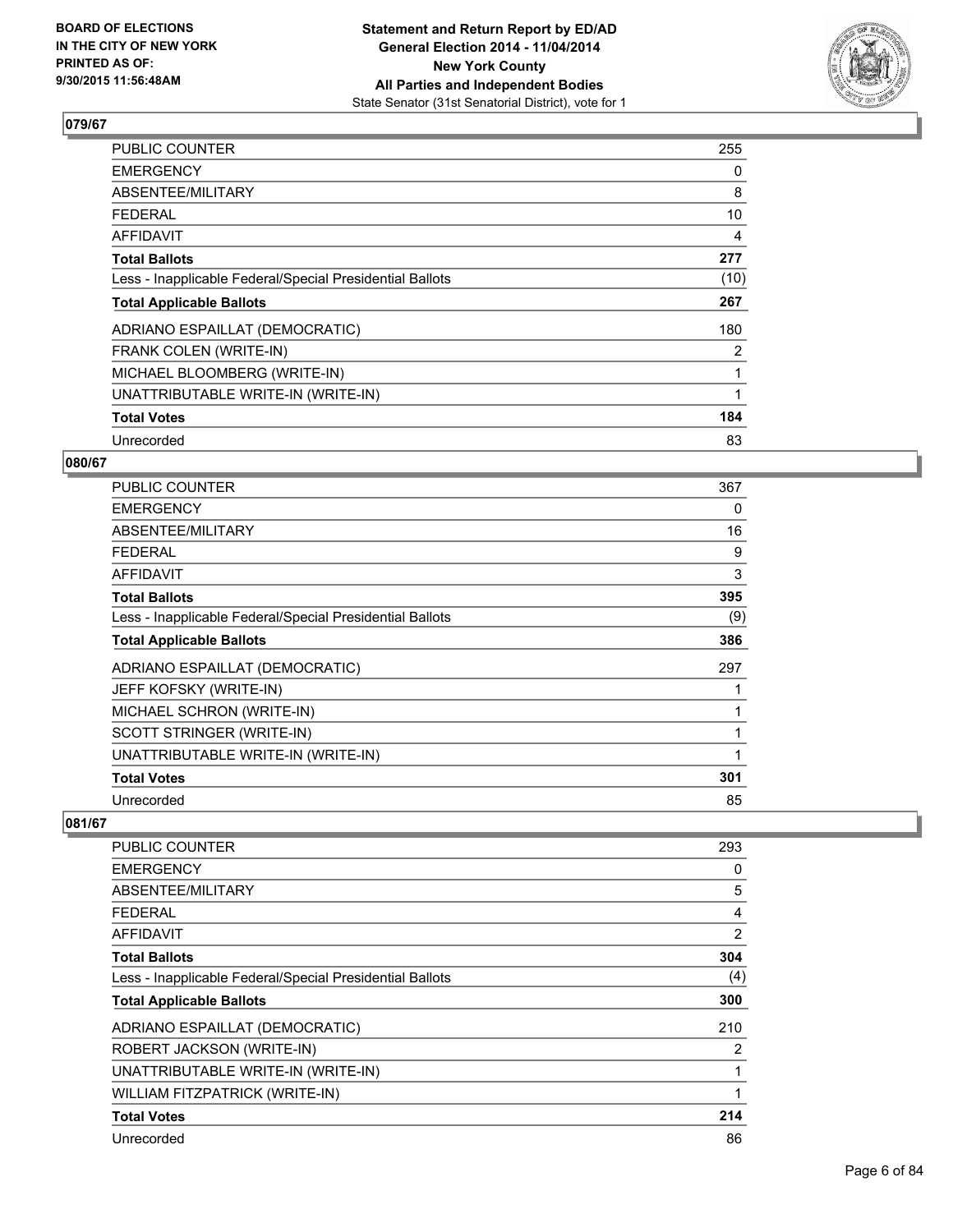**079/67**

| | |
|---|---|
| PUBLIC COUNTER | 255 |
| EMERGENCY | 0 |
| ABSENTEE/MILITARY | 8 |
| FEDERAL | 10 |
| AFFIDAVIT | 4 |
| **Total Ballots** | **277** |
| Less - Inapplicable Federal/Special Presidential Ballots | (10) |
| **Total Applicable Ballots** | **267** |
| ADRIANO ESPAILLAT (DEMOCRATIC) | 180 |
| FRANK COLEN (WRITE-IN) | 2 |
| MICHAEL BLOOMBERG (WRITE-IN) | 1 |
| UNATTRIBUTABLE WRITE-IN (WRITE-IN) | 1 |
| **Total Votes** | **184** |
| Unrecorded | 83 |

**080/67**

| | |
|---|---|
| PUBLIC COUNTER | 367 |
| EMERGENCY | 0 |
| ABSENTEE/MILITARY | 16 |
| FEDERAL | 9 |
| AFFIDAVIT | 3 |
| **Total Ballots** | **395** |
| Less - Inapplicable Federal/Special Presidential Ballots | (9) |
| **Total Applicable Ballots** | **386** |
| ADRIANO ESPAILLAT (DEMOCRATIC) | 297 |
| JEFF KOFSKY (WRITE-IN) | 1 |
| MICHAEL SCHRON (WRITE-IN) | 1 |
| SCOTT STRINGER (WRITE-IN) | 1 |
| UNATTRIBUTABLE WRITE-IN (WRITE-IN) | 1 |
| **Total Votes** | **301** |
| Unrecorded | 85 |

**081/67**

| | |
|---|---|
| PUBLIC COUNTER | 293 |
| EMERGENCY | 0 |
| ABSENTEE/MILITARY | 5 |
| FEDERAL | 4 |
| AFFIDAVIT | 2 |
| **Total Ballots** | **304** |
| Less - Inapplicable Federal/Special Presidential Ballots | (4) |
| **Total Applicable Ballots** | **300** |
| ADRIANO ESPAILLAT (DEMOCRATIC) | 210 |
| ROBERT JACKSON (WRITE-IN) | 2 |
| UNATTRIBUTABLE WRITE-IN (WRITE-IN) | 1 |
| WILLIAM FITZPATRICK (WRITE-IN) | 1 |
| **Total Votes** | **214** |
| Unrecorded | 86 |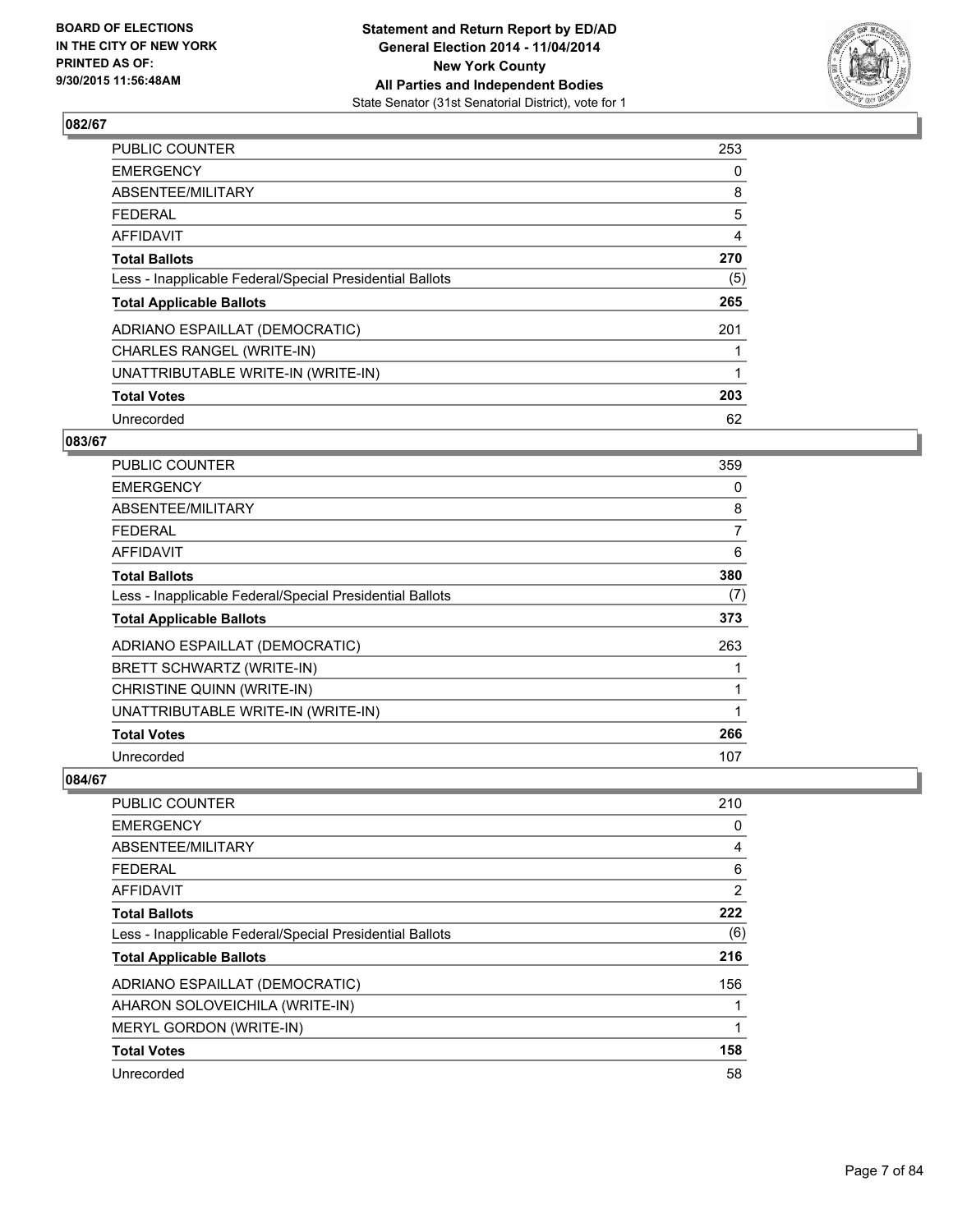**BOARD OF ELECTIONS IN THE CITY OF NEW YORK PRINTED AS OF: 9/30/2015 11:56:48AM**

**Statement and Return Report by ED/AD General Election 2014 - 11/04/2014 New York County All Parties and Independent Bodies**
State Senator (31st Senatorial District), vote for 1

### 082/67

| | |
|---|---|
| PUBLIC COUNTER | 253 |
| EMERGENCY | 0 |
| ABSENTEE/MILITARY | 8 |
| FEDERAL | 5 |
| AFFIDAVIT | 4 |
| **Total Ballots** | **270** |
| Less - Inapplicable Federal/Special Presidential Ballots | (5) |
| **Total Applicable Ballots** | **265** |
| ADRIANO ESPAILLAT (DEMOCRATIC) | 201 |
| CHARLES RANGEL (WRITE-IN) | 1 |
| UNATTRIBUTABLE WRITE-IN (WRITE-IN) | 1 |
| **Total Votes** | **203** |
| Unrecorded | 62 |

### 083/67

| | |
|---|---|
| PUBLIC COUNTER | 359 |
| EMERGENCY | 0 |
| ABSENTEE/MILITARY | 8 |
| FEDERAL | 7 |
| AFFIDAVIT | 6 |
| **Total Ballots** | **380** |
| Less - Inapplicable Federal/Special Presidential Ballots | (7) |
| **Total Applicable Ballots** | **373** |
| ADRIANO ESPAILLAT (DEMOCRATIC) | 263 |
| BRETT SCHWARTZ (WRITE-IN) | 1 |
| CHRISTINE QUINN (WRITE-IN) | 1 |
| UNATTRIBUTABLE WRITE-IN (WRITE-IN) | 1 |
| **Total Votes** | **266** |
| Unrecorded | 107 |

### 084/67

| | |
|---|---|
| PUBLIC COUNTER | 210 |
| EMERGENCY | 0 |
| ABSENTEE/MILITARY | 4 |
| FEDERAL | 6 |
| AFFIDAVIT | 2 |
| **Total Ballots** | **222** |
| Less - Inapplicable Federal/Special Presidential Ballots | (6) |
| **Total Applicable Ballots** | **216** |
| ADRIANO ESPAILLAT (DEMOCRATIC) | 156 |
| AHARON SOLOVEICHILA (WRITE-IN) | 1 |
| MERYL GORDON (WRITE-IN) | 1 |
| **Total Votes** | **158** |
| Unrecorded | 58 |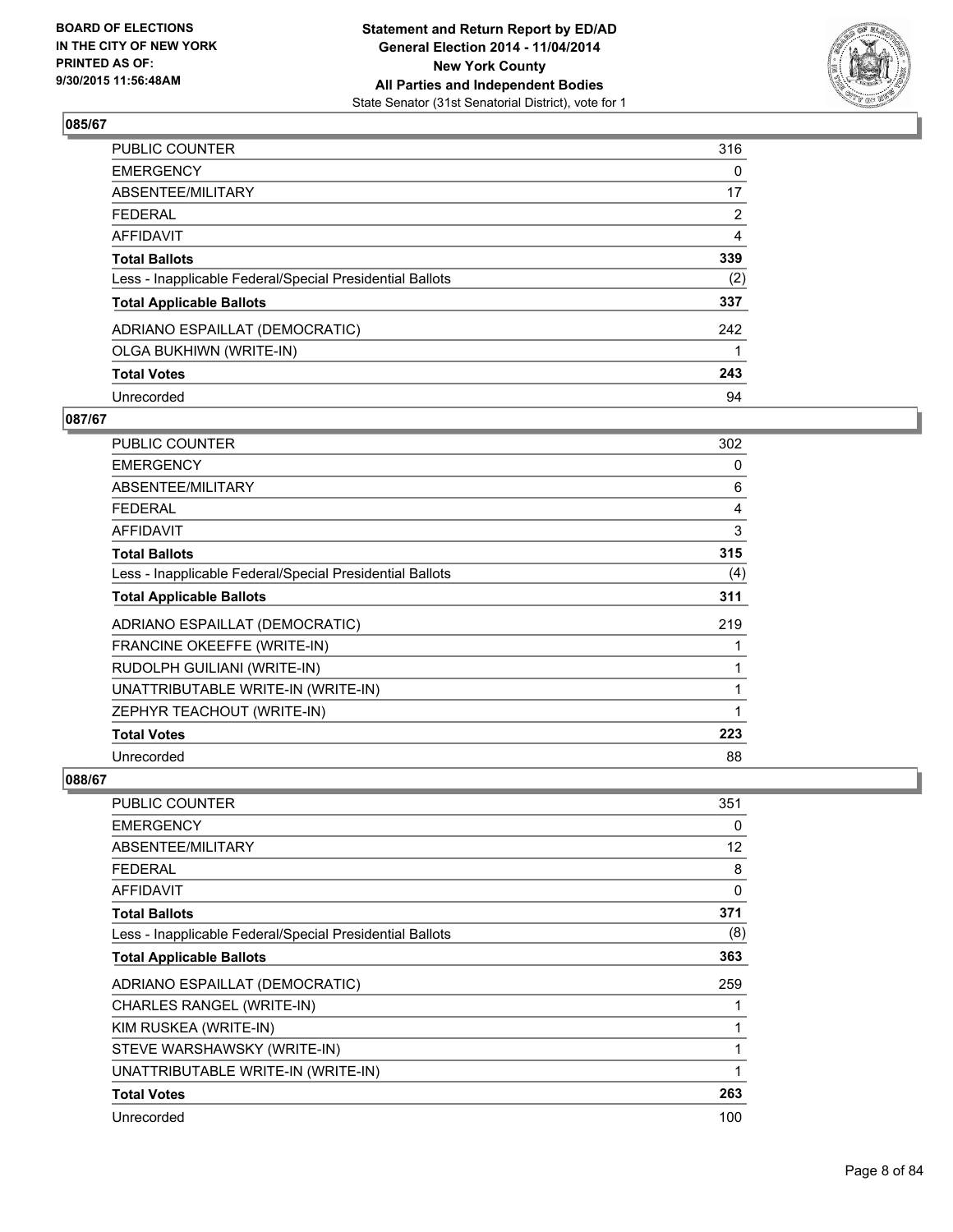**BOARD OF ELECTIONS IN THE CITY OF NEW YORK PRINTED AS OF: 9/30/2015 11:56:48AM**

**Statement and Return Report by ED/AD General Election 2014 - 11/04/2014 New York County All Parties and Independent Bodies**
State Senator (31st Senatorial District), vote for 1

### 085/67

| | |
|---|---|
| PUBLIC COUNTER | 316 |
| EMERGENCY | 0 |
| ABSENTEE/MILITARY | 17 |
| FEDERAL | 2 |
| AFFIDAVIT | 4 |
| **Total Ballots** | **339** |
| Less - Inapplicable Federal/Special Presidential Ballots | (2) |
| **Total Applicable Ballots** | **337** |
| ADRIANO ESPAILLAT (DEMOCRATIC) | 242 |
| OLGA BUKHIWN (WRITE-IN) | 1 |
| **Total Votes** | **243** |
| Unrecorded | 94 |

### 087/67

| | |
|---|---|
| PUBLIC COUNTER | 302 |
| EMERGENCY | 0 |
| ABSENTEE/MILITARY | 6 |
| FEDERAL | 4 |
| AFFIDAVIT | 3 |
| **Total Ballots** | **315** |
| Less - Inapplicable Federal/Special Presidential Ballots | (4) |
| **Total Applicable Ballots** | **311** |
| ADRIANO ESPAILLAT (DEMOCRATIC) | 219 |
| FRANCINE OKEEFFE (WRITE-IN) | 1 |
| RUDOLPH GUILIANI (WRITE-IN) | 1 |
| UNATTRIBUTABLE WRITE-IN (WRITE-IN) | 1 |
| ZEPHYR TEACHOUT (WRITE-IN) | 1 |
| **Total Votes** | **223** |
| Unrecorded | 88 |

### 088/67

| | |
|---|---|
| PUBLIC COUNTER | 351 |
| EMERGENCY | 0 |
| ABSENTEE/MILITARY | 12 |
| FEDERAL | 8 |
| AFFIDAVIT | 0 |
| **Total Ballots** | **371** |
| Less - Inapplicable Federal/Special Presidential Ballots | (8) |
| **Total Applicable Ballots** | **363** |
| ADRIANO ESPAILLAT (DEMOCRATIC) | 259 |
| CHARLES RANGEL (WRITE-IN) | 1 |
| KIM RUSKEA (WRITE-IN) | 1 |
| STEVE WARSHAWSKY (WRITE-IN) | 1 |
| UNATTRIBUTABLE WRITE-IN (WRITE-IN) | 1 |
| **Total Votes** | **263** |
| Unrecorded | 100 |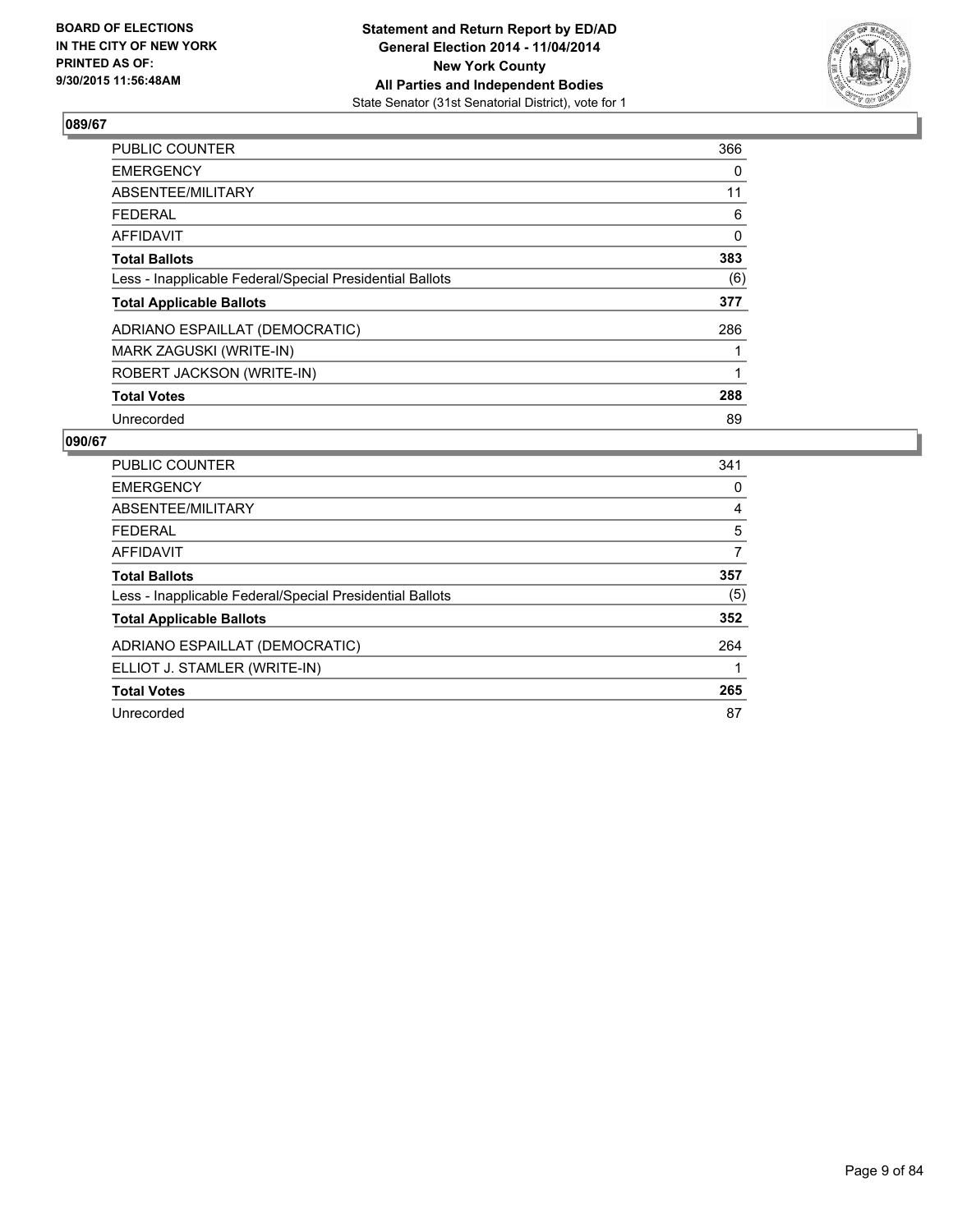**BOARD OF ELECTIONS IN THE CITY OF NEW YORK PRINTED AS OF: 9/30/2015 11:56:48AM**

**Statement and Return Report by ED/AD**
**General Election 2014 - 11/04/2014**
**New York County**
**All Parties and Independent Bodies**
State Senator (31st Senatorial District), vote for 1

### 089/67

| | |
|---|---|
| PUBLIC COUNTER | 366 |
| EMERGENCY | 0 |
| ABSENTEE/MILITARY | 11 |
| FEDERAL | 6 |
| AFFIDAVIT | 0 |
| **Total Ballots** | **383** |
| Less - Inapplicable Federal/Special Presidential Ballots | (6) |
| **Total Applicable Ballots** | **377** |
| ADRIANO ESPAILLAT (DEMOCRATIC) | 286 |
| MARK ZAGUSKI (WRITE-IN) | 1 |
| ROBERT JACKSON (WRITE-IN) | 1 |
| **Total Votes** | **288** |
| Unrecorded | 89 |

### 090/67

| | |
|---|---|
| PUBLIC COUNTER | 341 |
| EMERGENCY | 0 |
| ABSENTEE/MILITARY | 4 |
| FEDERAL | 5 |
| AFFIDAVIT | 7 |
| **Total Ballots** | **357** |
| Less - Inapplicable Federal/Special Presidential Ballots | (5) |
| **Total Applicable Ballots** | **352** |
| ADRIANO ESPAILLAT (DEMOCRATIC) | 264 |
| ELLIOT J. STAMLER (WRITE-IN) | 1 |
| **Total Votes** | **265** |
| Unrecorded | 87 |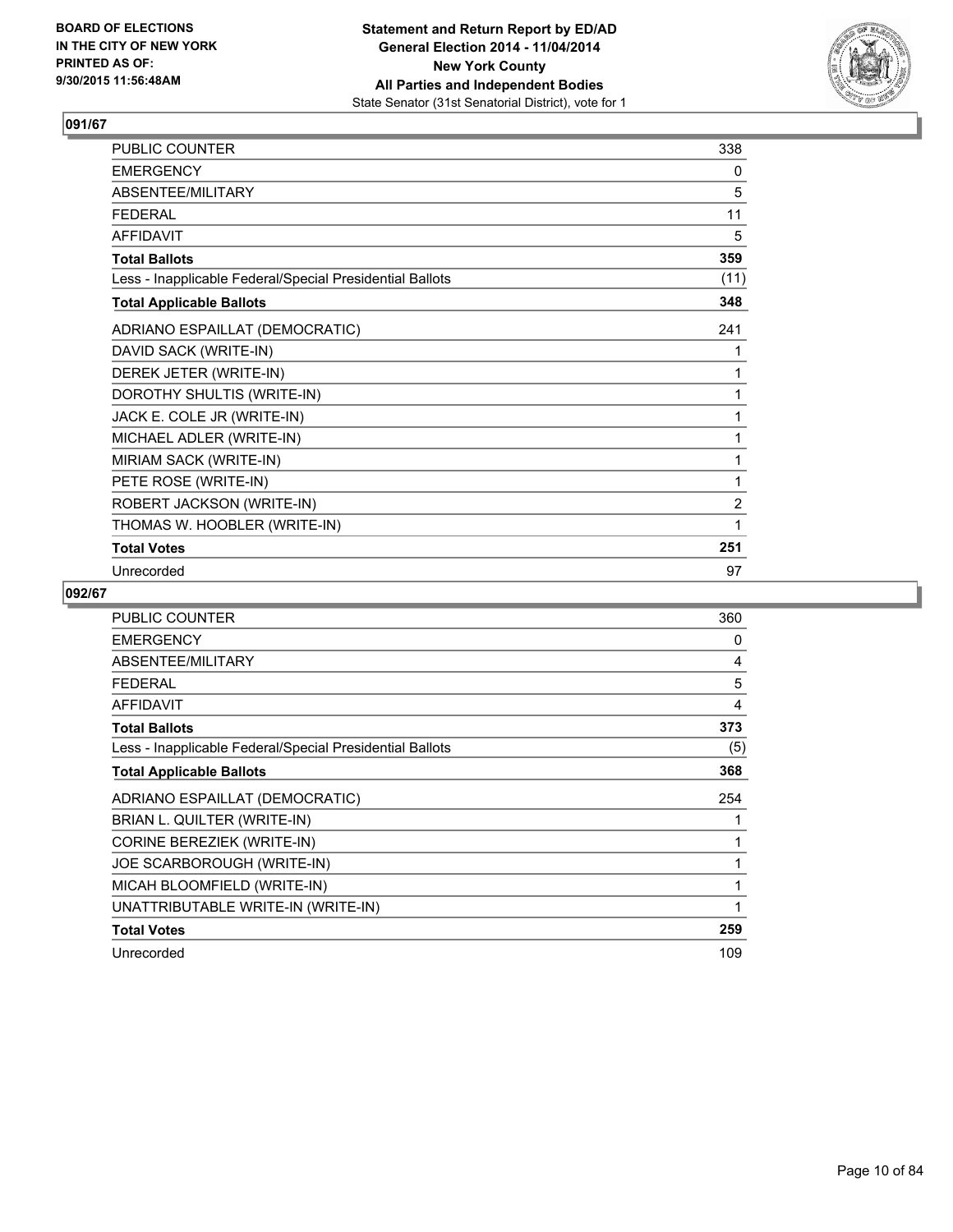**BOARD OF ELECTIONS IN THE CITY OF NEW YORK PRINTED AS OF: 9/30/2015 11:56:48AM**

**Statement and Return Report by ED/AD**
**General Election 2014 - 11/04/2014**
**New York County**
**All Parties and Independent Bodies**
State Senator (31st Senatorial District), vote for 1

## 091/67

| | |
|---|---|
| PUBLIC COUNTER | 338 |
| EMERGENCY | 0 |
| ABSENTEE/MILITARY | 5 |
| FEDERAL | 11 |
| AFFIDAVIT | 5 |
| **Total Ballots** | **359** |
| Less - Inapplicable Federal/Special Presidential Ballots | (11) |
| **Total Applicable Ballots** | **348** |
| ADRIANO ESPAILLAT (DEMOCRATIC) | 241 |
| DAVID SACK (WRITE-IN) | 1 |
| DEREK JETER (WRITE-IN) | 1 |
| DOROTHY SHULTIS (WRITE-IN) | 1 |
| JACK E. COLE JR (WRITE-IN) | 1 |
| MICHAEL ADLER (WRITE-IN) | 1 |
| MIRIAM SACK (WRITE-IN) | 1 |
| PETE ROSE (WRITE-IN) | 1 |
| ROBERT JACKSON (WRITE-IN) | 2 |
| THOMAS W. HOOBLER (WRITE-IN) | 1 |
| **Total Votes** | **251** |
| Unrecorded | 97 |

## 092/67

| | |
|---|---|
| PUBLIC COUNTER | 360 |
| EMERGENCY | 0 |
| ABSENTEE/MILITARY | 4 |
| FEDERAL | 5 |
| AFFIDAVIT | 4 |
| **Total Ballots** | **373** |
| Less - Inapplicable Federal/Special Presidential Ballots | (5) |
| **Total Applicable Ballots** | **368** |
| ADRIANO ESPAILLAT (DEMOCRATIC) | 254 |
| BRIAN L. QUILTER (WRITE-IN) | 1 |
| CORINE BEREZIEK (WRITE-IN) | 1 |
| JOE SCARBOROUGH (WRITE-IN) | 1 |
| MICAH BLOOMFIELD (WRITE-IN) | 1 |
| UNATTRIBUTABLE WRITE-IN (WRITE-IN) | 1 |
| **Total Votes** | **259** |
| Unrecorded | 109 |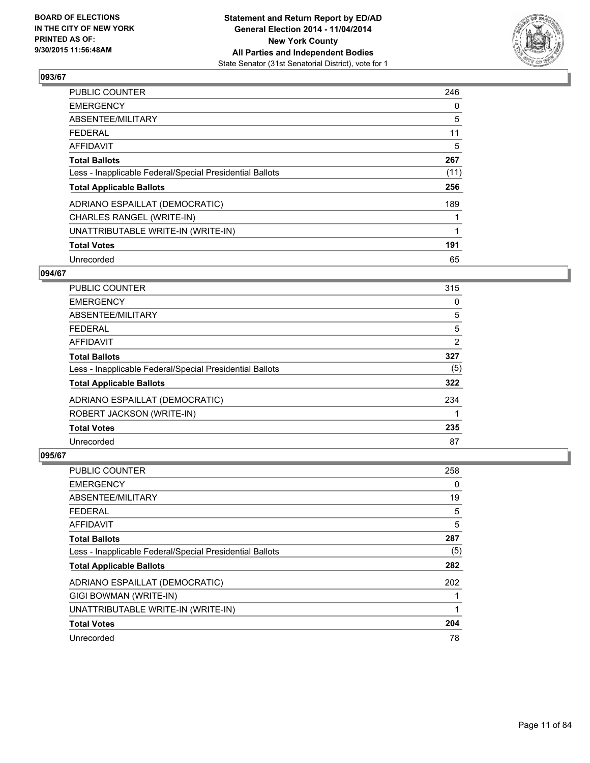### 093/67

| | |
|---|---|
| PUBLIC COUNTER | 246 |
| EMERGENCY | 0 |
| ABSENTEE/MILITARY | 5 |
| FEDERAL | 11 |
| AFFIDAVIT | 5 |
| **Total Ballots** | **267** |
| Less - Inapplicable Federal/Special Presidential Ballots | (11) |
| **Total Applicable Ballots** | **256** |
| ADRIANO ESPAILLAT (DEMOCRATIC) | 189 |
| CHARLES RANGEL (WRITE-IN) | 1 |
| UNATTRIBUTABLE WRITE-IN (WRITE-IN) | 1 |
| **Total Votes** | **191** |
| Unrecorded | 65 |

### 094/67

| | |
|---|---|
| PUBLIC COUNTER | 315 |
| EMERGENCY | 0 |
| ABSENTEE/MILITARY | 5 |
| FEDERAL | 5 |
| AFFIDAVIT | 2 |
| **Total Ballots** | **327** |
| Less - Inapplicable Federal/Special Presidential Ballots | (5) |
| **Total Applicable Ballots** | **322** |
| ADRIANO ESPAILLAT (DEMOCRATIC) | 234 |
| ROBERT JACKSON (WRITE-IN) | 1 |
| **Total Votes** | **235** |
| Unrecorded | 87 |

### 095/67

| | |
|---|---|
| PUBLIC COUNTER | 258 |
| EMERGENCY | 0 |
| ABSENTEE/MILITARY | 19 |
| FEDERAL | 5 |
| AFFIDAVIT | 5 |
| **Total Ballots** | **287** |
| Less - Inapplicable Federal/Special Presidential Ballots | (5) |
| **Total Applicable Ballots** | **282** |
| ADRIANO ESPAILLAT (DEMOCRATIC) | 202 |
| GIGI BOWMAN (WRITE-IN) | 1 |
| UNATTRIBUTABLE WRITE-IN (WRITE-IN) | 1 |
| **Total Votes** | **204** |
| Unrecorded | 78 |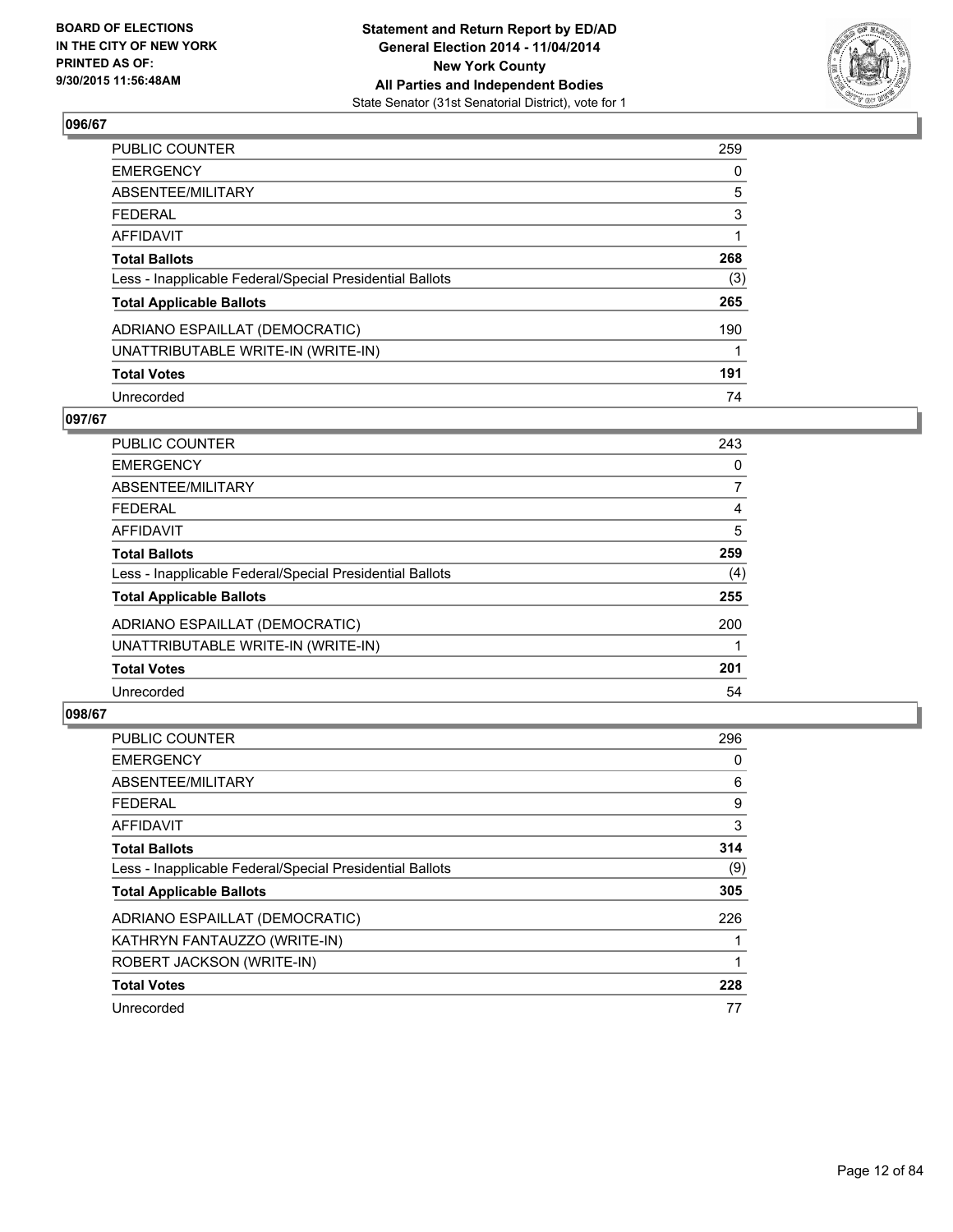BOARD OF ELECTIONS
IN THE CITY OF NEW YORK
PRINTED AS OF:
9/30/2015 11:56:48AM

**Statement and Return Report by ED/AD**
**General Election 2014 - 11/04/2014**
**New York County**
**All Parties and Independent Bodies**
State Senator (31st Senatorial District), vote for 1

### 096/67

| | |
|---|---|
| PUBLIC COUNTER | 259 |
| EMERGENCY | 0 |
| ABSENTEE/MILITARY | 5 |
| FEDERAL | 3 |
| AFFIDAVIT | 1 |
| **Total Ballots** | **268** |
| Less - Inapplicable Federal/Special Presidential Ballots | (3) |
| **Total Applicable Ballots** | **265** |
| ADRIANO ESPAILLAT (DEMOCRATIC) | 190 |
| UNATTRIBUTABLE WRITE-IN (WRITE-IN) | 1 |
| **Total Votes** | **191** |
| Unrecorded | 74 |

### 097/67

| | |
|---|---|
| PUBLIC COUNTER | 243 |
| EMERGENCY | 0 |
| ABSENTEE/MILITARY | 7 |
| FEDERAL | 4 |
| AFFIDAVIT | 5 |
| **Total Ballots** | **259** |
| Less - Inapplicable Federal/Special Presidential Ballots | (4) |
| **Total Applicable Ballots** | **255** |
| ADRIANO ESPAILLAT (DEMOCRATIC) | 200 |
| UNATTRIBUTABLE WRITE-IN (WRITE-IN) | 1 |
| **Total Votes** | **201** |
| Unrecorded | 54 |

### 098/67

| | |
|---|---|
| PUBLIC COUNTER | 296 |
| EMERGENCY | 0 |
| ABSENTEE/MILITARY | 6 |
| FEDERAL | 9 |
| AFFIDAVIT | 3 |
| **Total Ballots** | **314** |
| Less - Inapplicable Federal/Special Presidential Ballots | (9) |
| **Total Applicable Ballots** | **305** |
| ADRIANO ESPAILLAT (DEMOCRATIC) | 226 |
| KATHRYN FANTAUZZO (WRITE-IN) | 1 |
| ROBERT JACKSON (WRITE-IN) | 1 |
| **Total Votes** | **228** |
| Unrecorded | 77 |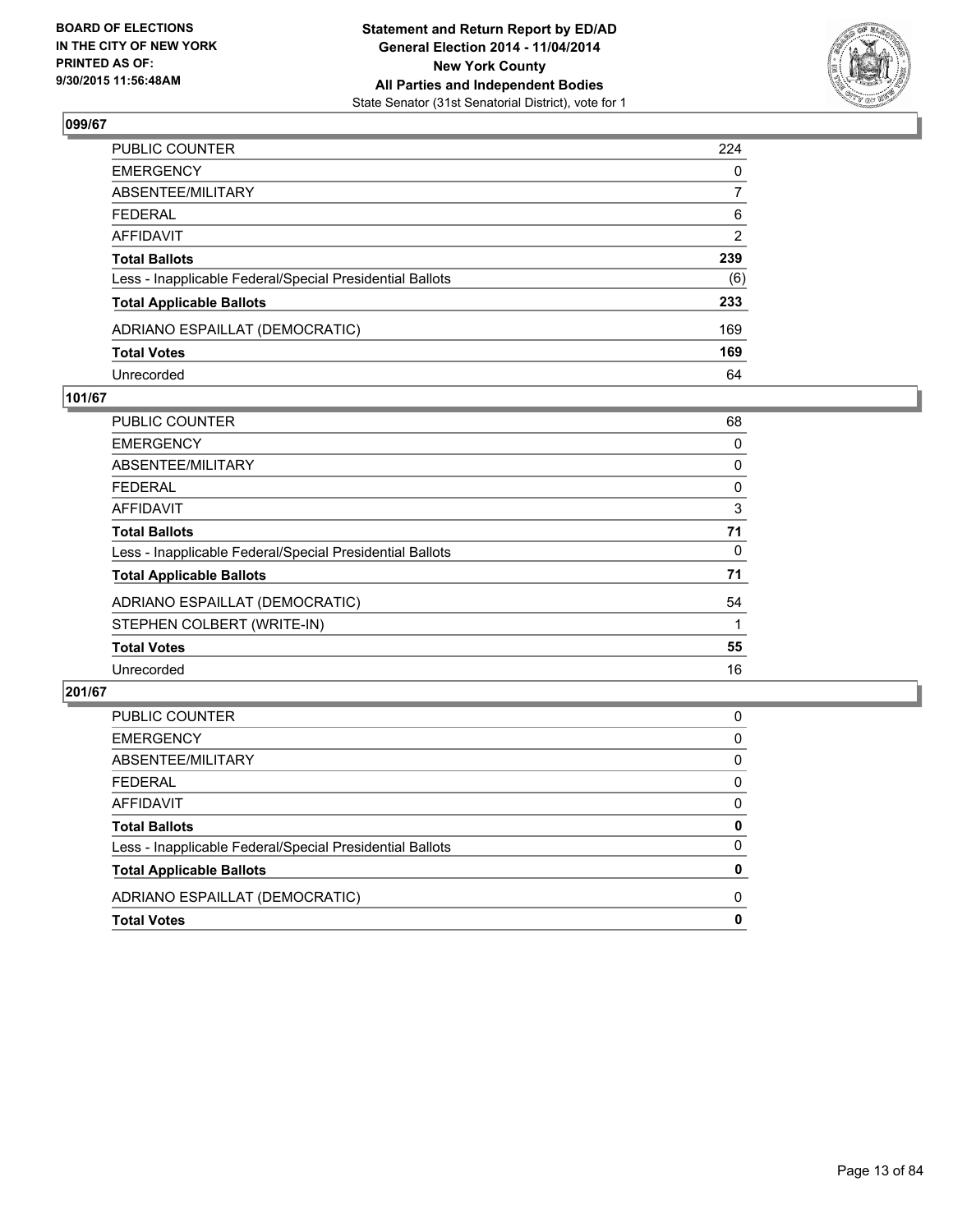## 099/67

| | |
|---|---|
| PUBLIC COUNTER | 224 |
| EMERGENCY | 0 |
| ABSENTEE/MILITARY | 7 |
| FEDERAL | 6 |
| AFFIDAVIT | 2 |
| **Total Ballots** | **239** |
| Less - Inapplicable Federal/Special Presidential Ballots | (6) |
| **Total Applicable Ballots** | **233** |
| ADRIANO ESPAILLAT (DEMOCRATIC) | 169 |
| **Total Votes** | **169** |
| Unrecorded | 64 |

## 101/67

| | |
|---|---|
| PUBLIC COUNTER | 68 |
| EMERGENCY | 0 |
| ABSENTEE/MILITARY | 0 |
| FEDERAL | 0 |
| AFFIDAVIT | 3 |
| **Total Ballots** | **71** |
| Less - Inapplicable Federal/Special Presidential Ballots | 0 |
| **Total Applicable Ballots** | **71** |
| ADRIANO ESPAILLAT (DEMOCRATIC) | 54 |
| STEPHEN COLBERT (WRITE-IN) | 1 |
| **Total Votes** | **55** |
| Unrecorded | 16 |

## 201/67

| | |
|---|---|
| PUBLIC COUNTER | 0 |
| EMERGENCY | 0 |
| ABSENTEE/MILITARY | 0 |
| FEDERAL | 0 |
| AFFIDAVIT | 0 |
| **Total Ballots** | **0** |
| Less - Inapplicable Federal/Special Presidential Ballots | 0 |
| **Total Applicable Ballots** | **0** |
| ADRIANO ESPAILLAT (DEMOCRATIC) | 0 |
| **Total Votes** | **0** |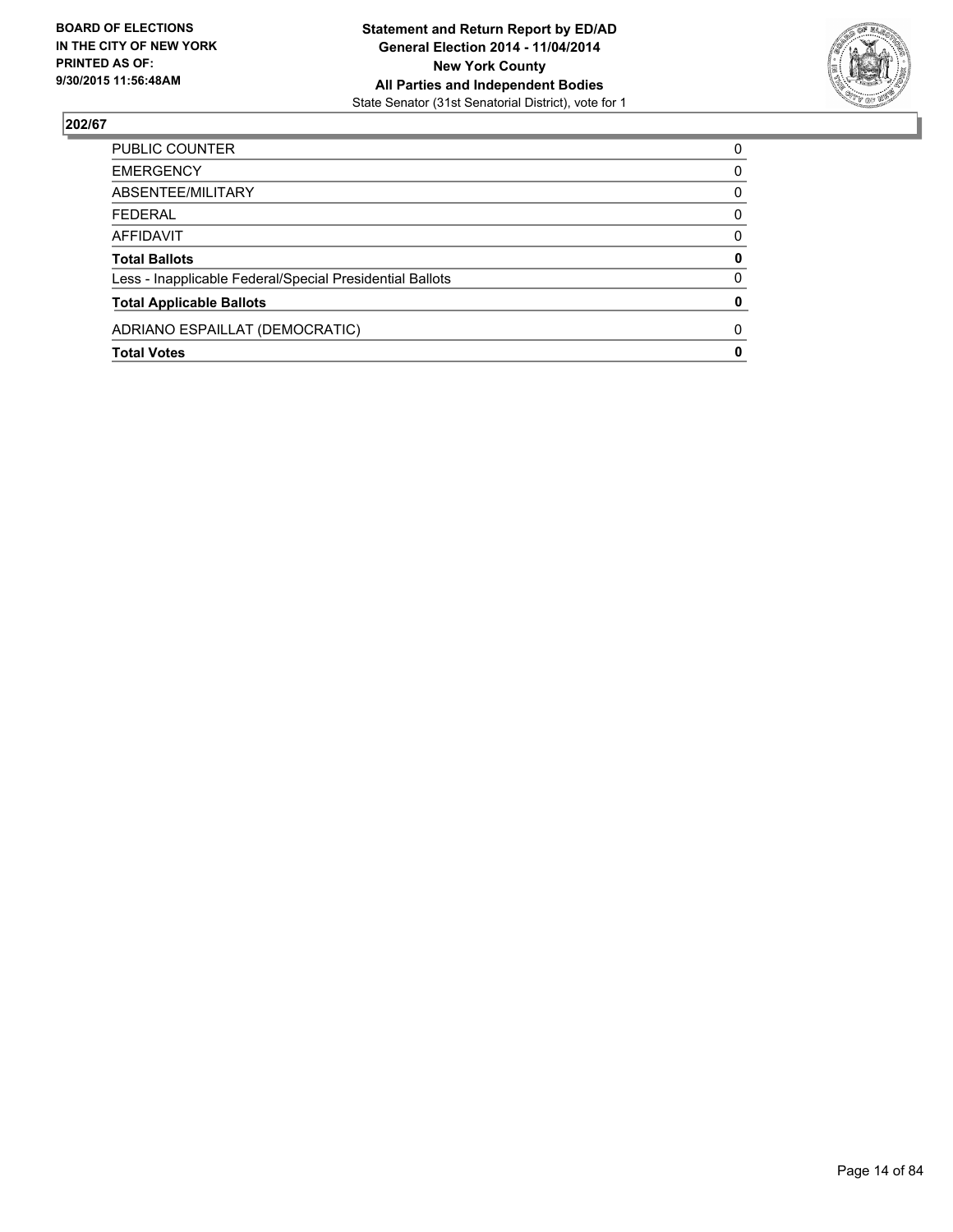**BOARD OF ELECTIONS IN THE CITY OF NEW YORK PRINTED AS OF: 9/30/2015 11:56:48AM**

**Statement and Return Report by ED/AD General Election 2014 - 11/04/2014 New York County All Parties and Independent Bodies**
State Senator (31st Senatorial District), vote for 1

## 202/67

| | |
|---|---|
| PUBLIC COUNTER | 0 |
| EMERGENCY | 0 |
| ABSENTEE/MILITARY | 0 |
| FEDERAL | 0 |
| AFFIDAVIT | 0 |
| **Total Ballots** | **0** |
| Less - Inapplicable Federal/Special Presidential Ballots | 0 |
| **Total Applicable Ballots** | **0** |
| ADRIANO ESPAILLAT (DEMOCRATIC) | 0 |
| **Total Votes** | **0** |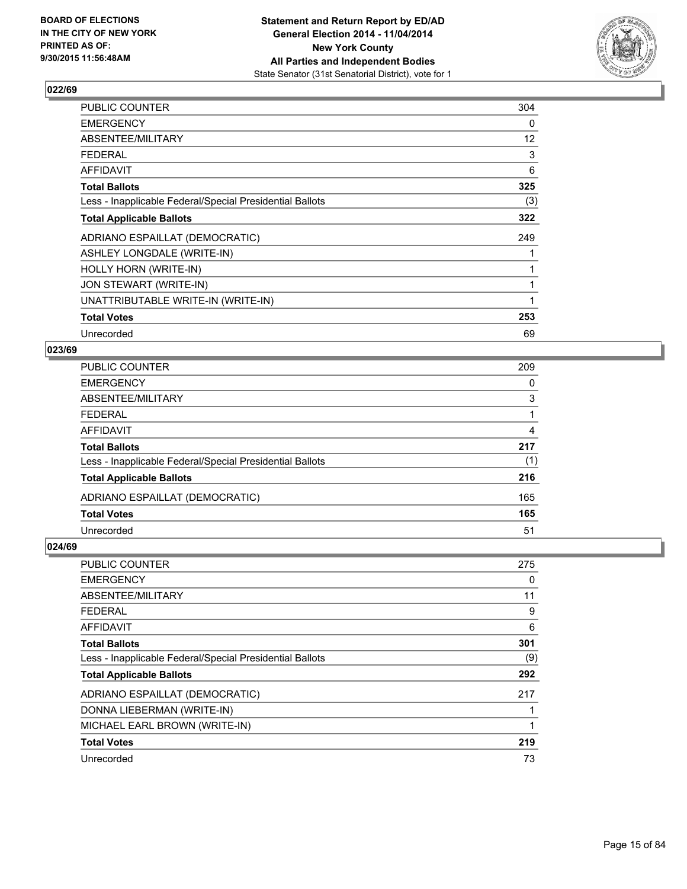**BOARD OF ELECTIONS IN THE CITY OF NEW YORK PRINTED AS OF: 9/30/2015 11:56:48AM**

**Statement and Return Report by ED/AD General Election 2014 - 11/04/2014 New York County All Parties and Independent Bodies**
State Senator (31st Senatorial District), vote for 1

### 022/69

| | |
|---|---|
| PUBLIC COUNTER | 304 |
| EMERGENCY | 0 |
| ABSENTEE/MILITARY | 12 |
| FEDERAL | 3 |
| AFFIDAVIT | 6 |
| **Total Ballots** | **325** |
| Less - Inapplicable Federal/Special Presidential Ballots | (3) |
| **Total Applicable Ballots** | **322** |
| ADRIANO ESPAILLAT (DEMOCRATIC) | 249 |
| ASHLEY LONGDALE (WRITE-IN) | 1 |
| HOLLY HORN (WRITE-IN) | 1 |
| JON STEWART (WRITE-IN) | 1 |
| UNATTRIBUTABLE WRITE-IN (WRITE-IN) | 1 |
| **Total Votes** | **253** |
| Unrecorded | 69 |

### 023/69

| | |
|---|---|
| PUBLIC COUNTER | 209 |
| EMERGENCY | 0 |
| ABSENTEE/MILITARY | 3 |
| FEDERAL | 1 |
| AFFIDAVIT | 4 |
| **Total Ballots** | **217** |
| Less - Inapplicable Federal/Special Presidential Ballots | (1) |
| **Total Applicable Ballots** | **216** |
| ADRIANO ESPAILLAT (DEMOCRATIC) | 165 |
| **Total Votes** | **165** |
| Unrecorded | 51 |

### 024/69

| | |
|---|---|
| PUBLIC COUNTER | 275 |
| EMERGENCY | 0 |
| ABSENTEE/MILITARY | 11 |
| FEDERAL | 9 |
| AFFIDAVIT | 6 |
| **Total Ballots** | **301** |
| Less - Inapplicable Federal/Special Presidential Ballots | (9) |
| **Total Applicable Ballots** | **292** |
| ADRIANO ESPAILLAT (DEMOCRATIC) | 217 |
| DONNA LIEBERMAN (WRITE-IN) | 1 |
| MICHAEL EARL BROWN (WRITE-IN) | 1 |
| **Total Votes** | **219** |
| Unrecorded | 73 |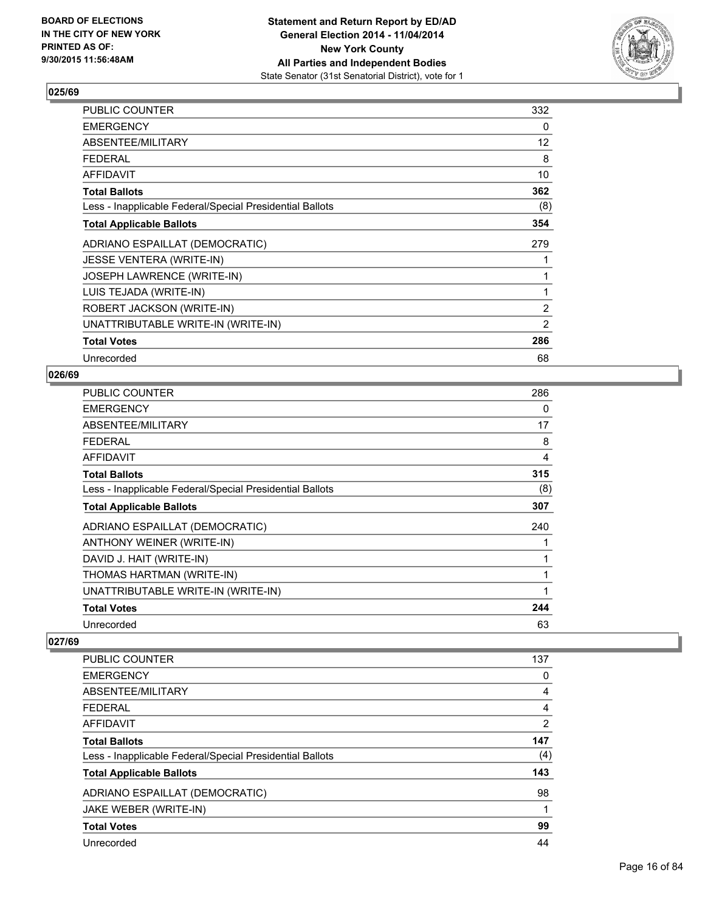**BOARD OF ELECTIONS IN THE CITY OF NEW YORK PRINTED AS OF: 9/30/2015 11:56:48AM**

**Statement and Return Report by ED/AD General Election 2014 - 11/04/2014 New York County All Parties and Independent Bodies**
State Senator (31st Senatorial District), vote for 1

### 025/69

| | |
|---|---|
| PUBLIC COUNTER | 332 |
| EMERGENCY | 0 |
| ABSENTEE/MILITARY | 12 |
| FEDERAL | 8 |
| AFFIDAVIT | 10 |
| **Total Ballots** | **362** |
| Less - Inapplicable Federal/Special Presidential Ballots | (8) |
| **Total Applicable Ballots** | **354** |
| ADRIANO ESPAILLAT (DEMOCRATIC) | 279 |
| JESSE VENTERA (WRITE-IN) | 1 |
| JOSEPH LAWRENCE (WRITE-IN) | 1 |
| LUIS TEJADA (WRITE-IN) | 1 |
| ROBERT JACKSON (WRITE-IN) | 2 |
| UNATTRIBUTABLE WRITE-IN (WRITE-IN) | 2 |
| **Total Votes** | **286** |
| Unrecorded | 68 |

### 026/69

| | |
|---|---|
| PUBLIC COUNTER | 286 |
| EMERGENCY | 0 |
| ABSENTEE/MILITARY | 17 |
| FEDERAL | 8 |
| AFFIDAVIT | 4 |
| **Total Ballots** | **315** |
| Less - Inapplicable Federal/Special Presidential Ballots | (8) |
| **Total Applicable Ballots** | **307** |
| ADRIANO ESPAILLAT (DEMOCRATIC) | 240 |
| ANTHONY WEINER (WRITE-IN) | 1 |
| DAVID J. HAIT (WRITE-IN) | 1 |
| THOMAS HARTMAN (WRITE-IN) | 1 |
| UNATTRIBUTABLE WRITE-IN (WRITE-IN) | 1 |
| **Total Votes** | **244** |
| Unrecorded | 63 |

### 027/69

| | |
|---|---|
| PUBLIC COUNTER | 137 |
| EMERGENCY | 0 |
| ABSENTEE/MILITARY | 4 |
| FEDERAL | 4 |
| AFFIDAVIT | 2 |
| **Total Ballots** | **147** |
| Less - Inapplicable Federal/Special Presidential Ballots | (4) |
| **Total Applicable Ballots** | **143** |
| ADRIANO ESPAILLAT (DEMOCRATIC) | 98 |
| JAKE WEBER (WRITE-IN) | 1 |
| **Total Votes** | **99** |
| Unrecorded | 44 |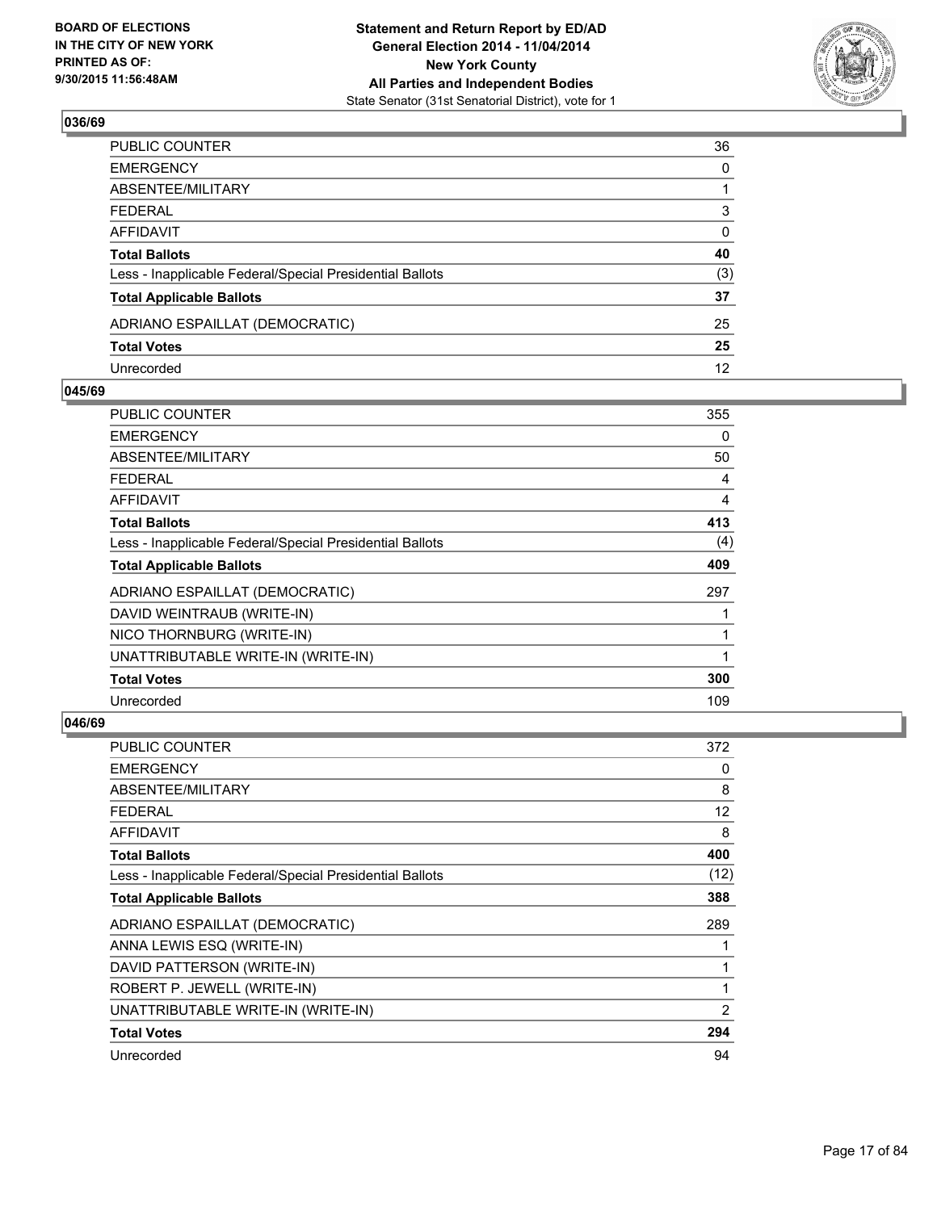BOARD OF ELECTIONS
IN THE CITY OF NEW YORK
PRINTED AS OF:
9/30/2015 11:56:48AM

**Statement and Return Report by ED/AD**
**General Election 2014 - 11/04/2014**
**New York County**
**All Parties and Independent Bodies**
State Senator (31st Senatorial District), vote for 1

### 036/69

| | |
|---|---|
| PUBLIC COUNTER | 36 |
| EMERGENCY | 0 |
| ABSENTEE/MILITARY | 1 |
| FEDERAL | 3 |
| AFFIDAVIT | 0 |
| **Total Ballots** | **40** |
| Less - Inapplicable Federal/Special Presidential Ballots | (3) |
| **Total Applicable Ballots** | **37** |
| ADRIANO ESPAILLAT (DEMOCRATIC) | 25 |
| **Total Votes** | **25** |
| Unrecorded | 12 |

### 045/69

| | |
|---|---|
| PUBLIC COUNTER | 355 |
| EMERGENCY | 0 |
| ABSENTEE/MILITARY | 50 |
| FEDERAL | 4 |
| AFFIDAVIT | 4 |
| **Total Ballots** | **413** |
| Less - Inapplicable Federal/Special Presidential Ballots | (4) |
| **Total Applicable Ballots** | **409** |
| ADRIANO ESPAILLAT (DEMOCRATIC) | 297 |
| DAVID WEINTRAUB (WRITE-IN) | 1 |
| NICO THORNBURG (WRITE-IN) | 1 |
| UNATTRIBUTABLE WRITE-IN (WRITE-IN) | 1 |
| **Total Votes** | **300** |
| Unrecorded | 109 |

### 046/69

| | |
|---|---|
| PUBLIC COUNTER | 372 |
| EMERGENCY | 0 |
| ABSENTEE/MILITARY | 8 |
| FEDERAL | 12 |
| AFFIDAVIT | 8 |
| **Total Ballots** | **400** |
| Less - Inapplicable Federal/Special Presidential Ballots | (12) |
| **Total Applicable Ballots** | **388** |
| ADRIANO ESPAILLAT (DEMOCRATIC) | 289 |
| ANNA LEWIS ESQ (WRITE-IN) | 1 |
| DAVID PATTERSON (WRITE-IN) | 1 |
| ROBERT P. JEWELL (WRITE-IN) | 1 |
| UNATTRIBUTABLE WRITE-IN (WRITE-IN) | 2 |
| **Total Votes** | **294** |
| Unrecorded | 94 |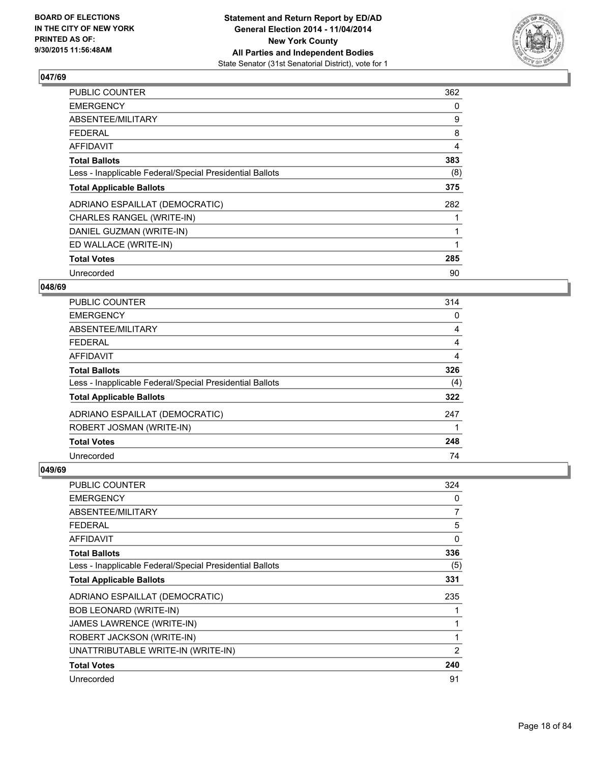**BOARD OF ELECTIONS IN THE CITY OF NEW YORK PRINTED AS OF: 9/30/2015 11:56:48AM**

**Statement and Return Report by ED/AD General Election 2014 - 11/04/2014 New York County All Parties and Independent Bodies**
State Senator (31st Senatorial District), vote for 1

## 047/69

| | |
|---|---|
| PUBLIC COUNTER | 362 |
| EMERGENCY | 0 |
| ABSENTEE/MILITARY | 9 |
| FEDERAL | 8 |
| AFFIDAVIT | 4 |
| **Total Ballots** | **383** |
| Less - Inapplicable Federal/Special Presidential Ballots | (8) |
| **Total Applicable Ballots** | **375** |
| ADRIANO ESPAILLAT (DEMOCRATIC) | 282 |
| CHARLES RANGEL (WRITE-IN) | 1 |
| DANIEL GUZMAN (WRITE-IN) | 1 |
| ED WALLACE (WRITE-IN) | 1 |
| **Total Votes** | **285** |
| Unrecorded | 90 |

## 048/69

| | |
|---|---|
| PUBLIC COUNTER | 314 |
| EMERGENCY | 0 |
| ABSENTEE/MILITARY | 4 |
| FEDERAL | 4 |
| AFFIDAVIT | 4 |
| **Total Ballots** | **326** |
| Less - Inapplicable Federal/Special Presidential Ballots | (4) |
| **Total Applicable Ballots** | **322** |
| ADRIANO ESPAILLAT (DEMOCRATIC) | 247 |
| ROBERT JOSMAN (WRITE-IN) | 1 |
| **Total Votes** | **248** |
| Unrecorded | 74 |

## 049/69

| | |
|---|---|
| PUBLIC COUNTER | 324 |
| EMERGENCY | 0 |
| ABSENTEE/MILITARY | 7 |
| FEDERAL | 5 |
| AFFIDAVIT | 0 |
| **Total Ballots** | **336** |
| Less - Inapplicable Federal/Special Presidential Ballots | (5) |
| **Total Applicable Ballots** | **331** |
| ADRIANO ESPAILLAT (DEMOCRATIC) | 235 |
| BOB LEONARD (WRITE-IN) | 1 |
| JAMES LAWRENCE (WRITE-IN) | 1 |
| ROBERT JACKSON (WRITE-IN) | 1 |
| UNATTRIBUTABLE WRITE-IN (WRITE-IN) | 2 |
| **Total Votes** | **240** |
| Unrecorded | 91 |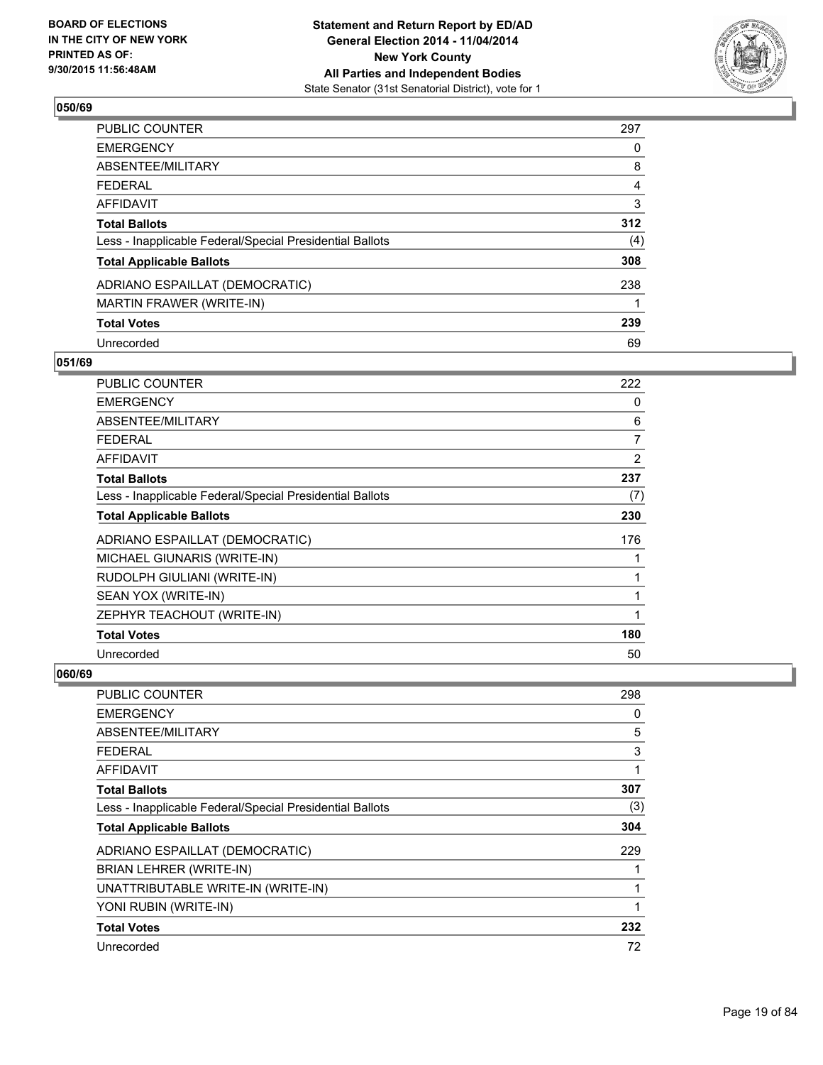**BOARD OF ELECTIONS IN THE CITY OF NEW YORK PRINTED AS OF: 9/30/2015 11:56:48AM**

**Statement and Return Report by ED/AD General Election 2014 - 11/04/2014 New York County All Parties and Independent Bodies**
State Senator (31st Senatorial District), vote for 1

### 050/69

| | |
|---|---|
| PUBLIC COUNTER | 297 |
| EMERGENCY | 0 |
| ABSENTEE/MILITARY | 8 |
| FEDERAL | 4 |
| AFFIDAVIT | 3 |
| **Total Ballots** | **312** |
| Less - Inapplicable Federal/Special Presidential Ballots | (4) |
| **Total Applicable Ballots** | **308** |
| ADRIANO ESPAILLAT (DEMOCRATIC) | 238 |
| MARTIN FRAWER (WRITE-IN) | 1 |
| **Total Votes** | **239** |
| Unrecorded | 69 |

### 051/69

| | |
|---|---|
| PUBLIC COUNTER | 222 |
| EMERGENCY | 0 |
| ABSENTEE/MILITARY | 6 |
| FEDERAL | 7 |
| AFFIDAVIT | 2 |
| **Total Ballots** | **237** |
| Less - Inapplicable Federal/Special Presidential Ballots | (7) |
| **Total Applicable Ballots** | **230** |
| ADRIANO ESPAILLAT (DEMOCRATIC) | 176 |
| MICHAEL GIUNARIS (WRITE-IN) | 1 |
| RUDOLPH GIULIANI (WRITE-IN) | 1 |
| SEAN YOX (WRITE-IN) | 1 |
| ZEPHYR TEACHOUT (WRITE-IN) | 1 |
| **Total Votes** | **180** |
| Unrecorded | 50 |

### 060/69

| | |
|---|---|
| PUBLIC COUNTER | 298 |
| EMERGENCY | 0 |
| ABSENTEE/MILITARY | 5 |
| FEDERAL | 3 |
| AFFIDAVIT | 1 |
| **Total Ballots** | **307** |
| Less - Inapplicable Federal/Special Presidential Ballots | (3) |
| **Total Applicable Ballots** | **304** |
| ADRIANO ESPAILLAT (DEMOCRATIC) | 229 |
| BRIAN LEHRER (WRITE-IN) | 1 |
| UNATTRIBUTABLE WRITE-IN (WRITE-IN) | 1 |
| YONI RUBIN (WRITE-IN) | 1 |
| **Total Votes** | **232** |
| Unrecorded | 72 |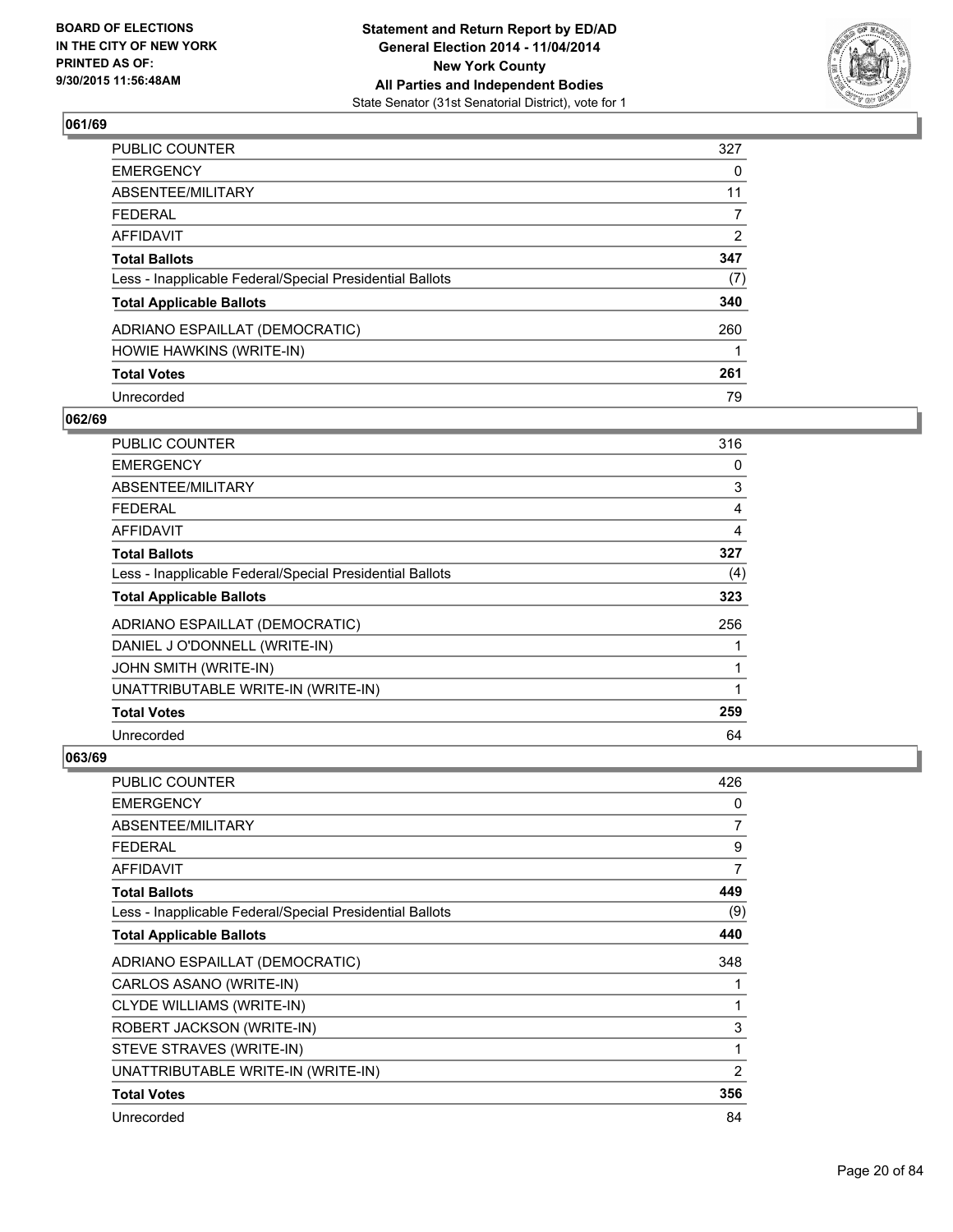### 061/69

| | |
|---|---|
| PUBLIC COUNTER | 327 |
| EMERGENCY | 0 |
| ABSENTEE/MILITARY | 11 |
| FEDERAL | 7 |
| AFFIDAVIT | 2 |
| **Total Ballots** | **347** |
| Less - Inapplicable Federal/Special Presidential Ballots | (7) |
| **Total Applicable Ballots** | **340** |
| ADRIANO ESPAILLAT (DEMOCRATIC) | 260 |
| HOWIE HAWKINS (WRITE-IN) | 1 |
| **Total Votes** | **261** |
| Unrecorded | 79 |

### 062/69

| | |
|---|---|
| PUBLIC COUNTER | 316 |
| EMERGENCY | 0 |
| ABSENTEE/MILITARY | 3 |
| FEDERAL | 4 |
| AFFIDAVIT | 4 |
| **Total Ballots** | **327** |
| Less - Inapplicable Federal/Special Presidential Ballots | (4) |
| **Total Applicable Ballots** | **323** |
| ADRIANO ESPAILLAT (DEMOCRATIC) | 256 |
| DANIEL J O'DONNELL (WRITE-IN) | 1 |
| JOHN SMITH (WRITE-IN) | 1 |
| UNATTRIBUTABLE WRITE-IN (WRITE-IN) | 1 |
| **Total Votes** | **259** |
| Unrecorded | 64 |

### 063/69

| | |
|---|---|
| PUBLIC COUNTER | 426 |
| EMERGENCY | 0 |
| ABSENTEE/MILITARY | 7 |
| FEDERAL | 9 |
| AFFIDAVIT | 7 |
| **Total Ballots** | **449** |
| Less - Inapplicable Federal/Special Presidential Ballots | (9) |
| **Total Applicable Ballots** | **440** |
| ADRIANO ESPAILLAT (DEMOCRATIC) | 348 |
| CARLOS ASANO (WRITE-IN) | 1 |
| CLYDE WILLIAMS (WRITE-IN) | 1 |
| ROBERT JACKSON (WRITE-IN) | 3 |
| STEVE STRAVES (WRITE-IN) | 1 |
| UNATTRIBUTABLE WRITE-IN (WRITE-IN) | 2 |
| **Total Votes** | **356** |
| Unrecorded | 84 |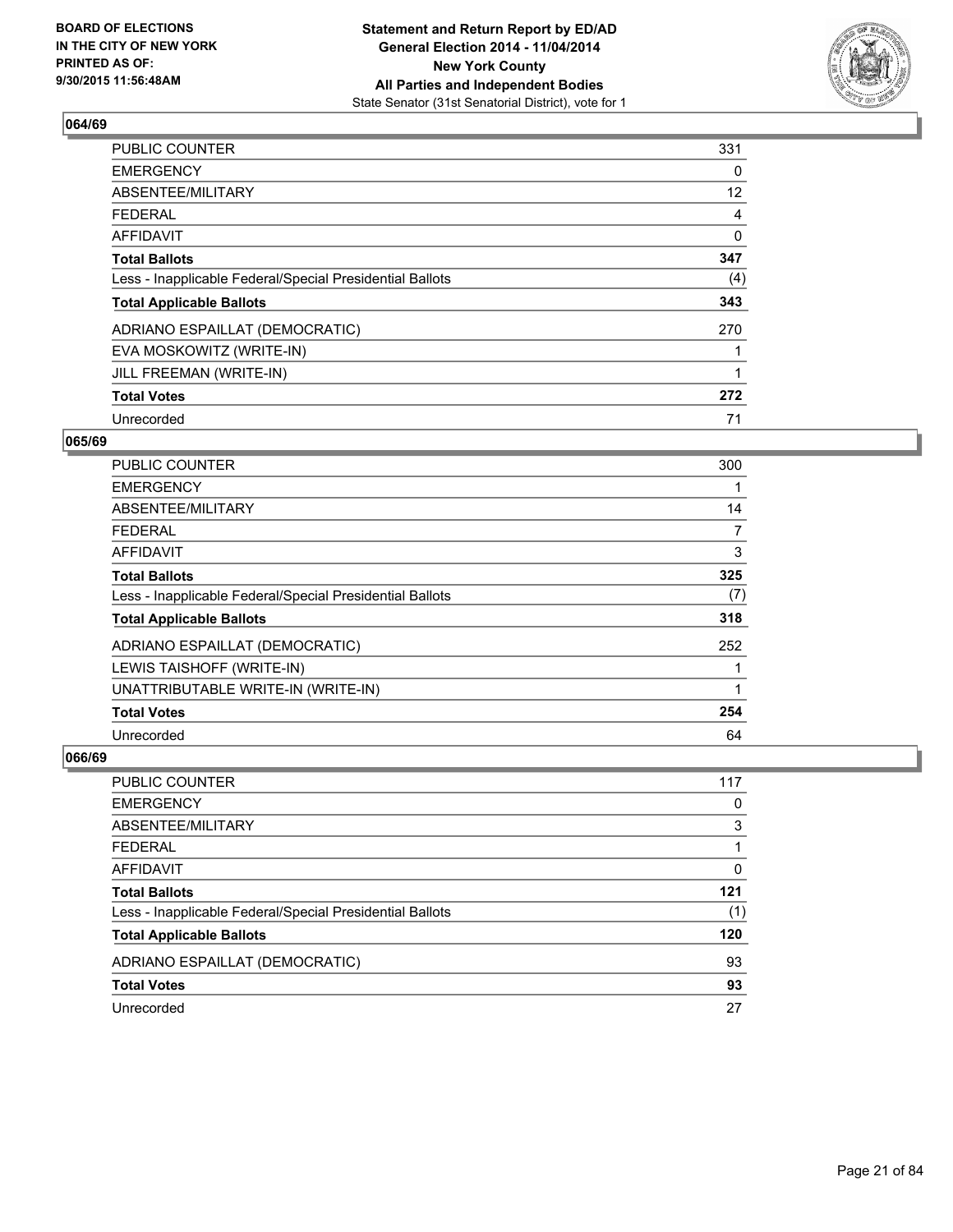**BOARD OF ELECTIONS IN THE CITY OF NEW YORK PRINTED AS OF: 9/30/2015 11:56:48AM**

**Statement and Return Report by ED/AD General Election 2014 - 11/04/2014 New York County All Parties and Independent Bodies**
State Senator (31st Senatorial District), vote for 1

### 064/69

| | |
|---|---|
| PUBLIC COUNTER | 331 |
| EMERGENCY | 0 |
| ABSENTEE/MILITARY | 12 |
| FEDERAL | 4 |
| AFFIDAVIT | 0 |
| **Total Ballots** | **347** |
| Less - Inapplicable Federal/Special Presidential Ballots | (4) |
| **Total Applicable Ballots** | **343** |
| ADRIANO ESPAILLAT (DEMOCRATIC) | 270 |
| EVA MOSKOWITZ (WRITE-IN) | 1 |
| JILL FREEMAN (WRITE-IN) | 1 |
| **Total Votes** | **272** |
| Unrecorded | 71 |

### 065/69

| | |
|---|---|
| PUBLIC COUNTER | 300 |
| EMERGENCY | 1 |
| ABSENTEE/MILITARY | 14 |
| FEDERAL | 7 |
| AFFIDAVIT | 3 |
| **Total Ballots** | **325** |
| Less - Inapplicable Federal/Special Presidential Ballots | (7) |
| **Total Applicable Ballots** | **318** |
| ADRIANO ESPAILLAT (DEMOCRATIC) | 252 |
| LEWIS TAISHOFF (WRITE-IN) | 1 |
| UNATTRIBUTABLE WRITE-IN (WRITE-IN) | 1 |
| **Total Votes** | **254** |
| Unrecorded | 64 |

### 066/69

| | |
|---|---|
| PUBLIC COUNTER | 117 |
| EMERGENCY | 0 |
| ABSENTEE/MILITARY | 3 |
| FEDERAL | 1 |
| AFFIDAVIT | 0 |
| **Total Ballots** | **121** |
| Less - Inapplicable Federal/Special Presidential Ballots | (1) |
| **Total Applicable Ballots** | **120** |
| ADRIANO ESPAILLAT (DEMOCRATIC) | 93 |
| **Total Votes** | **93** |
| Unrecorded | 27 |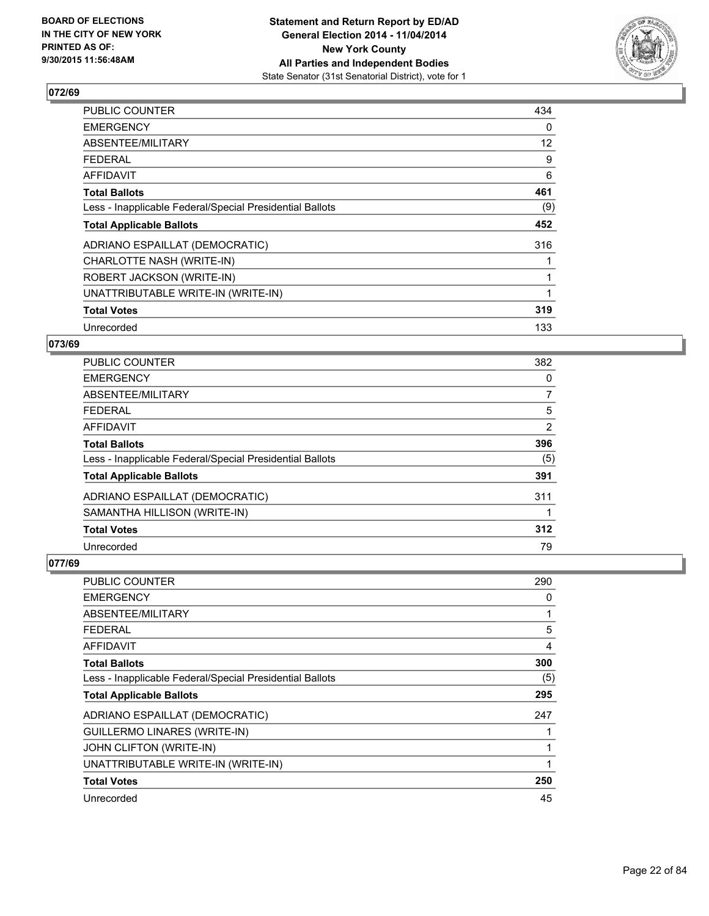**BOARD OF ELECTIONS IN THE CITY OF NEW YORK PRINTED AS OF: 9/30/2015 11:56:48AM**

**Statement and Return Report by ED/AD General Election 2014 - 11/04/2014 New York County All Parties and Independent Bodies**
State Senator (31st Senatorial District), vote for 1

## 072/69

| | |
|---|---|
| PUBLIC COUNTER | 434 |
| EMERGENCY | 0 |
| ABSENTEE/MILITARY | 12 |
| FEDERAL | 9 |
| AFFIDAVIT | 6 |
| **Total Ballots** | **461** |
| Less - Inapplicable Federal/Special Presidential Ballots | (9) |
| **Total Applicable Ballots** | **452** |
| ADRIANO ESPAILLAT (DEMOCRATIC) | 316 |
| CHARLOTTE NASH (WRITE-IN) | 1 |
| ROBERT JACKSON (WRITE-IN) | 1 |
| UNATTRIBUTABLE WRITE-IN (WRITE-IN) | 1 |
| **Total Votes** | **319** |
| Unrecorded | 133 |

## 073/69

| | |
|---|---|
| PUBLIC COUNTER | 382 |
| EMERGENCY | 0 |
| ABSENTEE/MILITARY | 7 |
| FEDERAL | 5 |
| AFFIDAVIT | 2 |
| **Total Ballots** | **396** |
| Less - Inapplicable Federal/Special Presidential Ballots | (5) |
| **Total Applicable Ballots** | **391** |
| ADRIANO ESPAILLAT (DEMOCRATIC) | 311 |
| SAMANTHA HILLISON (WRITE-IN) | 1 |
| **Total Votes** | **312** |
| Unrecorded | 79 |

## 077/69

| | |
|---|---|
| PUBLIC COUNTER | 290 |
| EMERGENCY | 0 |
| ABSENTEE/MILITARY | 1 |
| FEDERAL | 5 |
| AFFIDAVIT | 4 |
| **Total Ballots** | **300** |
| Less - Inapplicable Federal/Special Presidential Ballots | (5) |
| **Total Applicable Ballots** | **295** |
| ADRIANO ESPAILLAT (DEMOCRATIC) | 247 |
| GUILLERMO LINARES (WRITE-IN) | 1 |
| JOHN CLIFTON (WRITE-IN) | 1 |
| UNATTRIBUTABLE WRITE-IN (WRITE-IN) | 1 |
| **Total Votes** | **250** |
| Unrecorded | 45 |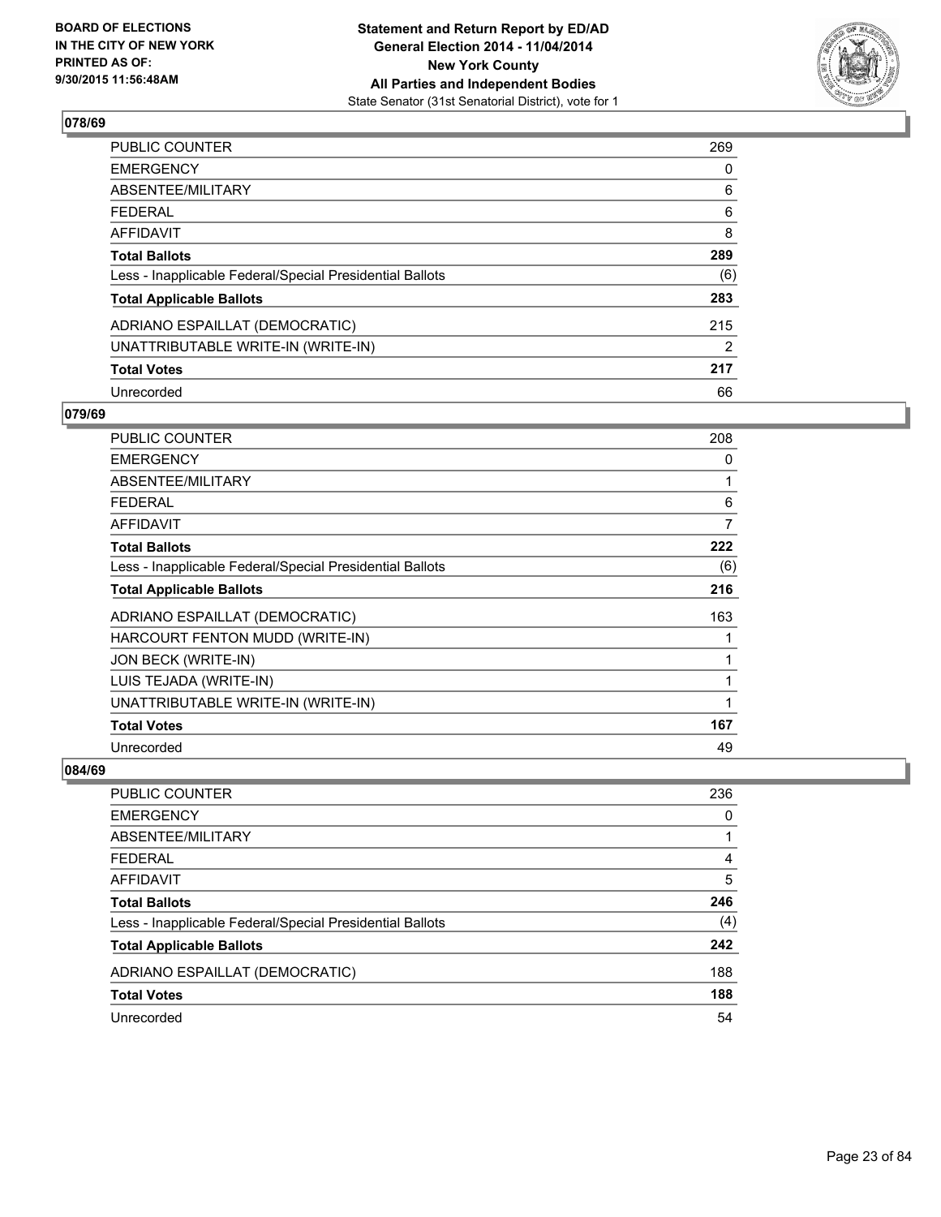**BOARD OF ELECTIONS IN THE CITY OF NEW YORK PRINTED AS OF: 9/30/2015 11:56:48AM**

**Statement and Return Report by ED/AD General Election 2014 - 11/04/2014 New York County All Parties and Independent Bodies**
State Senator (31st Senatorial District), vote for 1

### 078/69

| | |
|---|---|
| PUBLIC COUNTER | 269 |
| EMERGENCY | 0 |
| ABSENTEE/MILITARY | 6 |
| FEDERAL | 6 |
| AFFIDAVIT | 8 |
| **Total Ballots** | **289** |
| Less - Inapplicable Federal/Special Presidential Ballots | (6) |
| **Total Applicable Ballots** | **283** |
| ADRIANO ESPAILLAT (DEMOCRATIC) | 215 |
| UNATTRIBUTABLE WRITE-IN (WRITE-IN) | 2 |
| **Total Votes** | **217** |
| Unrecorded | 66 |

### 079/69

| | |
|---|---|
| PUBLIC COUNTER | 208 |
| EMERGENCY | 0 |
| ABSENTEE/MILITARY | 1 |
| FEDERAL | 6 |
| AFFIDAVIT | 7 |
| **Total Ballots** | **222** |
| Less - Inapplicable Federal/Special Presidential Ballots | (6) |
| **Total Applicable Ballots** | **216** |
| ADRIANO ESPAILLAT (DEMOCRATIC) | 163 |
| HARCOURT FENTON MUDD (WRITE-IN) | 1 |
| JON BECK (WRITE-IN) | 1 |
| LUIS TEJADA (WRITE-IN) | 1 |
| UNATTRIBUTABLE WRITE-IN (WRITE-IN) | 1 |
| **Total Votes** | **167** |
| Unrecorded | 49 |

### 084/69

| | |
|---|---|
| PUBLIC COUNTER | 236 |
| EMERGENCY | 0 |
| ABSENTEE/MILITARY | 1 |
| FEDERAL | 4 |
| AFFIDAVIT | 5 |
| **Total Ballots** | **246** |
| Less - Inapplicable Federal/Special Presidential Ballots | (4) |
| **Total Applicable Ballots** | **242** |
| ADRIANO ESPAILLAT (DEMOCRATIC) | 188 |
| **Total Votes** | **188** |
| Unrecorded | 54 |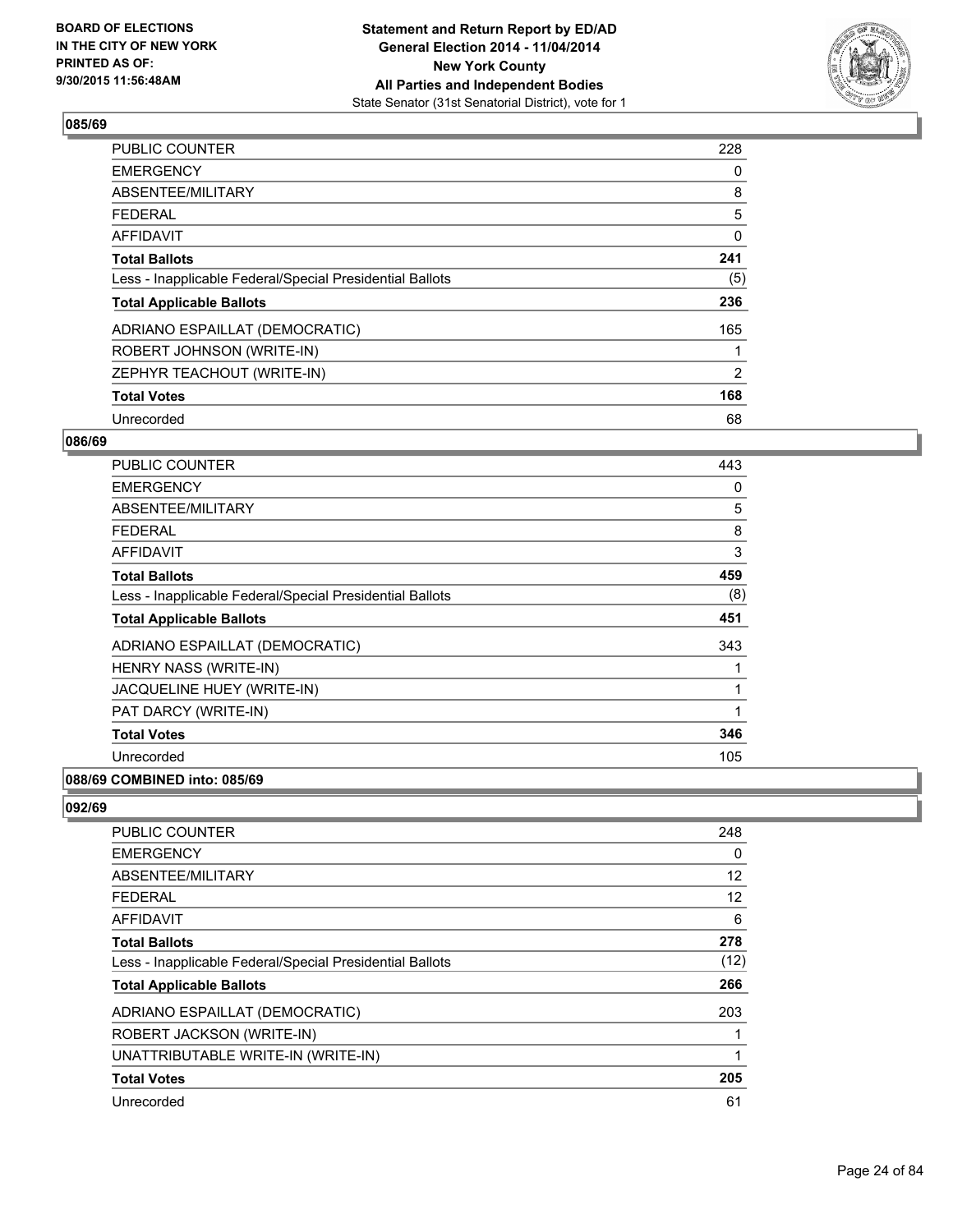**BOARD OF ELECTIONS IN THE CITY OF NEW YORK PRINTED AS OF: 9/30/2015 11:56:48AM**

**Statement and Return Report by ED/AD General Election 2014 - 11/04/2014 New York County All Parties and Independent Bodies**
State Senator (31st Senatorial District), vote for 1

### 085/69

| | |
|---|---|
| PUBLIC COUNTER | 228 |
| EMERGENCY | 0 |
| ABSENTEE/MILITARY | 8 |
| FEDERAL | 5 |
| AFFIDAVIT | 0 |
| **Total Ballots** | **241** |
| Less - Inapplicable Federal/Special Presidential Ballots | (5) |
| **Total Applicable Ballots** | **236** |
| ADRIANO ESPAILLAT (DEMOCRATIC) | 165 |
| ROBERT JOHNSON (WRITE-IN) | 1 |
| ZEPHYR TEACHOUT (WRITE-IN) | 2 |
| **Total Votes** | **168** |
| Unrecorded | 68 |

### 086/69

| | |
|---|---|
| PUBLIC COUNTER | 443 |
| EMERGENCY | 0 |
| ABSENTEE/MILITARY | 5 |
| FEDERAL | 8 |
| AFFIDAVIT | 3 |
| **Total Ballots** | **459** |
| Less - Inapplicable Federal/Special Presidential Ballots | (8) |
| **Total Applicable Ballots** | **451** |
| ADRIANO ESPAILLAT (DEMOCRATIC) | 343 |
| HENRY NASS (WRITE-IN) | 1 |
| JACQUELINE HUEY (WRITE-IN) | 1 |
| PAT DARCY (WRITE-IN) | 1 |
| **Total Votes** | **346** |
| Unrecorded | 105 |

### 088/69 COMBINED into: 085/69

### 092/69

| | |
|---|---|
| PUBLIC COUNTER | 248 |
| EMERGENCY | 0 |
| ABSENTEE/MILITARY | 12 |
| FEDERAL | 12 |
| AFFIDAVIT | 6 |
| **Total Ballots** | **278** |
| Less - Inapplicable Federal/Special Presidential Ballots | (12) |
| **Total Applicable Ballots** | **266** |
| ADRIANO ESPAILLAT (DEMOCRATIC) | 203 |
| ROBERT JACKSON (WRITE-IN) | 1 |
| UNATTRIBUTABLE WRITE-IN (WRITE-IN) | 1 |
| **Total Votes** | **205** |
| Unrecorded | 61 |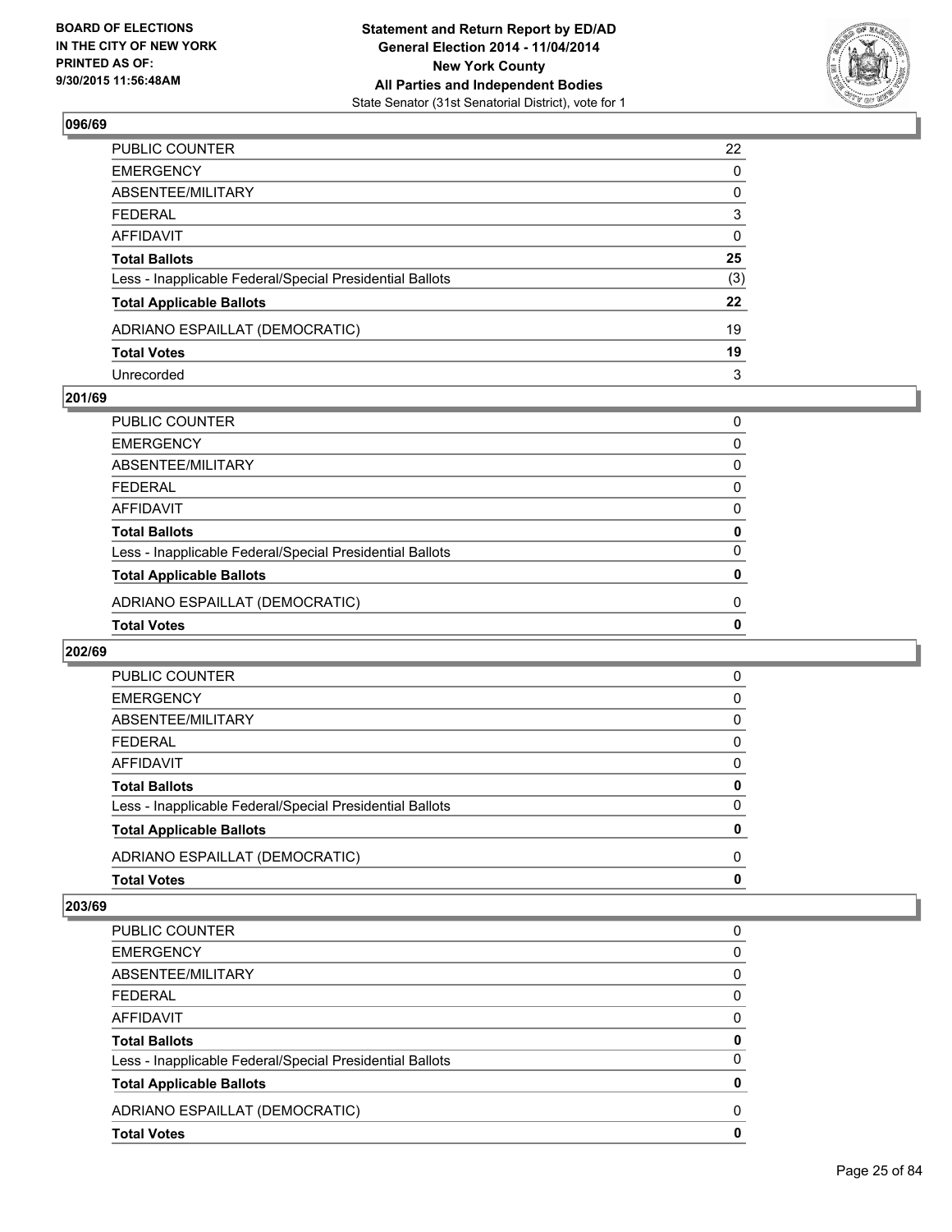**096/69**

| | |
|---|---|
| PUBLIC COUNTER | 22 |
| EMERGENCY | 0 |
| ABSENTEE/MILITARY | 0 |
| FEDERAL | 3 |
| AFFIDAVIT | 0 |
| **Total Ballots** | **25** |
| Less - Inapplicable Federal/Special Presidential Ballots | (3) |
| **Total Applicable Ballots** | **22** |
| ADRIANO ESPAILLAT (DEMOCRATIC) | 19 |
| **Total Votes** | **19** |
| Unrecorded | 3 |

**201/69**

| | |
|---|---|
| PUBLIC COUNTER | 0 |
| EMERGENCY | 0 |
| ABSENTEE/MILITARY | 0 |
| FEDERAL | 0 |
| AFFIDAVIT | 0 |
| **Total Ballots** | **0** |
| Less - Inapplicable Federal/Special Presidential Ballots | 0 |
| **Total Applicable Ballots** | **0** |
| ADRIANO ESPAILLAT (DEMOCRATIC) | 0 |
| **Total Votes** | **0** |

**202/69**

| | |
|---|---|
| PUBLIC COUNTER | 0 |
| EMERGENCY | 0 |
| ABSENTEE/MILITARY | 0 |
| FEDERAL | 0 |
| AFFIDAVIT | 0 |
| **Total Ballots** | **0** |
| Less - Inapplicable Federal/Special Presidential Ballots | 0 |
| **Total Applicable Ballots** | **0** |
| ADRIANO ESPAILLAT (DEMOCRATIC) | 0 |
| **Total Votes** | **0** |

**203/69**

| | |
|---|---|
| PUBLIC COUNTER | 0 |
| EMERGENCY | 0 |
| ABSENTEE/MILITARY | 0 |
| FEDERAL | 0 |
| AFFIDAVIT | 0 |
| **Total Ballots** | **0** |
| Less - Inapplicable Federal/Special Presidential Ballots | 0 |
| **Total Applicable Ballots** | **0** |
| ADRIANO ESPAILLAT (DEMOCRATIC) | 0 |
| **Total Votes** | **0** |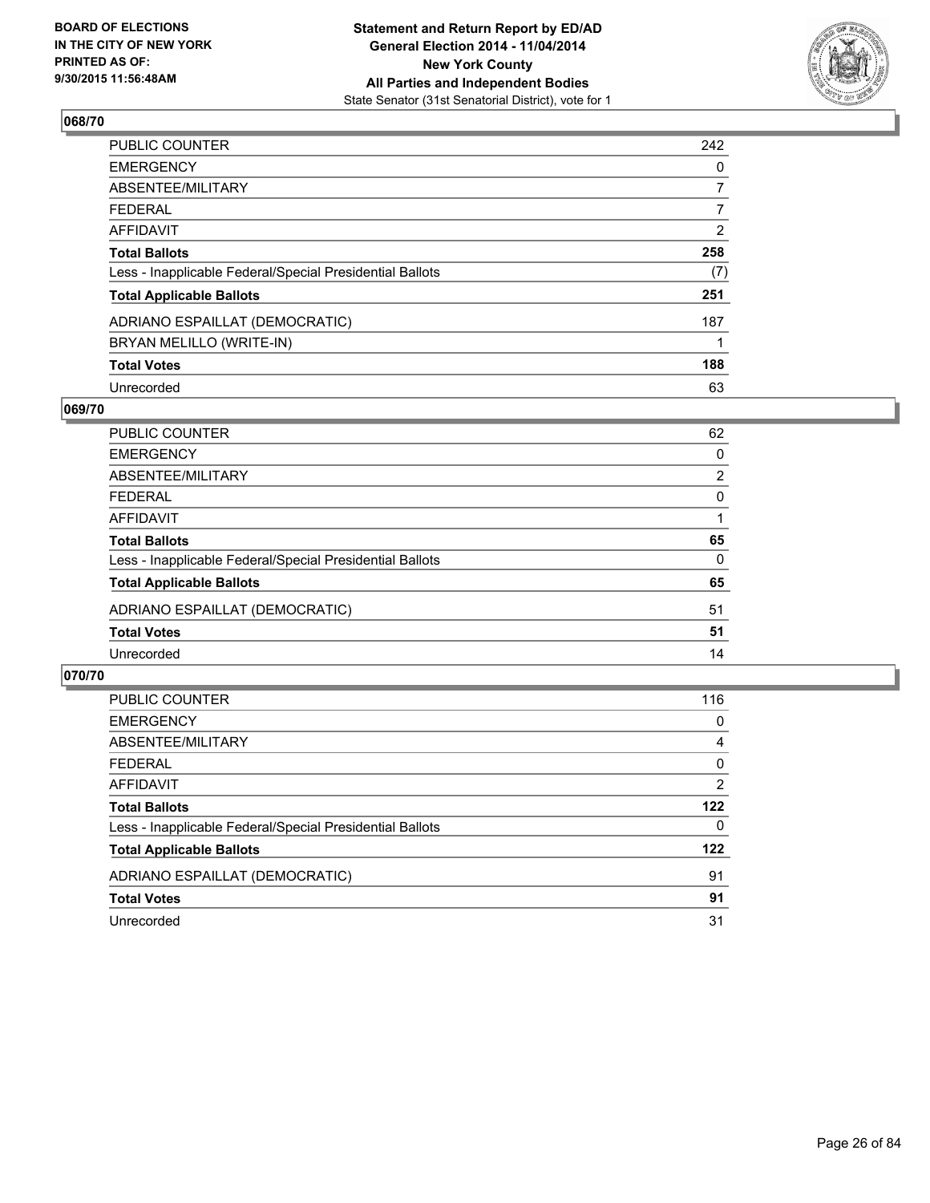**BOARD OF ELECTIONS IN THE CITY OF NEW YORK PRINTED AS OF: 9/30/2015 11:56:48AM**

**Statement and Return Report by ED/AD General Election 2014 - 11/04/2014 New York County All Parties and Independent Bodies**
State Senator (31st Senatorial District), vote for 1

### 068/70

| | |
|---|---|
| PUBLIC COUNTER | 242 |
| EMERGENCY | 0 |
| ABSENTEE/MILITARY | 7 |
| FEDERAL | 7 |
| AFFIDAVIT | 2 |
| **Total Ballots** | **258** |
| Less - Inapplicable Federal/Special Presidential Ballots | (7) |
| **Total Applicable Ballots** | **251** |
| ADRIANO ESPAILLAT (DEMOCRATIC) | 187 |
| BRYAN MELILLO (WRITE-IN) | 1 |
| **Total Votes** | **188** |
| Unrecorded | 63 |

### 069/70

| | |
|---|---|
| PUBLIC COUNTER | 62 |
| EMERGENCY | 0 |
| ABSENTEE/MILITARY | 2 |
| FEDERAL | 0 |
| AFFIDAVIT | 1 |
| **Total Ballots** | **65** |
| Less - Inapplicable Federal/Special Presidential Ballots | 0 |
| **Total Applicable Ballots** | **65** |
| ADRIANO ESPAILLAT (DEMOCRATIC) | 51 |
| **Total Votes** | **51** |
| Unrecorded | 14 |

### 070/70

| | |
|---|---|
| PUBLIC COUNTER | 116 |
| EMERGENCY | 0 |
| ABSENTEE/MILITARY | 4 |
| FEDERAL | 0 |
| AFFIDAVIT | 2 |
| **Total Ballots** | **122** |
| Less - Inapplicable Federal/Special Presidential Ballots | 0 |
| **Total Applicable Ballots** | **122** |
| ADRIANO ESPAILLAT (DEMOCRATIC) | 91 |
| **Total Votes** | **91** |
| Unrecorded | 31 |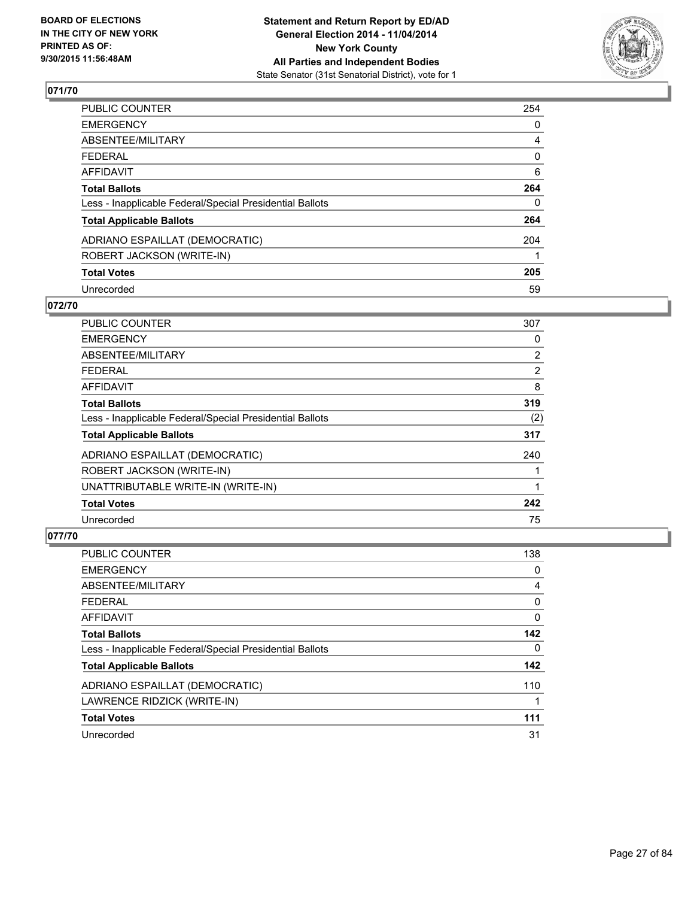**BOARD OF ELECTIONS IN THE CITY OF NEW YORK PRINTED AS OF: 9/30/2015 11:56:48AM**

**Statement and Return Report by ED/AD General Election 2014 - 11/04/2014 New York County All Parties and Independent Bodies**
State Senator (31st Senatorial District), vote for 1

## 071/70

| | |
|---|---|
| PUBLIC COUNTER | 254 |
| EMERGENCY | 0 |
| ABSENTEE/MILITARY | 4 |
| FEDERAL | 0 |
| AFFIDAVIT | 6 |
| **Total Ballots** | **264** |
| Less - Inapplicable Federal/Special Presidential Ballots | 0 |
| **Total Applicable Ballots** | **264** |
| ADRIANO ESPAILLAT (DEMOCRATIC) | 204 |
| ROBERT JACKSON (WRITE-IN) | 1 |
| **Total Votes** | **205** |
| Unrecorded | 59 |

## 072/70

| | |
|---|---|
| PUBLIC COUNTER | 307 |
| EMERGENCY | 0 |
| ABSENTEE/MILITARY | 2 |
| FEDERAL | 2 |
| AFFIDAVIT | 8 |
| **Total Ballots** | **319** |
| Less - Inapplicable Federal/Special Presidential Ballots | (2) |
| **Total Applicable Ballots** | **317** |
| ADRIANO ESPAILLAT (DEMOCRATIC) | 240 |
| ROBERT JACKSON (WRITE-IN) | 1 |
| UNATTRIBUTABLE WRITE-IN (WRITE-IN) | 1 |
| **Total Votes** | **242** |
| Unrecorded | 75 |

## 077/70

| | |
|---|---|
| PUBLIC COUNTER | 138 |
| EMERGENCY | 0 |
| ABSENTEE/MILITARY | 4 |
| FEDERAL | 0 |
| AFFIDAVIT | 0 |
| **Total Ballots** | **142** |
| Less - Inapplicable Federal/Special Presidential Ballots | 0 |
| **Total Applicable Ballots** | **142** |
| ADRIANO ESPAILLAT (DEMOCRATIC) | 110 |
| LAWRENCE RIDZICK (WRITE-IN) | 1 |
| **Total Votes** | **111** |
| Unrecorded | 31 |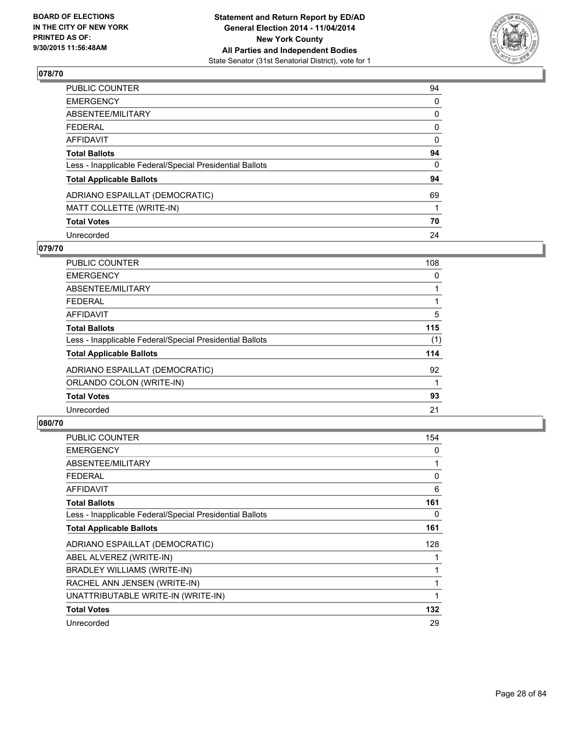**Statement and Return Report by ED/AD**
**General Election 2014 - 11/04/2014**
**New York County**
**All Parties and Independent Bodies**
State Senator (31st Senatorial District), vote for 1

BOARD OF ELECTIONS
IN THE CITY OF NEW YORK
PRINTED AS OF:
9/30/2015 11:56:48AM

## 078/70

| | |
|---|---|
| PUBLIC COUNTER | 94 |
| EMERGENCY | 0 |
| ABSENTEE/MILITARY | 0 |
| FEDERAL | 0 |
| AFFIDAVIT | 0 |
| **Total Ballots** | **94** |
| Less - Inapplicable Federal/Special Presidential Ballots | 0 |
| **Total Applicable Ballots** | **94** |
| ADRIANO ESPAILLAT (DEMOCRATIC) | 69 |
| MATT COLLETTE (WRITE-IN) | 1 |
| **Total Votes** | **70** |
| Unrecorded | 24 |

## 079/70

| | |
|---|---|
| PUBLIC COUNTER | 108 |
| EMERGENCY | 0 |
| ABSENTEE/MILITARY | 1 |
| FEDERAL | 1 |
| AFFIDAVIT | 5 |
| **Total Ballots** | **115** |
| Less - Inapplicable Federal/Special Presidential Ballots | (1) |
| **Total Applicable Ballots** | **114** |
| ADRIANO ESPAILLAT (DEMOCRATIC) | 92 |
| ORLANDO COLON (WRITE-IN) | 1 |
| **Total Votes** | **93** |
| Unrecorded | 21 |

## 080/70

| | |
|---|---|
| PUBLIC COUNTER | 154 |
| EMERGENCY | 0 |
| ABSENTEE/MILITARY | 1 |
| FEDERAL | 0 |
| AFFIDAVIT | 6 |
| **Total Ballots** | **161** |
| Less - Inapplicable Federal/Special Presidential Ballots | 0 |
| **Total Applicable Ballots** | **161** |
| ADRIANO ESPAILLAT (DEMOCRATIC) | 128 |
| ABEL ALVEREZ (WRITE-IN) | 1 |
| BRADLEY WILLIAMS (WRITE-IN) | 1 |
| RACHEL ANN JENSEN (WRITE-IN) | 1 |
| UNATTRIBUTABLE WRITE-IN (WRITE-IN) | 1 |
| **Total Votes** | **132** |
| Unrecorded | 29 |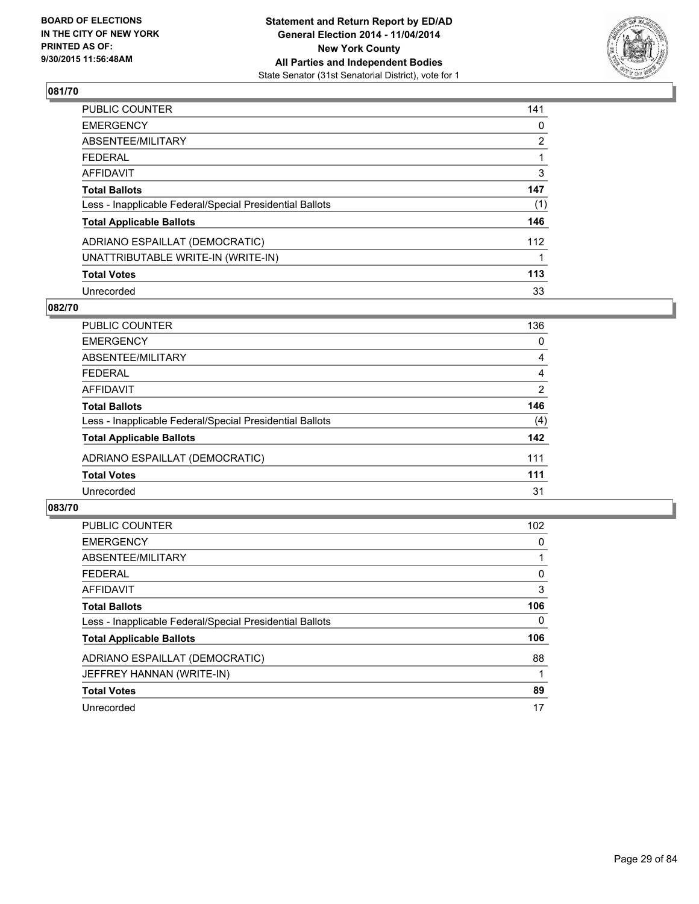BOARD OF ELECTIONS
IN THE CITY OF NEW YORK
PRINTED AS OF:
9/30/2015 11:56:48AM

**Statement and Return Report by ED/AD**
**General Election 2014 - 11/04/2014**
**New York County**
**All Parties and Independent Bodies**
State Senator (31st Senatorial District), vote for 1

## 081/70

| | |
|---|---|
| PUBLIC COUNTER | 141 |
| EMERGENCY | 0 |
| ABSENTEE/MILITARY | 2 |
| FEDERAL | 1 |
| AFFIDAVIT | 3 |
| **Total Ballots** | **147** |
| Less - Inapplicable Federal/Special Presidential Ballots | (1) |
| **Total Applicable Ballots** | **146** |
| ADRIANO ESPAILLAT (DEMOCRATIC) | 112 |
| UNATTRIBUTABLE WRITE-IN (WRITE-IN) | 1 |
| **Total Votes** | **113** |
| Unrecorded | 33 |

## 082/70

| | |
|---|---|
| PUBLIC COUNTER | 136 |
| EMERGENCY | 0 |
| ABSENTEE/MILITARY | 4 |
| FEDERAL | 4 |
| AFFIDAVIT | 2 |
| **Total Ballots** | **146** |
| Less - Inapplicable Federal/Special Presidential Ballots | (4) |
| **Total Applicable Ballots** | **142** |
| ADRIANO ESPAILLAT (DEMOCRATIC) | 111 |
| **Total Votes** | **111** |
| Unrecorded | 31 |

## 083/70

| | |
|---|---|
| PUBLIC COUNTER | 102 |
| EMERGENCY | 0 |
| ABSENTEE/MILITARY | 1 |
| FEDERAL | 0 |
| AFFIDAVIT | 3 |
| **Total Ballots** | **106** |
| Less - Inapplicable Federal/Special Presidential Ballots | 0 |
| **Total Applicable Ballots** | **106** |
| ADRIANO ESPAILLAT (DEMOCRATIC) | 88 |
| JEFFREY HANNAN (WRITE-IN) | 1 |
| **Total Votes** | **89** |
| Unrecorded | 17 |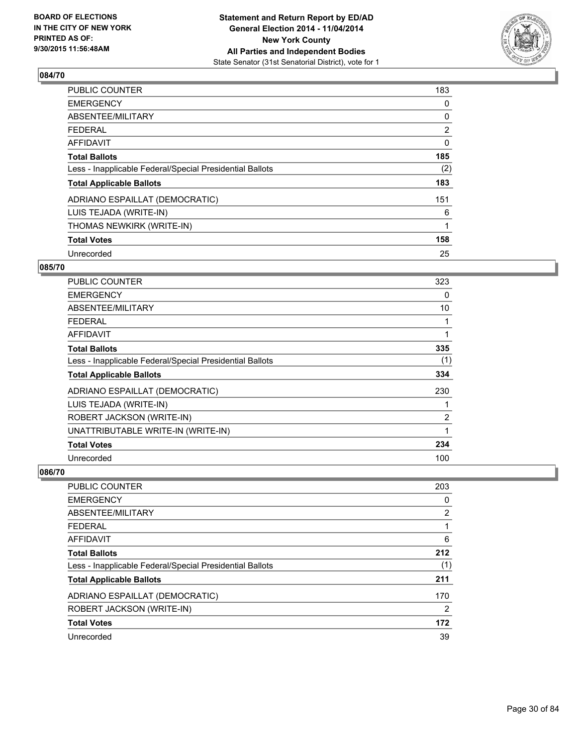**BOARD OF ELECTIONS IN THE CITY OF NEW YORK PRINTED AS OF: 9/30/2015 11:56:48AM**

**Statement and Return Report by ED/AD General Election 2014 - 11/04/2014 New York County All Parties and Independent Bodies**
State Senator (31st Senatorial District), vote for 1

### 084/70

| | |
|---|---|
| PUBLIC COUNTER | 183 |
| EMERGENCY | 0 |
| ABSENTEE/MILITARY | 0 |
| FEDERAL | 2 |
| AFFIDAVIT | 0 |
| **Total Ballots** | **185** |
| Less - Inapplicable Federal/Special Presidential Ballots | (2) |
| **Total Applicable Ballots** | **183** |
| ADRIANO ESPAILLAT (DEMOCRATIC) | 151 |
| LUIS TEJADA (WRITE-IN) | 6 |
| THOMAS NEWKIRK (WRITE-IN) | 1 |
| **Total Votes** | **158** |
| Unrecorded | 25 |

### 085/70

| | |
|---|---|
| PUBLIC COUNTER | 323 |
| EMERGENCY | 0 |
| ABSENTEE/MILITARY | 10 |
| FEDERAL | 1 |
| AFFIDAVIT | 1 |
| **Total Ballots** | **335** |
| Less - Inapplicable Federal/Special Presidential Ballots | (1) |
| **Total Applicable Ballots** | **334** |
| ADRIANO ESPAILLAT (DEMOCRATIC) | 230 |
| LUIS TEJADA (WRITE-IN) | 1 |
| ROBERT JACKSON (WRITE-IN) | 2 |
| UNATTRIBUTABLE WRITE-IN (WRITE-IN) | 1 |
| **Total Votes** | **234** |
| Unrecorded | 100 |

### 086/70

| | |
|---|---|
| PUBLIC COUNTER | 203 |
| EMERGENCY | 0 |
| ABSENTEE/MILITARY | 2 |
| FEDERAL | 1 |
| AFFIDAVIT | 6 |
| **Total Ballots** | **212** |
| Less - Inapplicable Federal/Special Presidential Ballots | (1) |
| **Total Applicable Ballots** | **211** |
| ADRIANO ESPAILLAT (DEMOCRATIC) | 170 |
| ROBERT JACKSON (WRITE-IN) | 2 |
| **Total Votes** | **172** |
| Unrecorded | 39 |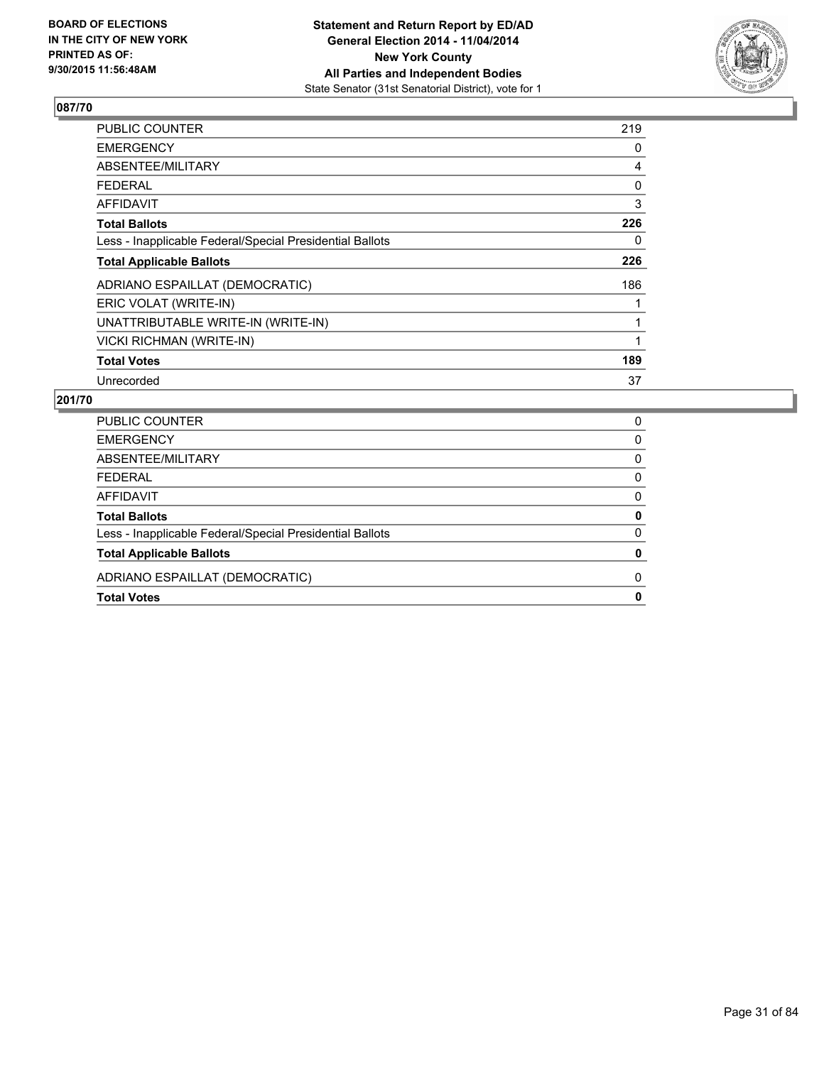BOARD OF ELECTIONS
IN THE CITY OF NEW YORK
PRINTED AS OF:
9/30/2015 11:56:48AM

**Statement and Return Report by ED/AD**
**General Election 2014 - 11/04/2014**
**New York County**
**All Parties and Independent Bodies**
State Senator (31st Senatorial District), vote for 1

## 087/70

| | |
|---|---|
| PUBLIC COUNTER | 219 |
| EMERGENCY | 0 |
| ABSENTEE/MILITARY | 4 |
| FEDERAL | 0 |
| AFFIDAVIT | 3 |
| **Total Ballots** | **226** |
| Less - Inapplicable Federal/Special Presidential Ballots | 0 |
| **Total Applicable Ballots** | **226** |
| ADRIANO ESPAILLAT (DEMOCRATIC) | 186 |
| ERIC VOLAT (WRITE-IN) | 1 |
| UNATTRIBUTABLE WRITE-IN (WRITE-IN) | 1 |
| VICKI RICHMAN (WRITE-IN) | 1 |
| **Total Votes** | **189** |
| Unrecorded | 37 |

## 201/70

| | |
|---|---|
| PUBLIC COUNTER | 0 |
| EMERGENCY | 0 |
| ABSENTEE/MILITARY | 0 |
| FEDERAL | 0 |
| AFFIDAVIT | 0 |
| **Total Ballots** | **0** |
| Less - Inapplicable Federal/Special Presidential Ballots | 0 |
| **Total Applicable Ballots** | **0** |
| ADRIANO ESPAILLAT (DEMOCRATIC) | 0 |
| **Total Votes** | **0** |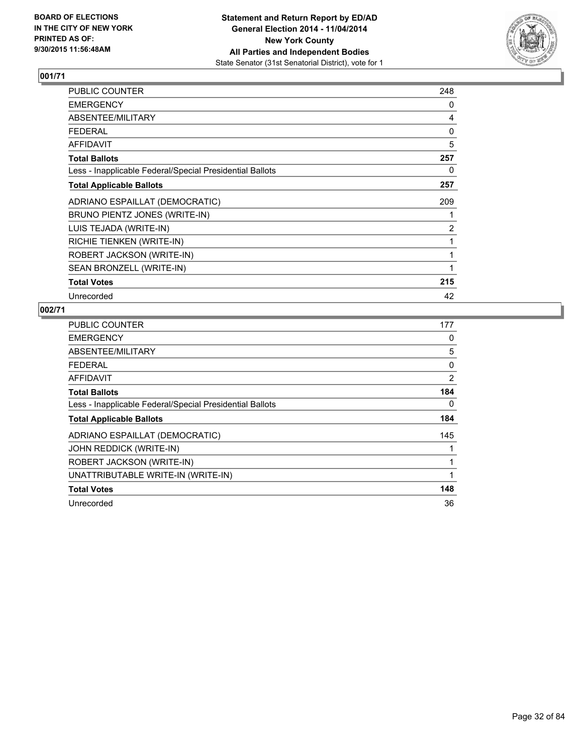BOARD OF ELECTIONS
IN THE CITY OF NEW YORK
PRINTED AS OF:
9/30/2015 11:56:48AM

**Statement and Return Report by ED/AD**
**General Election 2014 - 11/04/2014**
**New York County**
**All Parties and Independent Bodies**
State Senator (31st Senatorial District), vote for 1

## 001/71

| | |
|---|---|
| PUBLIC COUNTER | 248 |
| EMERGENCY | 0 |
| ABSENTEE/MILITARY | 4 |
| FEDERAL | 0 |
| AFFIDAVIT | 5 |
| **Total Ballots** | **257** |
| Less - Inapplicable Federal/Special Presidential Ballots | 0 |
| **Total Applicable Ballots** | **257** |
| ADRIANO ESPAILLAT (DEMOCRATIC) | 209 |
| BRUNO PIENTZ JONES (WRITE-IN) | 1 |
| LUIS TEJADA (WRITE-IN) | 2 |
| RICHIE TIENKEN (WRITE-IN) | 1 |
| ROBERT JACKSON (WRITE-IN) | 1 |
| SEAN BRONZELL (WRITE-IN) | 1 |
| **Total Votes** | **215** |
| Unrecorded | 42 |

## 002/71

| | |
|---|---|
| PUBLIC COUNTER | 177 |
| EMERGENCY | 0 |
| ABSENTEE/MILITARY | 5 |
| FEDERAL | 0 |
| AFFIDAVIT | 2 |
| **Total Ballots** | **184** |
| Less - Inapplicable Federal/Special Presidential Ballots | 0 |
| **Total Applicable Ballots** | **184** |
| ADRIANO ESPAILLAT (DEMOCRATIC) | 145 |
| JOHN REDDICK (WRITE-IN) | 1 |
| ROBERT JACKSON (WRITE-IN) | 1 |
| UNATTRIBUTABLE WRITE-IN (WRITE-IN) | 1 |
| **Total Votes** | **148** |
| Unrecorded | 36 |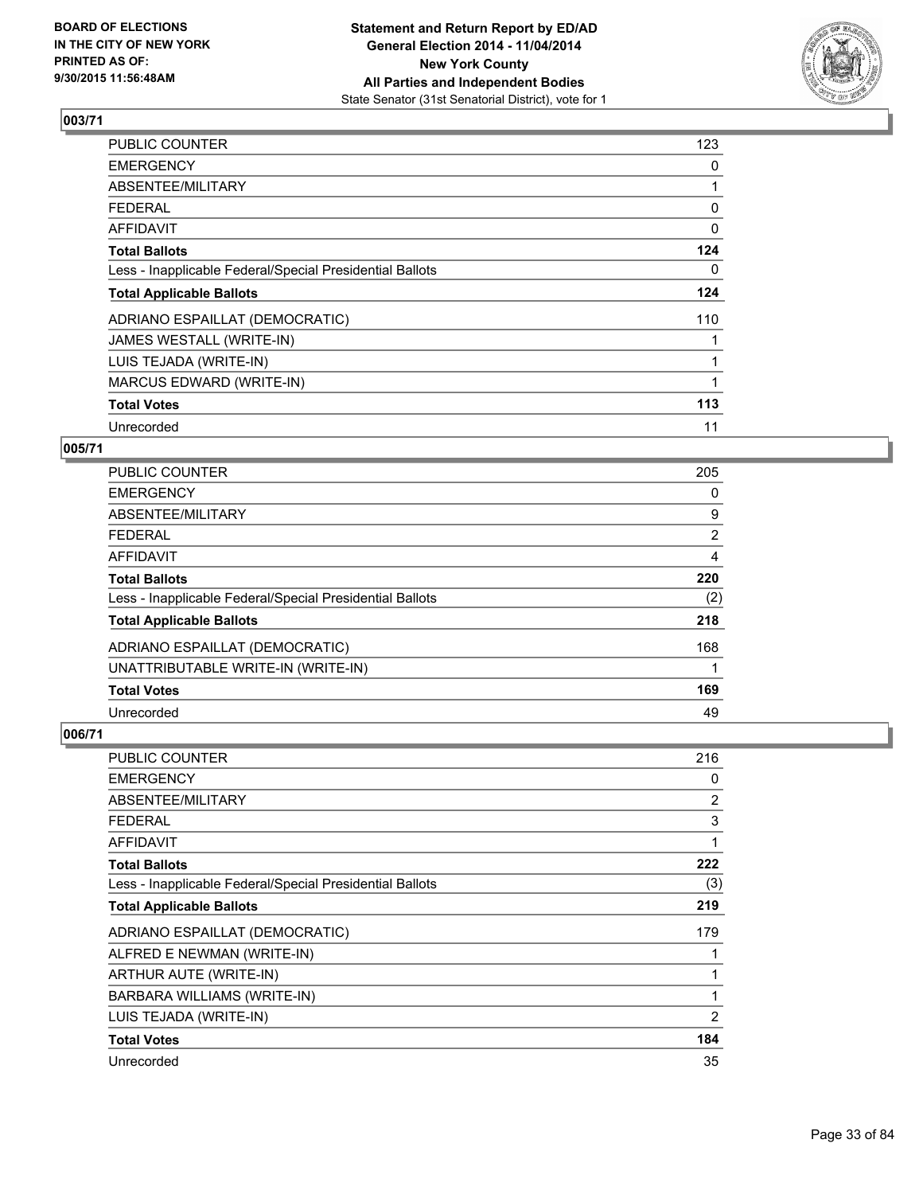BOARD OF ELECTIONS
IN THE CITY OF NEW YORK
PRINTED AS OF:
9/30/2015 11:56:48AM

**Statement and Return Report by ED/AD**
**General Election 2014 - 11/04/2014**
**New York County**
**All Parties and Independent Bodies**
State Senator (31st Senatorial District), vote for 1

### 003/71

| | |
|---|---|
| PUBLIC COUNTER | 123 |
| EMERGENCY | 0 |
| ABSENTEE/MILITARY | 1 |
| FEDERAL | 0 |
| AFFIDAVIT | 0 |
| **Total Ballots** | **124** |
| Less - Inapplicable Federal/Special Presidential Ballots | 0 |
| **Total Applicable Ballots** | **124** |
| ADRIANO ESPAILLAT (DEMOCRATIC) | 110 |
| JAMES WESTALL (WRITE-IN) | 1 |
| LUIS TEJADA (WRITE-IN) | 1 |
| MARCUS EDWARD (WRITE-IN) | 1 |
| **Total Votes** | **113** |
| Unrecorded | 11 |

### 005/71

| | |
|---|---|
| PUBLIC COUNTER | 205 |
| EMERGENCY | 0 |
| ABSENTEE/MILITARY | 9 |
| FEDERAL | 2 |
| AFFIDAVIT | 4 |
| **Total Ballots** | **220** |
| Less - Inapplicable Federal/Special Presidential Ballots | (2) |
| **Total Applicable Ballots** | **218** |
| ADRIANO ESPAILLAT (DEMOCRATIC) | 168 |
| UNATTRIBUTABLE WRITE-IN (WRITE-IN) | 1 |
| **Total Votes** | **169** |
| Unrecorded | 49 |

### 006/71

| | |
|---|---|
| PUBLIC COUNTER | 216 |
| EMERGENCY | 0 |
| ABSENTEE/MILITARY | 2 |
| FEDERAL | 3 |
| AFFIDAVIT | 1 |
| **Total Ballots** | **222** |
| Less - Inapplicable Federal/Special Presidential Ballots | (3) |
| **Total Applicable Ballots** | **219** |
| ADRIANO ESPAILLAT (DEMOCRATIC) | 179 |
| ALFRED E NEWMAN (WRITE-IN) | 1 |
| ARTHUR AUTE (WRITE-IN) | 1 |
| BARBARA WILLIAMS (WRITE-IN) | 1 |
| LUIS TEJADA (WRITE-IN) | 2 |
| **Total Votes** | **184** |
| Unrecorded | 35 |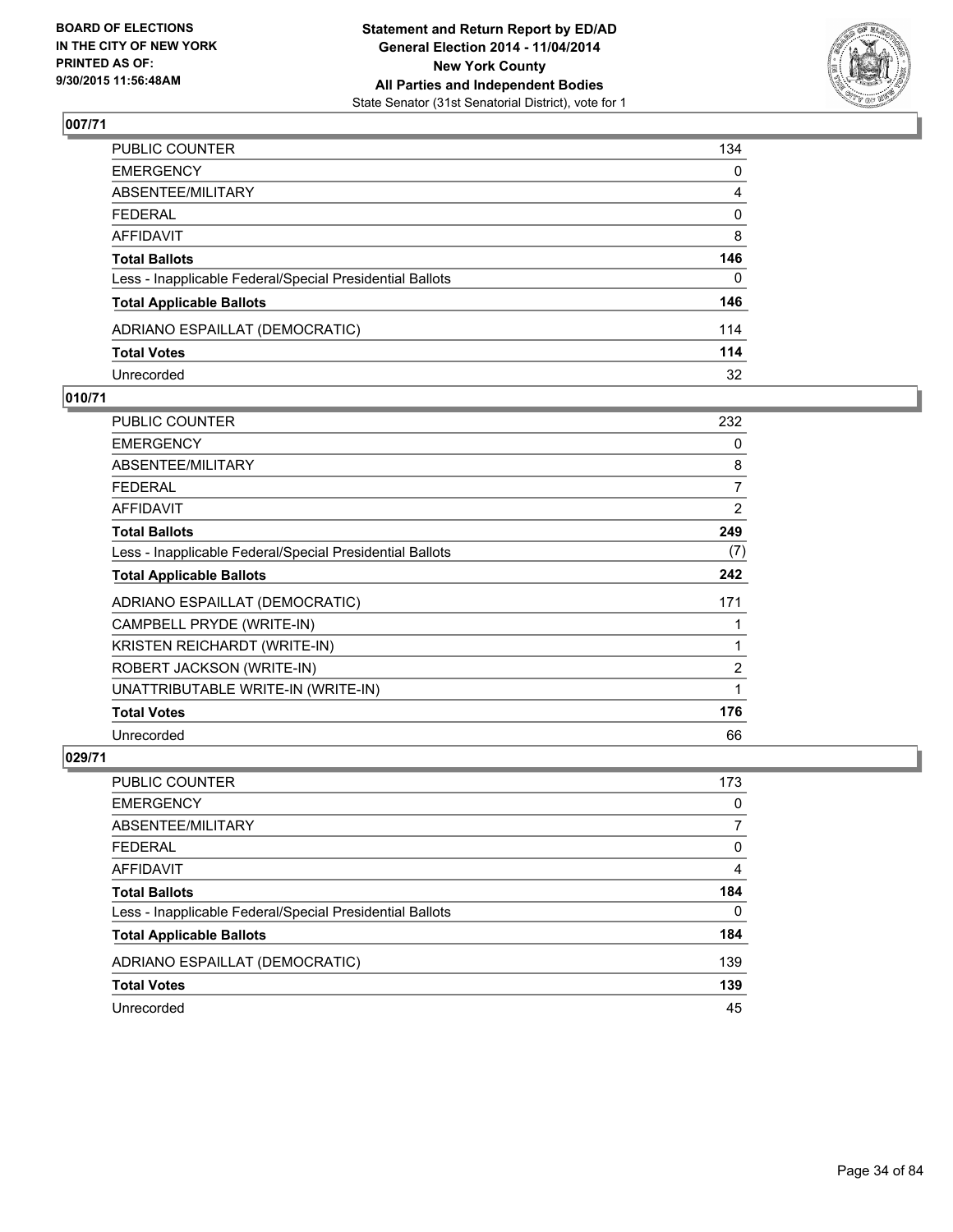**BOARD OF ELECTIONS IN THE CITY OF NEW YORK PRINTED AS OF: 9/30/2015 11:56:48AM**

**Statement and Return Report by ED/AD**
**General Election 2014 - 11/04/2014**
**New York County**
**All Parties and Independent Bodies**
State Senator (31st Senatorial District), vote for 1

### 007/71

| | |
|---|---|
| PUBLIC COUNTER | 134 |
| EMERGENCY | 0 |
| ABSENTEE/MILITARY | 4 |
| FEDERAL | 0 |
| AFFIDAVIT | 8 |
| **Total Ballots** | **146** |
| Less - Inapplicable Federal/Special Presidential Ballots | 0 |
| **Total Applicable Ballots** | **146** |
| ADRIANO ESPAILLAT (DEMOCRATIC) | 114 |
| **Total Votes** | **114** |
| Unrecorded | 32 |

### 010/71

| | |
|---|---|
| PUBLIC COUNTER | 232 |
| EMERGENCY | 0 |
| ABSENTEE/MILITARY | 8 |
| FEDERAL | 7 |
| AFFIDAVIT | 2 |
| **Total Ballots** | **249** |
| Less - Inapplicable Federal/Special Presidential Ballots | (7) |
| **Total Applicable Ballots** | **242** |
| ADRIANO ESPAILLAT (DEMOCRATIC) | 171 |
| CAMPBELL PRYDE (WRITE-IN) | 1 |
| KRISTEN REICHARDT (WRITE-IN) | 1 |
| ROBERT JACKSON (WRITE-IN) | 2 |
| UNATTRIBUTABLE WRITE-IN (WRITE-IN) | 1 |
| **Total Votes** | **176** |
| Unrecorded | 66 |

### 029/71

| | |
|---|---|
| PUBLIC COUNTER | 173 |
| EMERGENCY | 0 |
| ABSENTEE/MILITARY | 7 |
| FEDERAL | 0 |
| AFFIDAVIT | 4 |
| **Total Ballots** | **184** |
| Less - Inapplicable Federal/Special Presidential Ballots | 0 |
| **Total Applicable Ballots** | **184** |
| ADRIANO ESPAILLAT (DEMOCRATIC) | 139 |
| **Total Votes** | **139** |
| Unrecorded | 45 |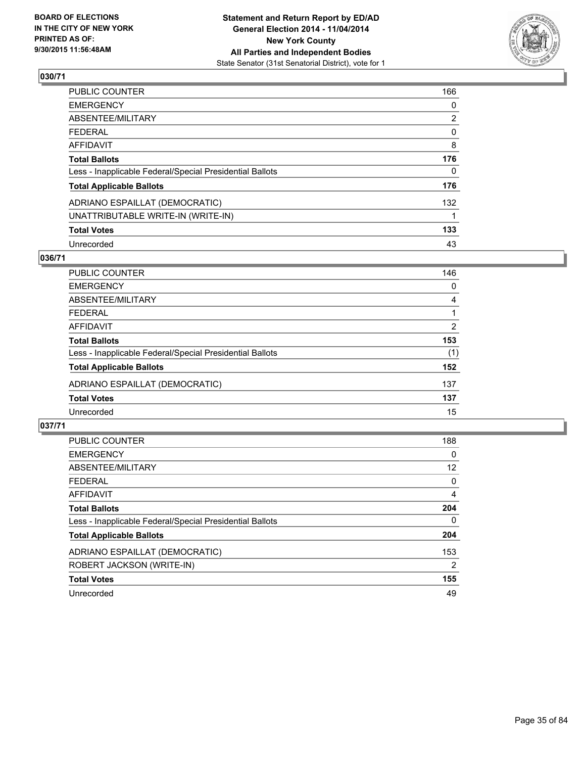**Statement and Return Report by ED/AD**
**General Election 2014 - 11/04/2014**
**New York County**
**All Parties and Independent Bodies**
State Senator (31st Senatorial District), vote for 1

BOARD OF ELECTIONS IN THE CITY OF NEW YORK
PRINTED AS OF: 9/30/2015 11:56:48AM

**030/71**

| | |
|---|---|
| PUBLIC COUNTER | 166 |
| EMERGENCY | 0 |
| ABSENTEE/MILITARY | 2 |
| FEDERAL | 0 |
| AFFIDAVIT | 8 |
| **Total Ballots** | **176** |
| Less - Inapplicable Federal/Special Presidential Ballots | 0 |
| **Total Applicable Ballots** | **176** |
| ADRIANO ESPAILLAT (DEMOCRATIC) | 132 |
| UNATTRIBUTABLE WRITE-IN (WRITE-IN) | 1 |
| **Total Votes** | **133** |
| Unrecorded | 43 |

**036/71**

| | |
|---|---|
| PUBLIC COUNTER | 146 |
| EMERGENCY | 0 |
| ABSENTEE/MILITARY | 4 |
| FEDERAL | 1 |
| AFFIDAVIT | 2 |
| **Total Ballots** | **153** |
| Less - Inapplicable Federal/Special Presidential Ballots | (1) |
| **Total Applicable Ballots** | **152** |
| ADRIANO ESPAILLAT (DEMOCRATIC) | 137 |
| **Total Votes** | **137** |
| Unrecorded | 15 |

**037/71**

| | |
|---|---|
| PUBLIC COUNTER | 188 |
| EMERGENCY | 0 |
| ABSENTEE/MILITARY | 12 |
| FEDERAL | 0 |
| AFFIDAVIT | 4 |
| **Total Ballots** | **204** |
| Less - Inapplicable Federal/Special Presidential Ballots | 0 |
| **Total Applicable Ballots** | **204** |
| ADRIANO ESPAILLAT (DEMOCRATIC) | 153 |
| ROBERT JACKSON (WRITE-IN) | 2 |
| **Total Votes** | **155** |
| Unrecorded | 49 |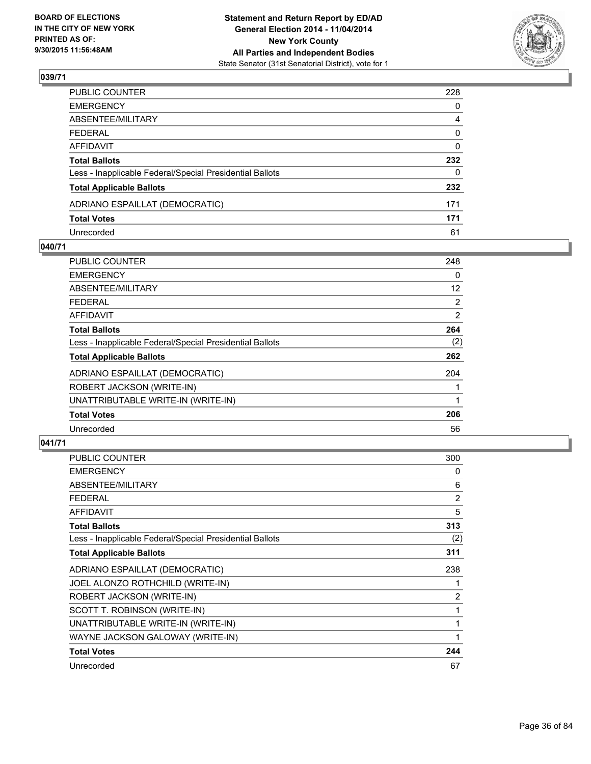**BOARD OF ELECTIONS IN THE CITY OF NEW YORK PRINTED AS OF: 9/30/2015 11:56:48AM**

**Statement and Return Report by ED/AD General Election 2014 - 11/04/2014 New York County All Parties and Independent Bodies**
State Senator (31st Senatorial District), vote for 1

## 039/71

| | |
|---|---|
| PUBLIC COUNTER | 228 |
| EMERGENCY | 0 |
| ABSENTEE/MILITARY | 4 |
| FEDERAL | 0 |
| AFFIDAVIT | 0 |
| **Total Ballots** | **232** |
| Less - Inapplicable Federal/Special Presidential Ballots | 0 |
| **Total Applicable Ballots** | **232** |
| ADRIANO ESPAILLAT (DEMOCRATIC) | 171 |
| **Total Votes** | **171** |
| Unrecorded | 61 |

## 040/71

| | |
|---|---|
| PUBLIC COUNTER | 248 |
| EMERGENCY | 0 |
| ABSENTEE/MILITARY | 12 |
| FEDERAL | 2 |
| AFFIDAVIT | 2 |
| **Total Ballots** | **264** |
| Less - Inapplicable Federal/Special Presidential Ballots | (2) |
| **Total Applicable Ballots** | **262** |
| ADRIANO ESPAILLAT (DEMOCRATIC) | 204 |
| ROBERT JACKSON (WRITE-IN) | 1 |
| UNATTRIBUTABLE WRITE-IN (WRITE-IN) | 1 |
| **Total Votes** | **206** |
| Unrecorded | 56 |

## 041/71

| | |
|---|---|
| PUBLIC COUNTER | 300 |
| EMERGENCY | 0 |
| ABSENTEE/MILITARY | 6 |
| FEDERAL | 2 |
| AFFIDAVIT | 5 |
| **Total Ballots** | **313** |
| Less - Inapplicable Federal/Special Presidential Ballots | (2) |
| **Total Applicable Ballots** | **311** |
| ADRIANO ESPAILLAT (DEMOCRATIC) | 238 |
| JOEL ALONZO ROTHCHILD (WRITE-IN) | 1 |
| ROBERT JACKSON (WRITE-IN) | 2 |
| SCOTT T. ROBINSON (WRITE-IN) | 1 |
| UNATTRIBUTABLE WRITE-IN (WRITE-IN) | 1 |
| WAYNE JACKSON GALOWAY (WRITE-IN) | 1 |
| **Total Votes** | **244** |
| Unrecorded | 67 |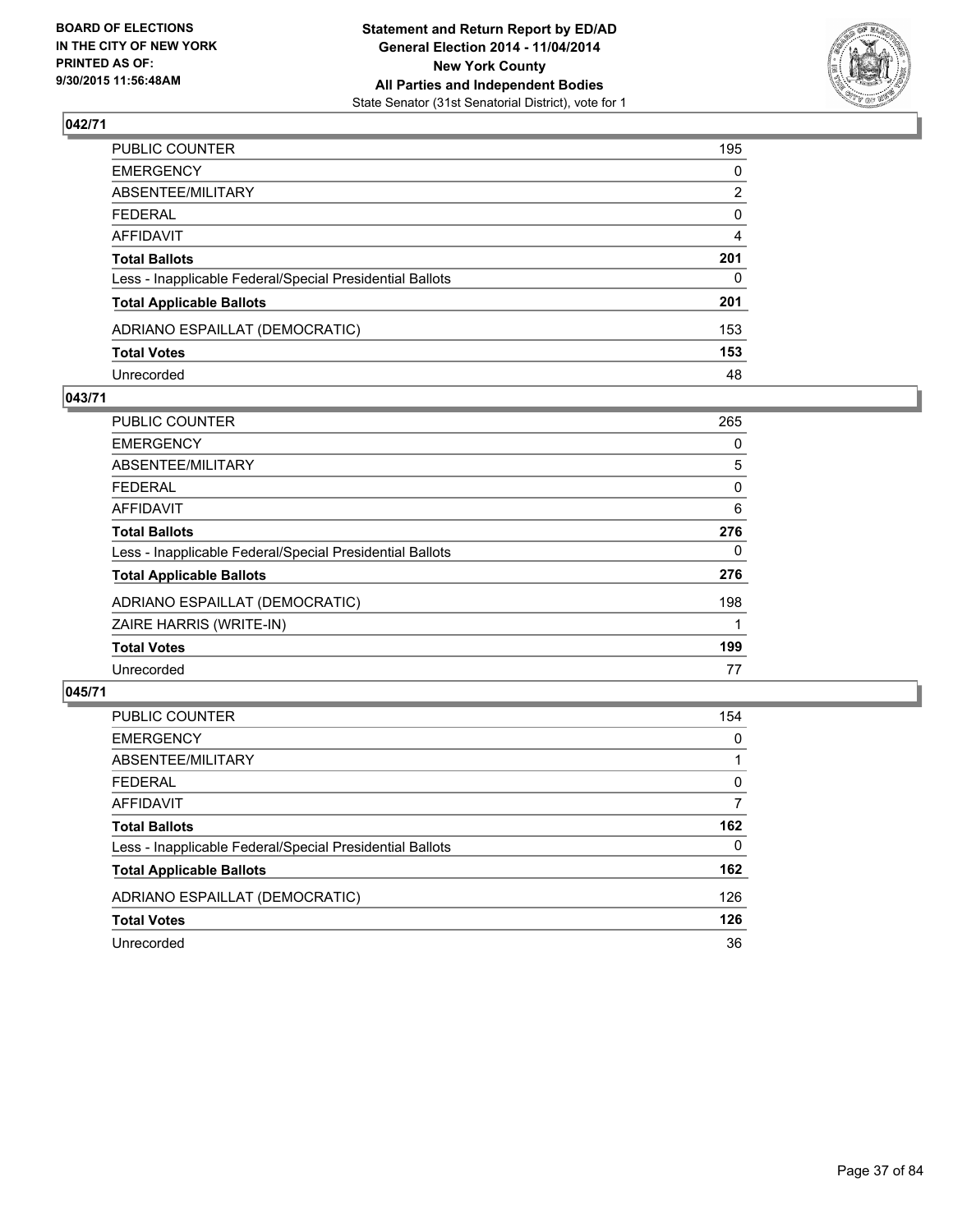BOARD OF ELECTIONS
IN THE CITY OF NEW YORK
PRINTED AS OF:
9/30/2015 11:56:48AM

**Statement and Return Report by ED/AD**
**General Election 2014 - 11/04/2014**
**New York County**
**All Parties and Independent Bodies**
State Senator (31st Senatorial District), vote for 1

### 042/71

| | |
|---|---|
| PUBLIC COUNTER | 195 |
| EMERGENCY | 0 |
| ABSENTEE/MILITARY | 2 |
| FEDERAL | 0 |
| AFFIDAVIT | 4 |
| **Total Ballots** | **201** |
| Less - Inapplicable Federal/Special Presidential Ballots | 0 |
| **Total Applicable Ballots** | **201** |
| ADRIANO ESPAILLAT (DEMOCRATIC) | 153 |
| **Total Votes** | **153** |
| Unrecorded | 48 |

### 043/71

| | |
|---|---|
| PUBLIC COUNTER | 265 |
| EMERGENCY | 0 |
| ABSENTEE/MILITARY | 5 |
| FEDERAL | 0 |
| AFFIDAVIT | 6 |
| **Total Ballots** | **276** |
| Less - Inapplicable Federal/Special Presidential Ballots | 0 |
| **Total Applicable Ballots** | **276** |
| ADRIANO ESPAILLAT (DEMOCRATIC) | 198 |
| ZAIRE HARRIS (WRITE-IN) | 1 |
| **Total Votes** | **199** |
| Unrecorded | 77 |

### 045/71

| | |
|---|---|
| PUBLIC COUNTER | 154 |
| EMERGENCY | 0 |
| ABSENTEE/MILITARY | 1 |
| FEDERAL | 0 |
| AFFIDAVIT | 7 |
| **Total Ballots** | **162** |
| Less - Inapplicable Federal/Special Presidential Ballots | 0 |
| **Total Applicable Ballots** | **162** |
| ADRIANO ESPAILLAT (DEMOCRATIC) | 126 |
| **Total Votes** | **126** |
| Unrecorded | 36 |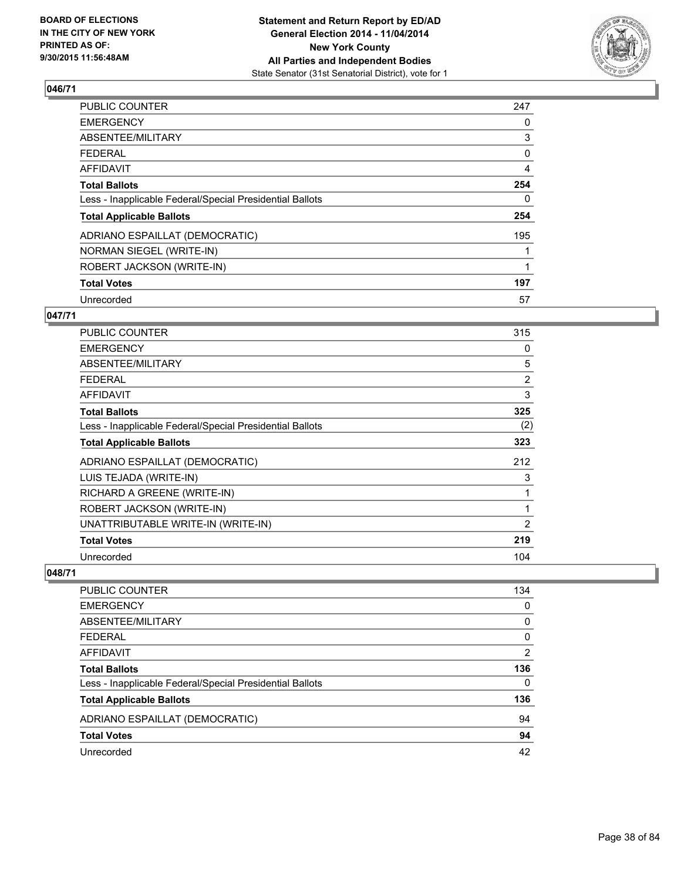BOARD OF ELECTIONS
IN THE CITY OF NEW YORK
PRINTED AS OF:
9/30/2015 11:56:48AM

**Statement and Return Report by ED/AD**
**General Election 2014 - 11/04/2014**
**New York County**
**All Parties and Independent Bodies**
State Senator (31st Senatorial District), vote for 1

## 046/71

| | |
|---|---|
| PUBLIC COUNTER | 247 |
| EMERGENCY | 0 |
| ABSENTEE/MILITARY | 3 |
| FEDERAL | 0 |
| AFFIDAVIT | 4 |
| **Total Ballots** | **254** |
| Less - Inapplicable Federal/Special Presidential Ballots | 0 |
| **Total Applicable Ballots** | **254** |
| ADRIANO ESPAILLAT (DEMOCRATIC) | 195 |
| NORMAN SIEGEL (WRITE-IN) | 1 |
| ROBERT JACKSON (WRITE-IN) | 1 |
| **Total Votes** | **197** |
| Unrecorded | 57 |

## 047/71

| | |
|---|---|
| PUBLIC COUNTER | 315 |
| EMERGENCY | 0 |
| ABSENTEE/MILITARY | 5 |
| FEDERAL | 2 |
| AFFIDAVIT | 3 |
| **Total Ballots** | **325** |
| Less - Inapplicable Federal/Special Presidential Ballots | (2) |
| **Total Applicable Ballots** | **323** |
| ADRIANO ESPAILLAT (DEMOCRATIC) | 212 |
| LUIS TEJADA (WRITE-IN) | 3 |
| RICHARD A GREENE (WRITE-IN) | 1 |
| ROBERT JACKSON (WRITE-IN) | 1 |
| UNATTRIBUTABLE WRITE-IN (WRITE-IN) | 2 |
| **Total Votes** | **219** |
| Unrecorded | 104 |

## 048/71

| | |
|---|---|
| PUBLIC COUNTER | 134 |
| EMERGENCY | 0 |
| ABSENTEE/MILITARY | 0 |
| FEDERAL | 0 |
| AFFIDAVIT | 2 |
| **Total Ballots** | **136** |
| Less - Inapplicable Federal/Special Presidential Ballots | 0 |
| **Total Applicable Ballots** | **136** |
| ADRIANO ESPAILLAT (DEMOCRATIC) | 94 |
| **Total Votes** | **94** |
| Unrecorded | 42 |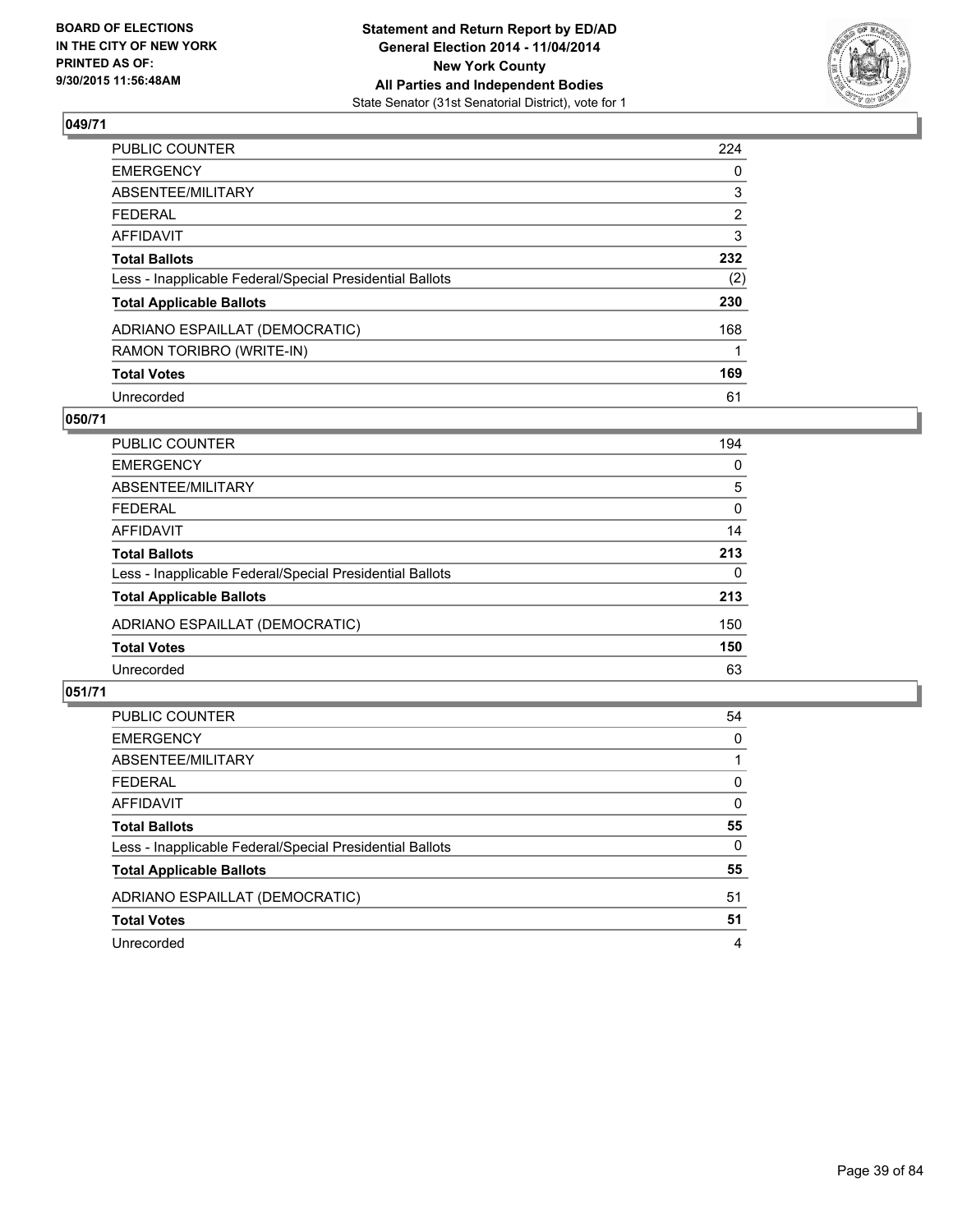BOARD OF ELECTIONS
IN THE CITY OF NEW YORK
PRINTED AS OF:
9/30/2015 11:56:48AM

**Statement and Return Report by ED/AD**
**General Election 2014 - 11/04/2014**
**New York County**
**All Parties and Independent Bodies**
State Senator (31st Senatorial District), vote for 1

### 049/71

| | |
|---|---|
| PUBLIC COUNTER | 224 |
| EMERGENCY | 0 |
| ABSENTEE/MILITARY | 3 |
| FEDERAL | 2 |
| AFFIDAVIT | 3 |
| **Total Ballots** | **232** |
| Less - Inapplicable Federal/Special Presidential Ballots | (2) |
| **Total Applicable Ballots** | **230** |
| ADRIANO ESPAILLAT (DEMOCRATIC) | 168 |
| RAMON TORIBRO (WRITE-IN) | 1 |
| **Total Votes** | **169** |
| Unrecorded | 61 |

### 050/71

| | |
|---|---|
| PUBLIC COUNTER | 194 |
| EMERGENCY | 0 |
| ABSENTEE/MILITARY | 5 |
| FEDERAL | 0 |
| AFFIDAVIT | 14 |
| **Total Ballots** | **213** |
| Less - Inapplicable Federal/Special Presidential Ballots | 0 |
| **Total Applicable Ballots** | **213** |
| ADRIANO ESPAILLAT (DEMOCRATIC) | 150 |
| **Total Votes** | **150** |
| Unrecorded | 63 |

### 051/71

| | |
|---|---|
| PUBLIC COUNTER | 54 |
| EMERGENCY | 0 |
| ABSENTEE/MILITARY | 1 |
| FEDERAL | 0 |
| AFFIDAVIT | 0 |
| **Total Ballots** | **55** |
| Less - Inapplicable Federal/Special Presidential Ballots | 0 |
| **Total Applicable Ballots** | **55** |
| ADRIANO ESPAILLAT (DEMOCRATIC) | 51 |
| **Total Votes** | **51** |
| Unrecorded | 4 |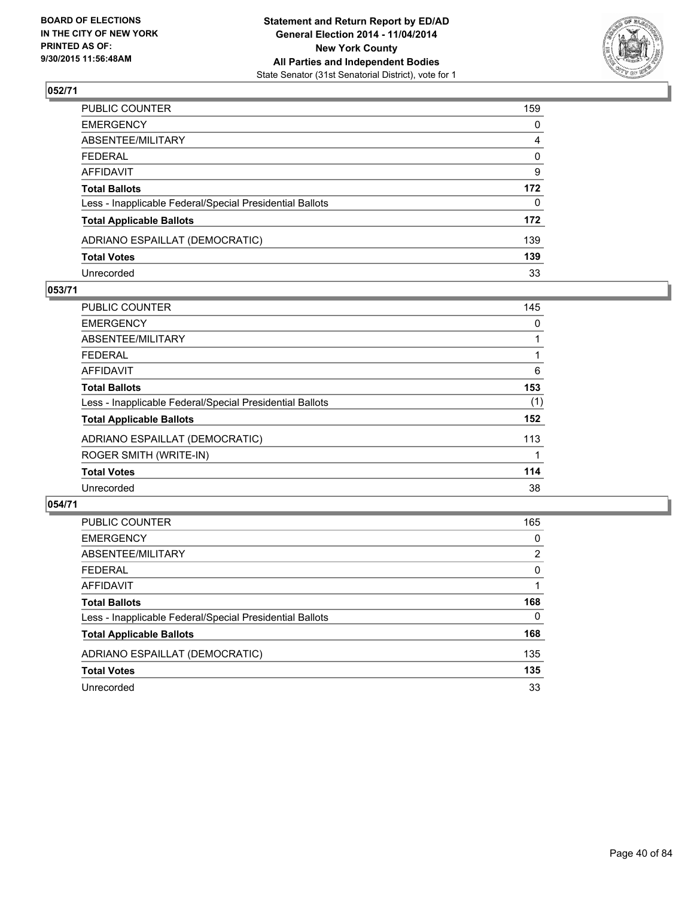**BOARD OF ELECTIONS IN THE CITY OF NEW YORK PRINTED AS OF: 9/30/2015 11:56:48AM**

**Statement and Return Report by ED/AD General Election 2014 - 11/04/2014 New York County All Parties and Independent Bodies**
State Senator (31st Senatorial District), vote for 1

## 052/71

| | |
|---|---|
| PUBLIC COUNTER | 159 |
| EMERGENCY | 0 |
| ABSENTEE/MILITARY | 4 |
| FEDERAL | 0 |
| AFFIDAVIT | 9 |
| **Total Ballots** | **172** |
| Less - Inapplicable Federal/Special Presidential Ballots | 0 |
| **Total Applicable Ballots** | **172** |
| ADRIANO ESPAILLAT (DEMOCRATIC) | 139 |
| **Total Votes** | **139** |
| Unrecorded | 33 |

## 053/71

| | |
|---|---|
| PUBLIC COUNTER | 145 |
| EMERGENCY | 0 |
| ABSENTEE/MILITARY | 1 |
| FEDERAL | 1 |
| AFFIDAVIT | 6 |
| **Total Ballots** | **153** |
| Less - Inapplicable Federal/Special Presidential Ballots | (1) |
| **Total Applicable Ballots** | **152** |
| ADRIANO ESPAILLAT (DEMOCRATIC) | 113 |
| ROGER SMITH (WRITE-IN) | 1 |
| **Total Votes** | **114** |
| Unrecorded | 38 |

## 054/71

| | |
|---|---|
| PUBLIC COUNTER | 165 |
| EMERGENCY | 0 |
| ABSENTEE/MILITARY | 2 |
| FEDERAL | 0 |
| AFFIDAVIT | 1 |
| **Total Ballots** | **168** |
| Less - Inapplicable Federal/Special Presidential Ballots | 0 |
| **Total Applicable Ballots** | **168** |
| ADRIANO ESPAILLAT (DEMOCRATIC) | 135 |
| **Total Votes** | **135** |
| Unrecorded | 33 |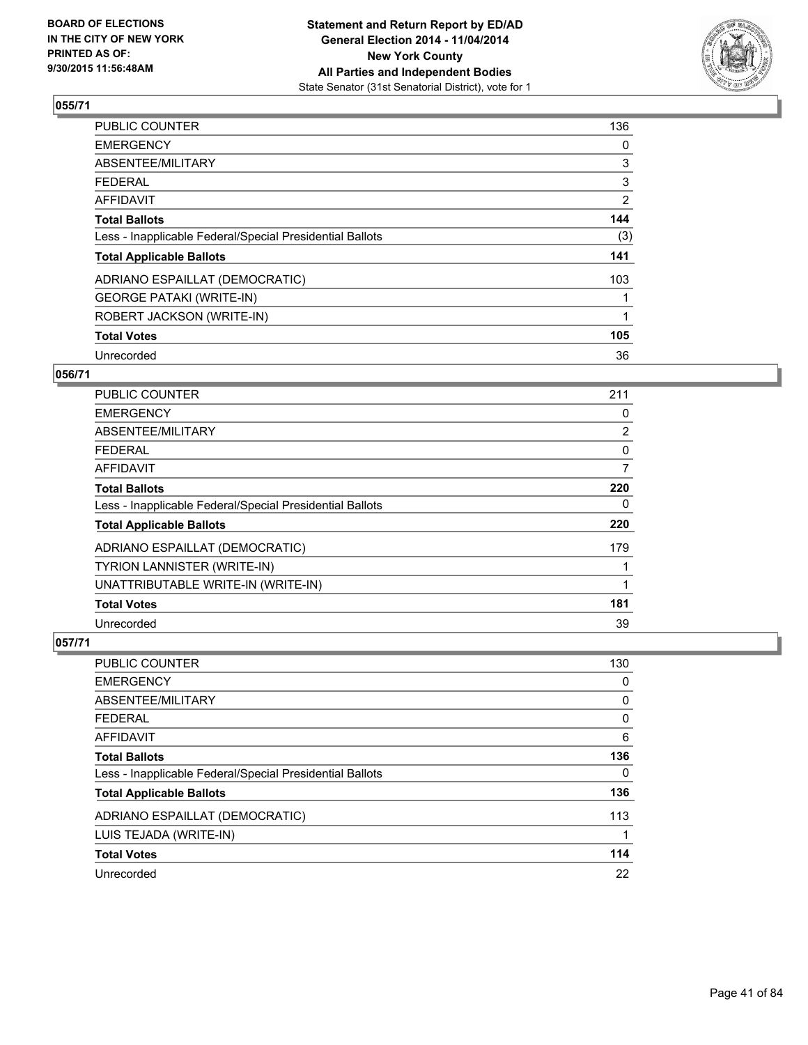## 055/71

| | |
|---|---|
| PUBLIC COUNTER | 136 |
| EMERGENCY | 0 |
| ABSENTEE/MILITARY | 3 |
| FEDERAL | 3 |
| AFFIDAVIT | 2 |
| **Total Ballots** | **144** |
| Less - Inapplicable Federal/Special Presidential Ballots | (3) |
| **Total Applicable Ballots** | **141** |
| ADRIANO ESPAILLAT (DEMOCRATIC) | 103 |
| GEORGE PATAKI (WRITE-IN) | 1 |
| ROBERT JACKSON (WRITE-IN) | 1 |
| **Total Votes** | **105** |
| Unrecorded | 36 |

## 056/71

| | |
|---|---|
| PUBLIC COUNTER | 211 |
| EMERGENCY | 0 |
| ABSENTEE/MILITARY | 2 |
| FEDERAL | 0 |
| AFFIDAVIT | 7 |
| **Total Ballots** | **220** |
| Less - Inapplicable Federal/Special Presidential Ballots | 0 |
| **Total Applicable Ballots** | **220** |
| ADRIANO ESPAILLAT (DEMOCRATIC) | 179 |
| TYRION LANNISTER (WRITE-IN) | 1 |
| UNATTRIBUTABLE WRITE-IN (WRITE-IN) | 1 |
| **Total Votes** | **181** |
| Unrecorded | 39 |

## 057/71

| | |
|---|---|
| PUBLIC COUNTER | 130 |
| EMERGENCY | 0 |
| ABSENTEE/MILITARY | 0 |
| FEDERAL | 0 |
| AFFIDAVIT | 6 |
| **Total Ballots** | **136** |
| Less - Inapplicable Federal/Special Presidential Ballots | 0 |
| **Total Applicable Ballots** | **136** |
| ADRIANO ESPAILLAT (DEMOCRATIC) | 113 |
| LUIS TEJADA (WRITE-IN) | 1 |
| **Total Votes** | **114** |
| Unrecorded | 22 |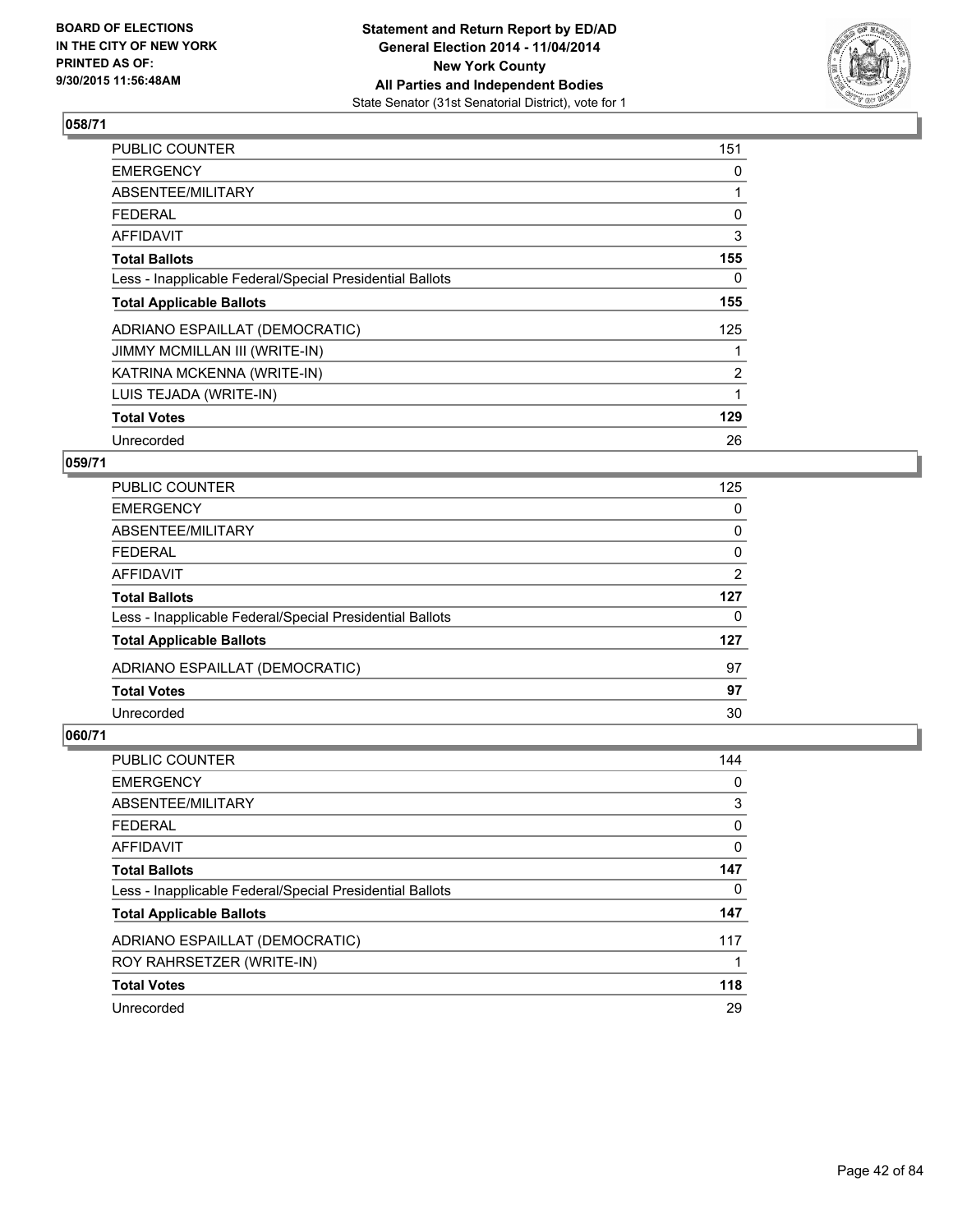**Statement and Return Report by ED/AD**
**General Election 2014 - 11/04/2014**
**New York County**
**All Parties and Independent Bodies**
State Senator (31st Senatorial District), vote for 1

BOARD OF ELECTIONS
IN THE CITY OF NEW YORK
PRINTED AS OF:
9/30/2015 11:56:48AM

## 058/71

| | |
|---|---|
| PUBLIC COUNTER | 151 |
| EMERGENCY | 0 |
| ABSENTEE/MILITARY | 1 |
| FEDERAL | 0 |
| AFFIDAVIT | 3 |
| **Total Ballots** | **155** |
| Less - Inapplicable Federal/Special Presidential Ballots | 0 |
| **Total Applicable Ballots** | **155** |
| ADRIANO ESPAILLAT (DEMOCRATIC) | 125 |
| JIMMY MCMILLAN III (WRITE-IN) | 1 |
| KATRINA MCKENNA (WRITE-IN) | 2 |
| LUIS TEJADA (WRITE-IN) | 1 |
| **Total Votes** | **129** |
| Unrecorded | 26 |

## 059/71

| | |
|---|---|
| PUBLIC COUNTER | 125 |
| EMERGENCY | 0 |
| ABSENTEE/MILITARY | 0 |
| FEDERAL | 0 |
| AFFIDAVIT | 2 |
| **Total Ballots** | **127** |
| Less - Inapplicable Federal/Special Presidential Ballots | 0 |
| **Total Applicable Ballots** | **127** |
| ADRIANO ESPAILLAT (DEMOCRATIC) | 97 |
| **Total Votes** | **97** |
| Unrecorded | 30 |

## 060/71

| | |
|---|---|
| PUBLIC COUNTER | 144 |
| EMERGENCY | 0 |
| ABSENTEE/MILITARY | 3 |
| FEDERAL | 0 |
| AFFIDAVIT | 0 |
| **Total Ballots** | **147** |
| Less - Inapplicable Federal/Special Presidential Ballots | 0 |
| **Total Applicable Ballots** | **147** |
| ADRIANO ESPAILLAT (DEMOCRATIC) | 117 |
| ROY RAHRSETZER (WRITE-IN) | 1 |
| **Total Votes** | **118** |
| Unrecorded | 29 |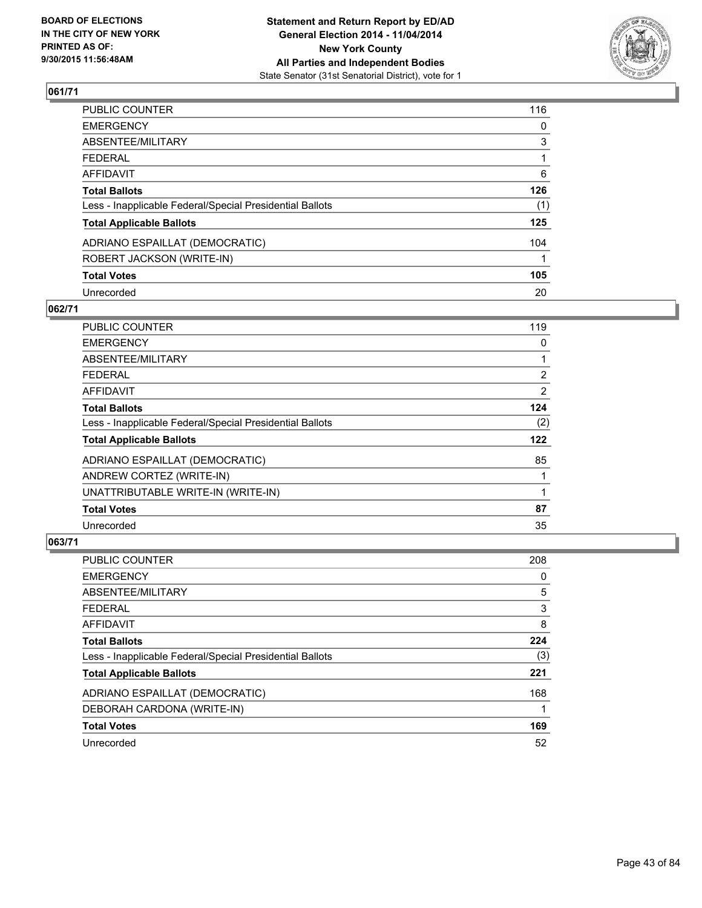**BOARD OF ELECTIONS IN THE CITY OF NEW YORK PRINTED AS OF: 9/30/2015 11:56:48AM**

**Statement and Return Report by ED/AD General Election 2014 - 11/04/2014 New York County All Parties and Independent Bodies**
State Senator (31st Senatorial District), vote for 1

## 061/71

| | |
|---|---|
| PUBLIC COUNTER | 116 |
| EMERGENCY | 0 |
| ABSENTEE/MILITARY | 3 |
| FEDERAL | 1 |
| AFFIDAVIT | 6 |
| **Total Ballots** | **126** |
| Less - Inapplicable Federal/Special Presidential Ballots | (1) |
| **Total Applicable Ballots** | **125** |
| ADRIANO ESPAILLAT (DEMOCRATIC) | 104 |
| ROBERT JACKSON (WRITE-IN) | 1 |
| **Total Votes** | **105** |
| Unrecorded | 20 |

## 062/71

| | |
|---|---|
| PUBLIC COUNTER | 119 |
| EMERGENCY | 0 |
| ABSENTEE/MILITARY | 1 |
| FEDERAL | 2 |
| AFFIDAVIT | 2 |
| **Total Ballots** | **124** |
| Less - Inapplicable Federal/Special Presidential Ballots | (2) |
| **Total Applicable Ballots** | **122** |
| ADRIANO ESPAILLAT (DEMOCRATIC) | 85 |
| ANDREW CORTEZ (WRITE-IN) | 1 |
| UNATTRIBUTABLE WRITE-IN (WRITE-IN) | 1 |
| **Total Votes** | **87** |
| Unrecorded | 35 |

## 063/71

| | |
|---|---|
| PUBLIC COUNTER | 208 |
| EMERGENCY | 0 |
| ABSENTEE/MILITARY | 5 |
| FEDERAL | 3 |
| AFFIDAVIT | 8 |
| **Total Ballots** | **224** |
| Less - Inapplicable Federal/Special Presidential Ballots | (3) |
| **Total Applicable Ballots** | **221** |
| ADRIANO ESPAILLAT (DEMOCRATIC) | 168 |
| DEBORAH CARDONA (WRITE-IN) | 1 |
| **Total Votes** | **169** |
| Unrecorded | 52 |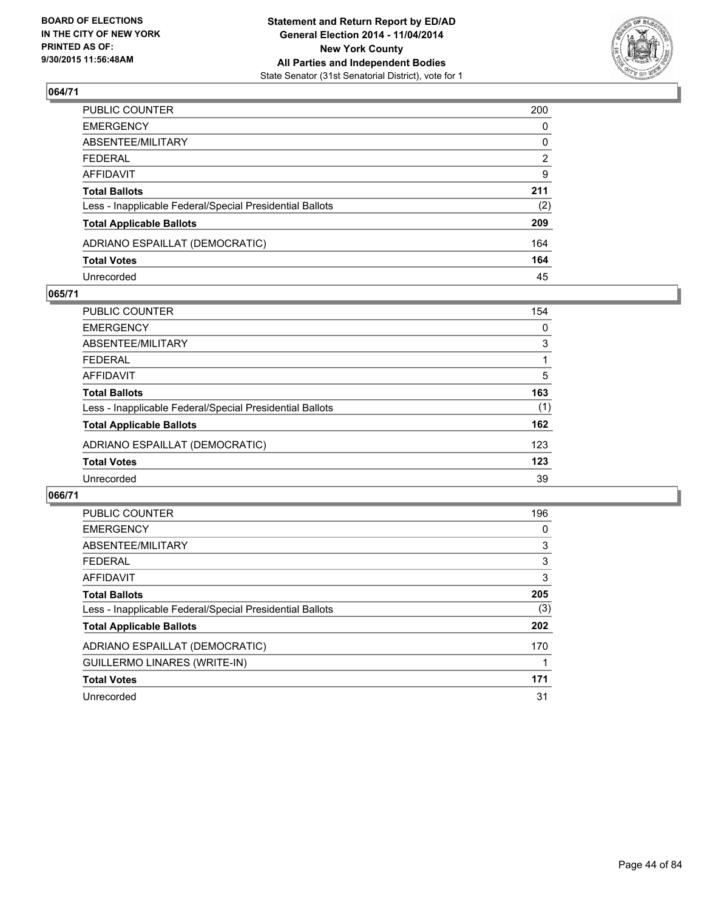**BOARD OF ELECTIONS IN THE CITY OF NEW YORK PRINTED AS OF: 9/30/2015 11:56:48AM**

**Statement and Return Report by ED/AD General Election 2014 - 11/04/2014 New York County All Parties and Independent Bodies**
State Senator (31st Senatorial District), vote for 1

## 064/71

| | |
|---|---|
| PUBLIC COUNTER | 200 |
| EMERGENCY | 0 |
| ABSENTEE/MILITARY | 0 |
| FEDERAL | 2 |
| AFFIDAVIT | 9 |
| **Total Ballots** | **211** |
| Less - Inapplicable Federal/Special Presidential Ballots | (2) |
| **Total Applicable Ballots** | **209** |
| ADRIANO ESPAILLAT (DEMOCRATIC) | 164 |
| **Total Votes** | **164** |
| Unrecorded | 45 |

## 065/71

| | |
|---|---|
| PUBLIC COUNTER | 154 |
| EMERGENCY | 0 |
| ABSENTEE/MILITARY | 3 |
| FEDERAL | 1 |
| AFFIDAVIT | 5 |
| **Total Ballots** | **163** |
| Less - Inapplicable Federal/Special Presidential Ballots | (1) |
| **Total Applicable Ballots** | **162** |
| ADRIANO ESPAILLAT (DEMOCRATIC) | 123 |
| **Total Votes** | **123** |
| Unrecorded | 39 |

## 066/71

| | |
|---|---|
| PUBLIC COUNTER | 196 |
| EMERGENCY | 0 |
| ABSENTEE/MILITARY | 3 |
| FEDERAL | 3 |
| AFFIDAVIT | 3 |
| **Total Ballots** | **205** |
| Less - Inapplicable Federal/Special Presidential Ballots | (3) |
| **Total Applicable Ballots** | **202** |
| ADRIANO ESPAILLAT (DEMOCRATIC) | 170 |
| GUILLERMO LINARES (WRITE-IN) | 1 |
| **Total Votes** | **171** |
| Unrecorded | 31 |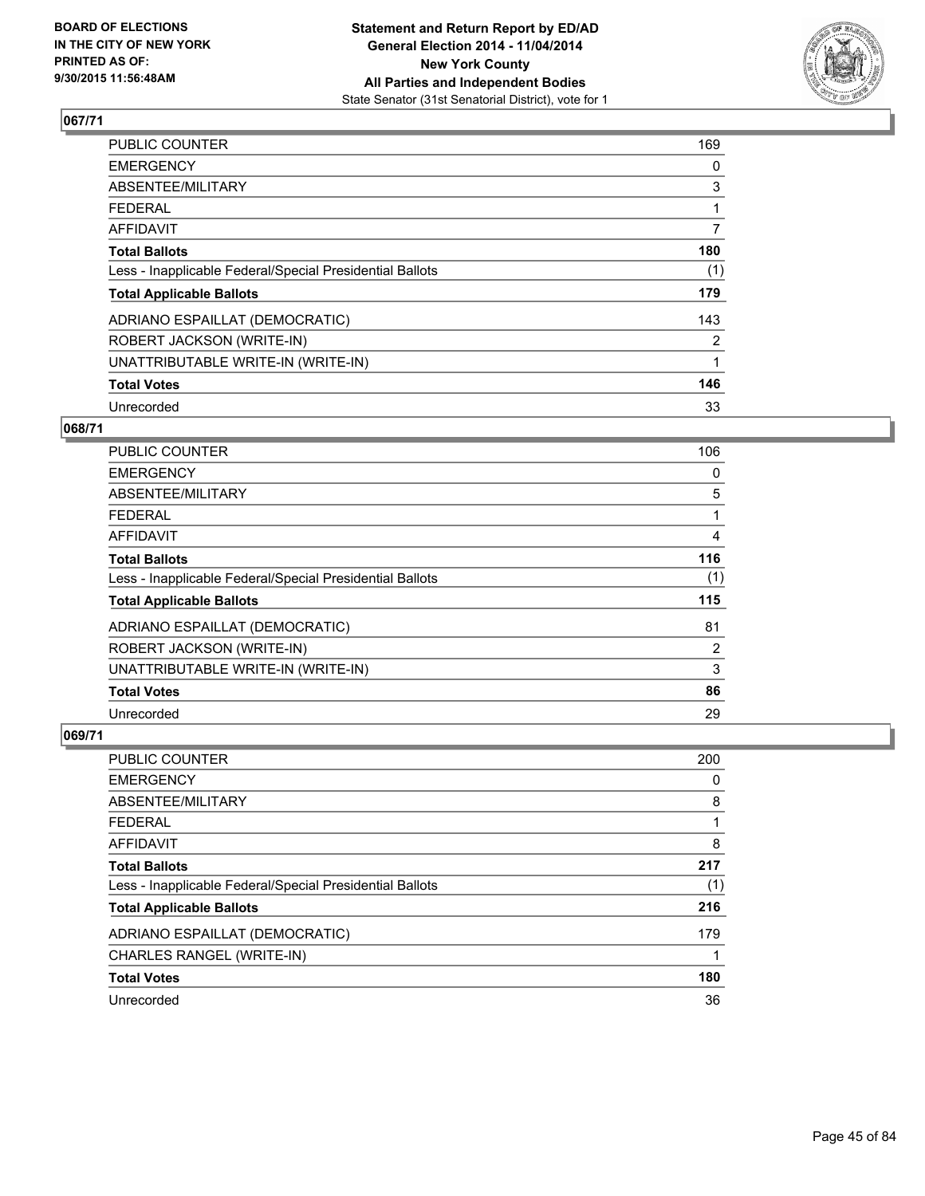**BOARD OF ELECTIONS IN THE CITY OF NEW YORK PRINTED AS OF: 9/30/2015 11:56:48AM**

**Statement and Return Report by ED/AD General Election 2014 - 11/04/2014 New York County All Parties and Independent Bodies**
State Senator (31st Senatorial District), vote for 1

### 067/71

| | |
|---|---|
| PUBLIC COUNTER | 169 |
| EMERGENCY | 0 |
| ABSENTEE/MILITARY | 3 |
| FEDERAL | 1 |
| AFFIDAVIT | 7 |
| **Total Ballots** | **180** |
| Less - Inapplicable Federal/Special Presidential Ballots | (1) |
| **Total Applicable Ballots** | **179** |
| ADRIANO ESPAILLAT (DEMOCRATIC) | 143 |
| ROBERT JACKSON (WRITE-IN) | 2 |
| UNATTRIBUTABLE WRITE-IN (WRITE-IN) | 1 |
| **Total Votes** | **146** |
| Unrecorded | 33 |

### 068/71

| | |
|---|---|
| PUBLIC COUNTER | 106 |
| EMERGENCY | 0 |
| ABSENTEE/MILITARY | 5 |
| FEDERAL | 1 |
| AFFIDAVIT | 4 |
| **Total Ballots** | **116** |
| Less - Inapplicable Federal/Special Presidential Ballots | (1) |
| **Total Applicable Ballots** | **115** |
| ADRIANO ESPAILLAT (DEMOCRATIC) | 81 |
| ROBERT JACKSON (WRITE-IN) | 2 |
| UNATTRIBUTABLE WRITE-IN (WRITE-IN) | 3 |
| **Total Votes** | **86** |
| Unrecorded | 29 |

### 069/71

| | |
|---|---|
| PUBLIC COUNTER | 200 |
| EMERGENCY | 0 |
| ABSENTEE/MILITARY | 8 |
| FEDERAL | 1 |
| AFFIDAVIT | 8 |
| **Total Ballots** | **217** |
| Less - Inapplicable Federal/Special Presidential Ballots | (1) |
| **Total Applicable Ballots** | **216** |
| ADRIANO ESPAILLAT (DEMOCRATIC) | 179 |
| CHARLES RANGEL (WRITE-IN) | 1 |
| **Total Votes** | **180** |
| Unrecorded | 36 |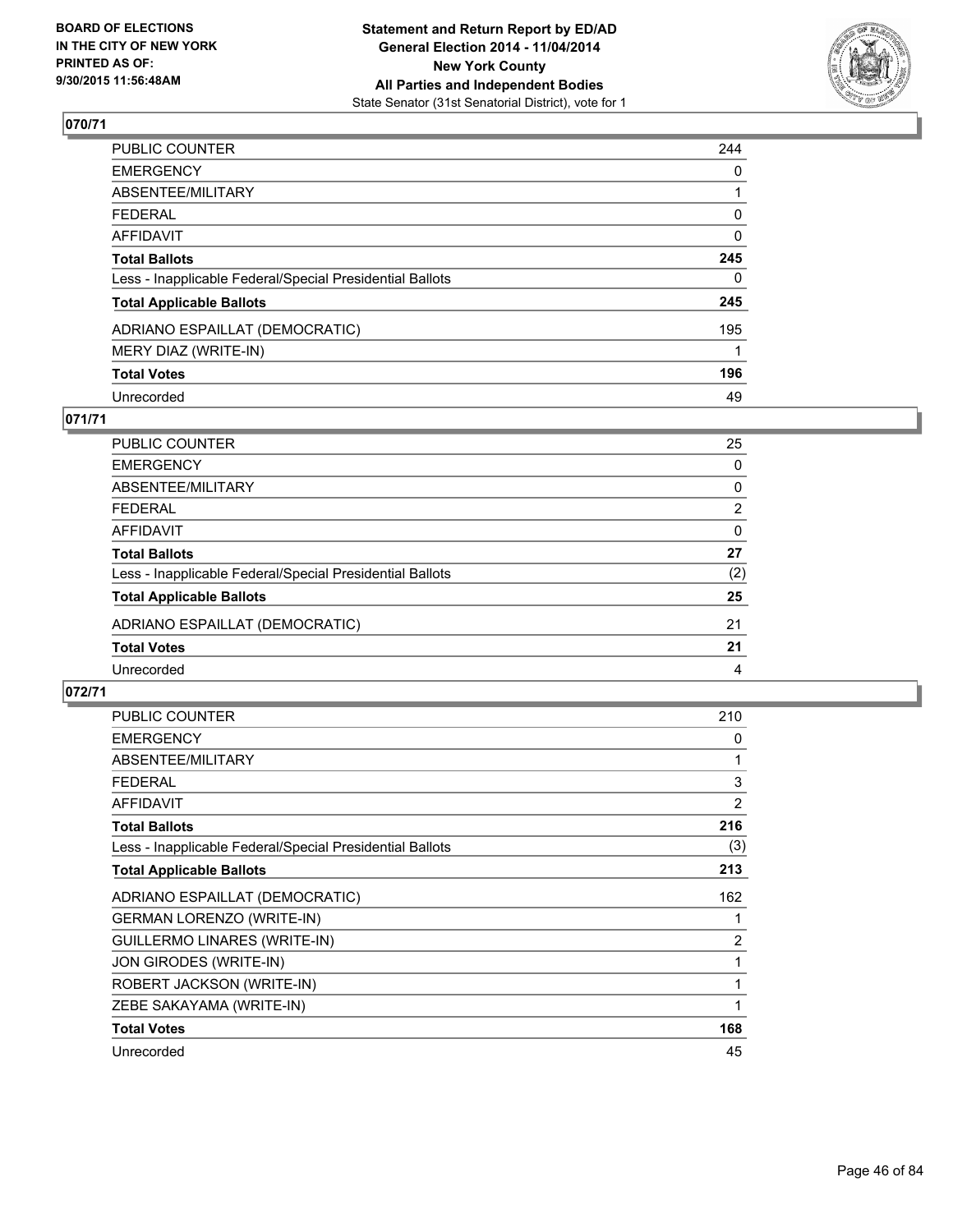**BOARD OF ELECTIONS IN THE CITY OF NEW YORK PRINTED AS OF: 9/30/2015 11:56:48AM**

**Statement and Return Report by ED/AD General Election 2014 - 11/04/2014 New York County All Parties and Independent Bodies**
State Senator (31st Senatorial District), vote for 1

## 070/71

| | |
|---|---|
| PUBLIC COUNTER | 244 |
| EMERGENCY | 0 |
| ABSENTEE/MILITARY | 1 |
| FEDERAL | 0 |
| AFFIDAVIT | 0 |
| **Total Ballots** | **245** |
| Less - Inapplicable Federal/Special Presidential Ballots | 0 |
| **Total Applicable Ballots** | **245** |
| ADRIANO ESPAILLAT (DEMOCRATIC) | 195 |
| MERY DIAZ (WRITE-IN) | 1 |
| **Total Votes** | **196** |
| Unrecorded | 49 |

## 071/71

| | |
|---|---|
| PUBLIC COUNTER | 25 |
| EMERGENCY | 0 |
| ABSENTEE/MILITARY | 0 |
| FEDERAL | 2 |
| AFFIDAVIT | 0 |
| **Total Ballots** | **27** |
| Less - Inapplicable Federal/Special Presidential Ballots | (2) |
| **Total Applicable Ballots** | **25** |
| ADRIANO ESPAILLAT (DEMOCRATIC) | 21 |
| **Total Votes** | **21** |
| Unrecorded | 4 |

## 072/71

| | |
|---|---|
| PUBLIC COUNTER | 210 |
| EMERGENCY | 0 |
| ABSENTEE/MILITARY | 1 |
| FEDERAL | 3 |
| AFFIDAVIT | 2 |
| **Total Ballots** | **216** |
| Less - Inapplicable Federal/Special Presidential Ballots | (3) |
| **Total Applicable Ballots** | **213** |
| ADRIANO ESPAILLAT (DEMOCRATIC) | 162 |
| GERMAN LORENZO (WRITE-IN) | 1 |
| GUILLERMO LINARES (WRITE-IN) | 2 |
| JON GIRODES (WRITE-IN) | 1 |
| ROBERT JACKSON (WRITE-IN) | 1 |
| ZEBE SAKAYAMA (WRITE-IN) | 1 |
| **Total Votes** | **168** |
| Unrecorded | 45 |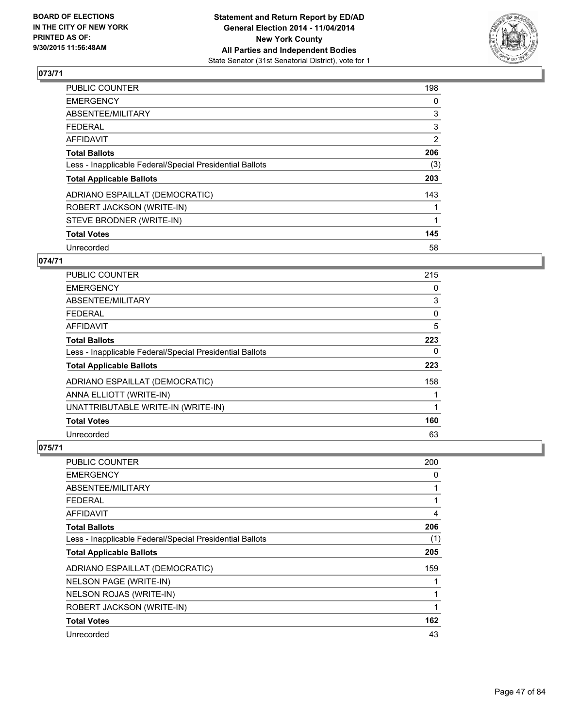BOARD OF ELECTIONS
IN THE CITY OF NEW YORK
PRINTED AS OF:
9/30/2015 11:56:48AM

**Statement and Return Report by ED/AD**
**General Election 2014 - 11/04/2014**
**New York County**
**All Parties and Independent Bodies**
State Senator (31st Senatorial District), vote for 1

## 073/71

| | |
|---|---|
| PUBLIC COUNTER | 198 |
| EMERGENCY | 0 |
| ABSENTEE/MILITARY | 3 |
| FEDERAL | 3 |
| AFFIDAVIT | 2 |
| **Total Ballots** | **206** |
| Less - Inapplicable Federal/Special Presidential Ballots | (3) |
| **Total Applicable Ballots** | **203** |
| ADRIANO ESPAILLAT (DEMOCRATIC) | 143 |
| ROBERT JACKSON (WRITE-IN) | 1 |
| STEVE BRODNER (WRITE-IN) | 1 |
| **Total Votes** | **145** |
| Unrecorded | 58 |

## 074/71

| | |
|---|---|
| PUBLIC COUNTER | 215 |
| EMERGENCY | 0 |
| ABSENTEE/MILITARY | 3 |
| FEDERAL | 0 |
| AFFIDAVIT | 5 |
| **Total Ballots** | **223** |
| Less - Inapplicable Federal/Special Presidential Ballots | 0 |
| **Total Applicable Ballots** | **223** |
| ADRIANO ESPAILLAT (DEMOCRATIC) | 158 |
| ANNA ELLIOTT (WRITE-IN) | 1 |
| UNATTRIBUTABLE WRITE-IN (WRITE-IN) | 1 |
| **Total Votes** | **160** |
| Unrecorded | 63 |

## 075/71

| | |
|---|---|
| PUBLIC COUNTER | 200 |
| EMERGENCY | 0 |
| ABSENTEE/MILITARY | 1 |
| FEDERAL | 1 |
| AFFIDAVIT | 4 |
| **Total Ballots** | **206** |
| Less - Inapplicable Federal/Special Presidential Ballots | (1) |
| **Total Applicable Ballots** | **205** |
| ADRIANO ESPAILLAT (DEMOCRATIC) | 159 |
| NELSON PAGE (WRITE-IN) | 1 |
| NELSON ROJAS (WRITE-IN) | 1 |
| ROBERT JACKSON (WRITE-IN) | 1 |
| **Total Votes** | **162** |
| Unrecorded | 43 |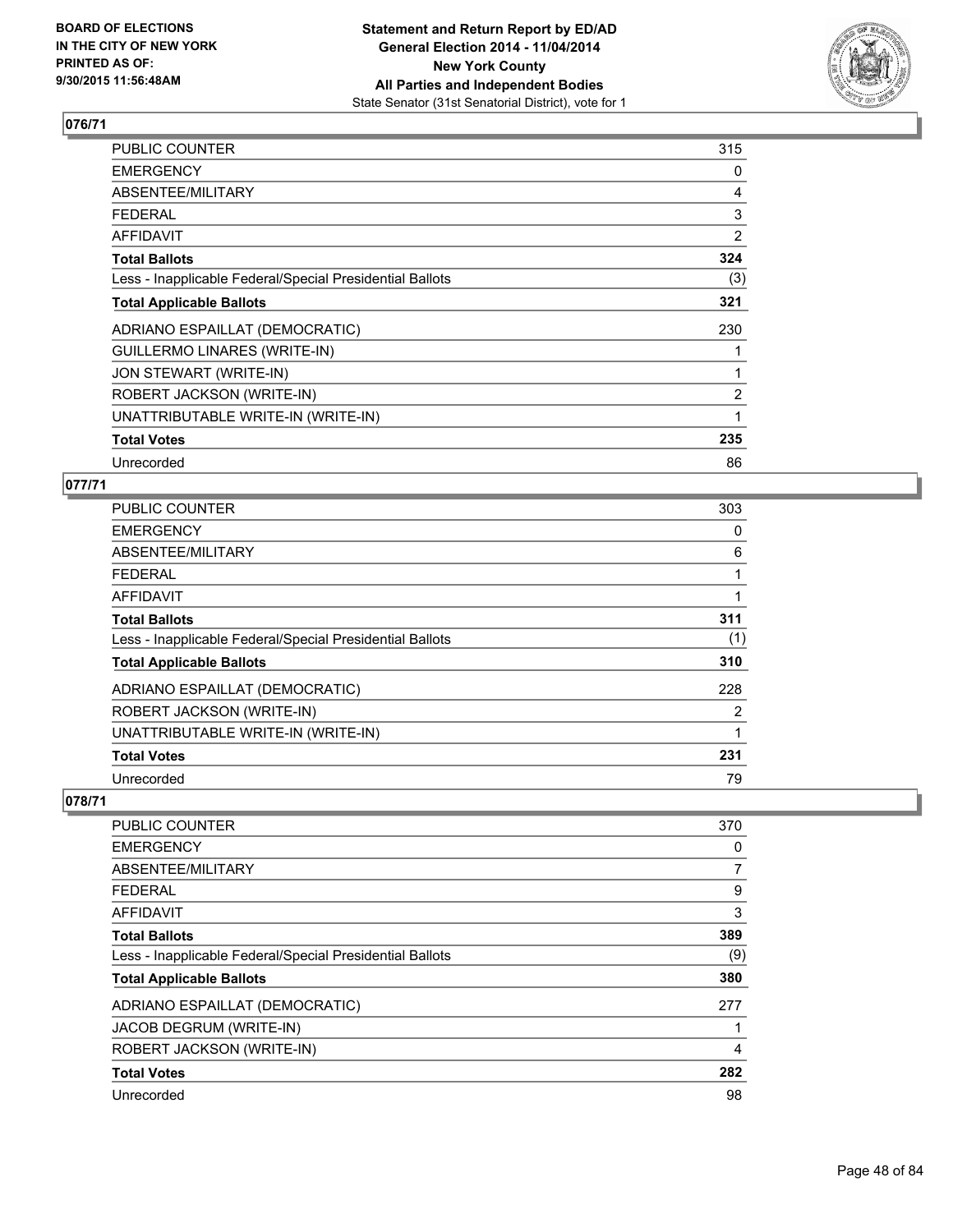**Statement and Return Report by ED/AD**
**General Election 2014 - 11/04/2014**
**New York County**
**All Parties and Independent Bodies**
State Senator (31st Senatorial District), vote for 1

BOARD OF ELECTIONS
IN THE CITY OF NEW YORK
PRINTED AS OF:
9/30/2015 11:56:48AM

## 076/71

| | |
|---|---|
| PUBLIC COUNTER | 315 |
| EMERGENCY | 0 |
| ABSENTEE/MILITARY | 4 |
| FEDERAL | 3 |
| AFFIDAVIT | 2 |
| **Total Ballots** | **324** |
| Less - Inapplicable Federal/Special Presidential Ballots | (3) |
| **Total Applicable Ballots** | **321** |
| ADRIANO ESPAILLAT (DEMOCRATIC) | 230 |
| GUILLERMO LINARES (WRITE-IN) | 1 |
| JON STEWART (WRITE-IN) | 1 |
| ROBERT JACKSON (WRITE-IN) | 2 |
| UNATTRIBUTABLE WRITE-IN (WRITE-IN) | 1 |
| **Total Votes** | **235** |
| Unrecorded | 86 |

## 077/71

| | |
|---|---|
| PUBLIC COUNTER | 303 |
| EMERGENCY | 0 |
| ABSENTEE/MILITARY | 6 |
| FEDERAL | 1 |
| AFFIDAVIT | 1 |
| **Total Ballots** | **311** |
| Less - Inapplicable Federal/Special Presidential Ballots | (1) |
| **Total Applicable Ballots** | **310** |
| ADRIANO ESPAILLAT (DEMOCRATIC) | 228 |
| ROBERT JACKSON (WRITE-IN) | 2 |
| UNATTRIBUTABLE WRITE-IN (WRITE-IN) | 1 |
| **Total Votes** | **231** |
| Unrecorded | 79 |

## 078/71

| | |
|---|---|
| PUBLIC COUNTER | 370 |
| EMERGENCY | 0 |
| ABSENTEE/MILITARY | 7 |
| FEDERAL | 9 |
| AFFIDAVIT | 3 |
| **Total Ballots** | **389** |
| Less - Inapplicable Federal/Special Presidential Ballots | (9) |
| **Total Applicable Ballots** | **380** |
| ADRIANO ESPAILLAT (DEMOCRATIC) | 277 |
| JACOB DEGRUM (WRITE-IN) | 1 |
| ROBERT JACKSON (WRITE-IN) | 4 |
| **Total Votes** | **282** |
| Unrecorded | 98 |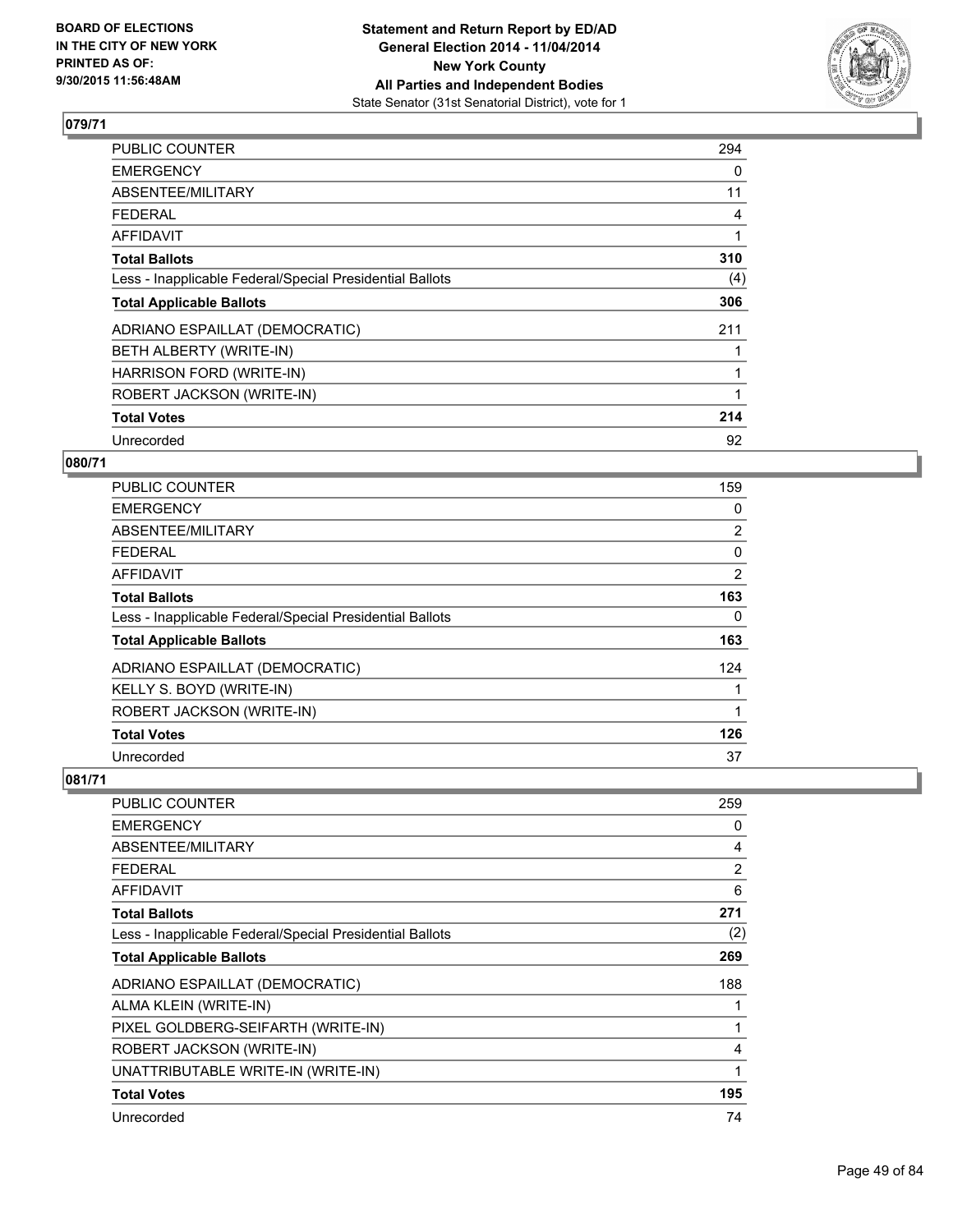**BOARD OF ELECTIONS IN THE CITY OF NEW YORK PRINTED AS OF: 9/30/2015 11:56:48AM**

**Statement and Return Report by ED/AD General Election 2014 - 11/04/2014 New York County All Parties and Independent Bodies**
State Senator (31st Senatorial District), vote for 1

## 079/71

| | |
|---|---|
| PUBLIC COUNTER | 294 |
| EMERGENCY | 0 |
| ABSENTEE/MILITARY | 11 |
| FEDERAL | 4 |
| AFFIDAVIT | 1 |
| **Total Ballots** | **310** |
| Less - Inapplicable Federal/Special Presidential Ballots | (4) |
| **Total Applicable Ballots** | **306** |
| ADRIANO ESPAILLAT (DEMOCRATIC) | 211 |
| BETH ALBERTY (WRITE-IN) | 1 |
| HARRISON FORD (WRITE-IN) | 1 |
| ROBERT JACKSON (WRITE-IN) | 1 |
| **Total Votes** | **214** |
| Unrecorded | 92 |

## 080/71

| | |
|---|---|
| PUBLIC COUNTER | 159 |
| EMERGENCY | 0 |
| ABSENTEE/MILITARY | 2 |
| FEDERAL | 0 |
| AFFIDAVIT | 2 |
| **Total Ballots** | **163** |
| Less - Inapplicable Federal/Special Presidential Ballots | 0 |
| **Total Applicable Ballots** | **163** |
| ADRIANO ESPAILLAT (DEMOCRATIC) | 124 |
| KELLY S. BOYD (WRITE-IN) | 1 |
| ROBERT JACKSON (WRITE-IN) | 1 |
| **Total Votes** | **126** |
| Unrecorded | 37 |

## 081/71

| | |
|---|---|
| PUBLIC COUNTER | 259 |
| EMERGENCY | 0 |
| ABSENTEE/MILITARY | 4 |
| FEDERAL | 2 |
| AFFIDAVIT | 6 |
| **Total Ballots** | **271** |
| Less - Inapplicable Federal/Special Presidential Ballots | (2) |
| **Total Applicable Ballots** | **269** |
| ADRIANO ESPAILLAT (DEMOCRATIC) | 188 |
| ALMA KLEIN (WRITE-IN) | 1 |
| PIXEL GOLDBERG-SEIFARTH (WRITE-IN) | 1 |
| ROBERT JACKSON (WRITE-IN) | 4 |
| UNATTRIBUTABLE WRITE-IN (WRITE-IN) | 1 |
| **Total Votes** | **195** |
| Unrecorded | 74 |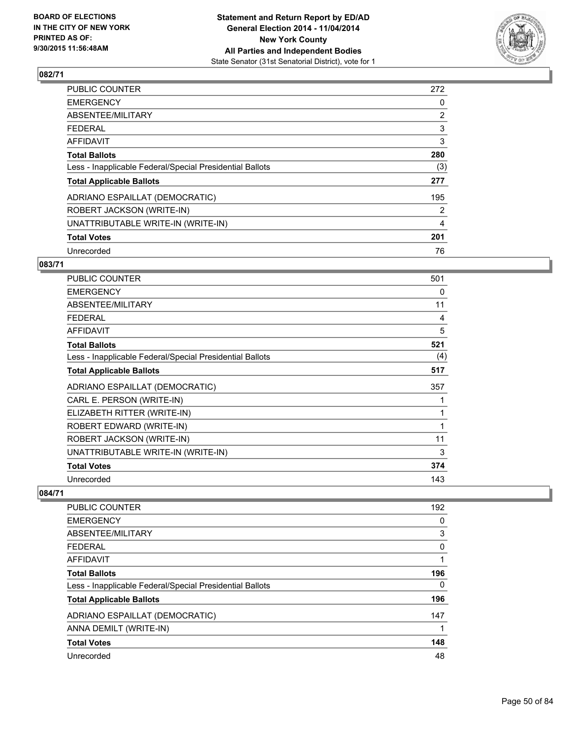**BOARD OF ELECTIONS IN THE CITY OF NEW YORK PRINTED AS OF: 9/30/2015 11:56:48AM**

**Statement and Return Report by ED/AD General Election 2014 - 11/04/2014 New York County All Parties and Independent Bodies**
State Senator (31st Senatorial District), vote for 1

## 082/71

| | |
|---|---|
| PUBLIC COUNTER | 272 |
| EMERGENCY | 0 |
| ABSENTEE/MILITARY | 2 |
| FEDERAL | 3 |
| AFFIDAVIT | 3 |
| **Total Ballots** | **280** |
| Less - Inapplicable Federal/Special Presidential Ballots | (3) |
| **Total Applicable Ballots** | **277** |
| ADRIANO ESPAILLAT (DEMOCRATIC) | 195 |
| ROBERT JACKSON (WRITE-IN) | 2 |
| UNATTRIBUTABLE WRITE-IN (WRITE-IN) | 4 |
| **Total Votes** | **201** |
| Unrecorded | 76 |

## 083/71

| | |
|---|---|
| PUBLIC COUNTER | 501 |
| EMERGENCY | 0 |
| ABSENTEE/MILITARY | 11 |
| FEDERAL | 4 |
| AFFIDAVIT | 5 |
| **Total Ballots** | **521** |
| Less - Inapplicable Federal/Special Presidential Ballots | (4) |
| **Total Applicable Ballots** | **517** |
| ADRIANO ESPAILLAT (DEMOCRATIC) | 357 |
| CARL E. PERSON (WRITE-IN) | 1 |
| ELIZABETH RITTER (WRITE-IN) | 1 |
| ROBERT EDWARD (WRITE-IN) | 1 |
| ROBERT JACKSON (WRITE-IN) | 11 |
| UNATTRIBUTABLE WRITE-IN (WRITE-IN) | 3 |
| **Total Votes** | **374** |
| Unrecorded | 143 |

## 084/71

| | |
|---|---|
| PUBLIC COUNTER | 192 |
| EMERGENCY | 0 |
| ABSENTEE/MILITARY | 3 |
| FEDERAL | 0 |
| AFFIDAVIT | 1 |
| **Total Ballots** | **196** |
| Less - Inapplicable Federal/Special Presidential Ballots | 0 |
| **Total Applicable Ballots** | **196** |
| ADRIANO ESPAILLAT (DEMOCRATIC) | 147 |
| ANNA DEMILT (WRITE-IN) | 1 |
| **Total Votes** | **148** |
| Unrecorded | 48 |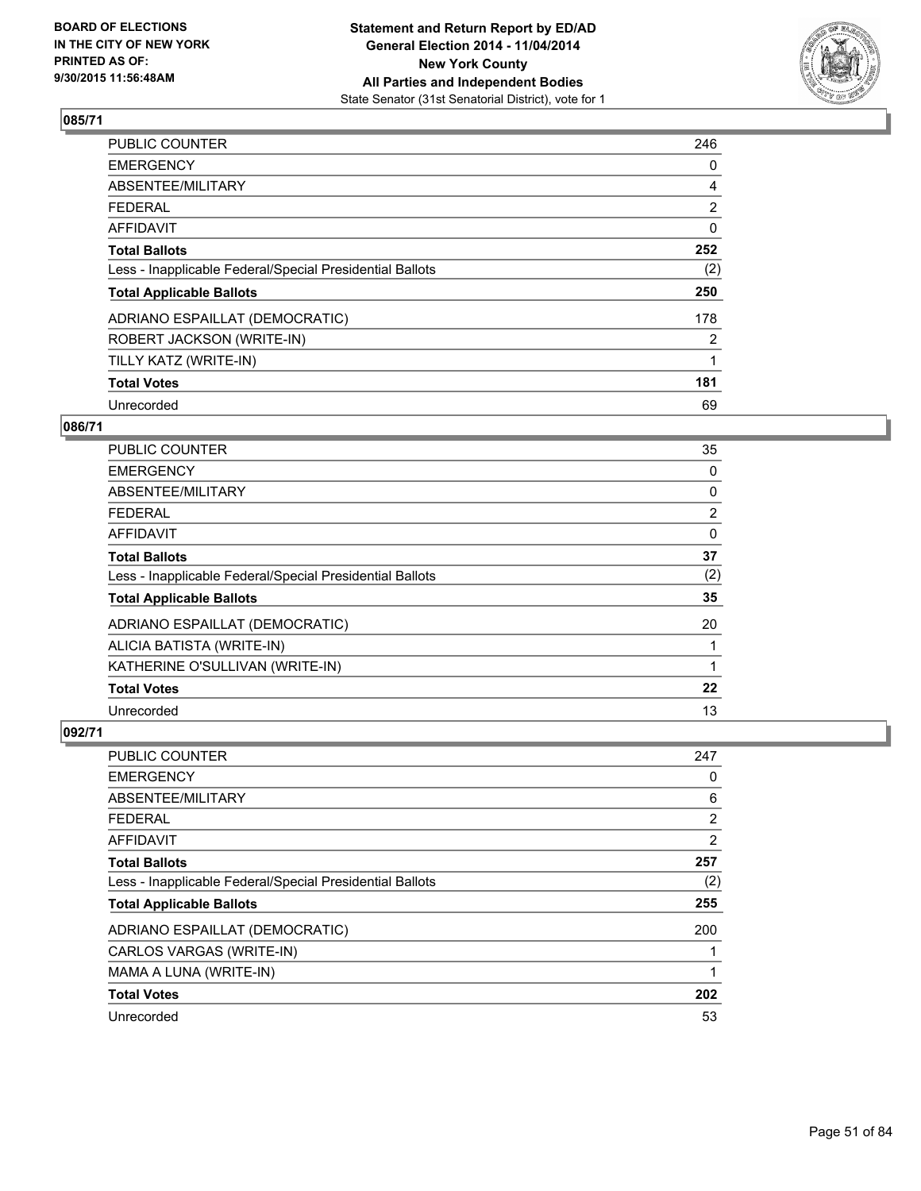**BOARD OF ELECTIONS IN THE CITY OF NEW YORK PRINTED AS OF: 9/30/2015 11:56:48AM**

**Statement and Return Report by ED/AD General Election 2014 - 11/04/2014 New York County All Parties and Independent Bodies**
State Senator (31st Senatorial District), vote for 1

## 085/71

| | |
|---|---|
| PUBLIC COUNTER | 246 |
| EMERGENCY | 0 |
| ABSENTEE/MILITARY | 4 |
| FEDERAL | 2 |
| AFFIDAVIT | 0 |
| **Total Ballots** | **252** |
| Less - Inapplicable Federal/Special Presidential Ballots | (2) |
| **Total Applicable Ballots** | **250** |
| ADRIANO ESPAILLAT (DEMOCRATIC) | 178 |
| ROBERT JACKSON (WRITE-IN) | 2 |
| TILLY KATZ (WRITE-IN) | 1 |
| **Total Votes** | **181** |
| Unrecorded | 69 |

## 086/71

| | |
|---|---|
| PUBLIC COUNTER | 35 |
| EMERGENCY | 0 |
| ABSENTEE/MILITARY | 0 |
| FEDERAL | 2 |
| AFFIDAVIT | 0 |
| **Total Ballots** | **37** |
| Less - Inapplicable Federal/Special Presidential Ballots | (2) |
| **Total Applicable Ballots** | **35** |
| ADRIANO ESPAILLAT (DEMOCRATIC) | 20 |
| ALICIA BATISTA (WRITE-IN) | 1 |
| KATHERINE O'SULLIVAN (WRITE-IN) | 1 |
| **Total Votes** | **22** |
| Unrecorded | 13 |

## 092/71

| | |
|---|---|
| PUBLIC COUNTER | 247 |
| EMERGENCY | 0 |
| ABSENTEE/MILITARY | 6 |
| FEDERAL | 2 |
| AFFIDAVIT | 2 |
| **Total Ballots** | **257** |
| Less - Inapplicable Federal/Special Presidential Ballots | (2) |
| **Total Applicable Ballots** | **255** |
| ADRIANO ESPAILLAT (DEMOCRATIC) | 200 |
| CARLOS VARGAS (WRITE-IN) | 1 |
| MAMA A LUNA (WRITE-IN) | 1 |
| **Total Votes** | **202** |
| Unrecorded | 53 |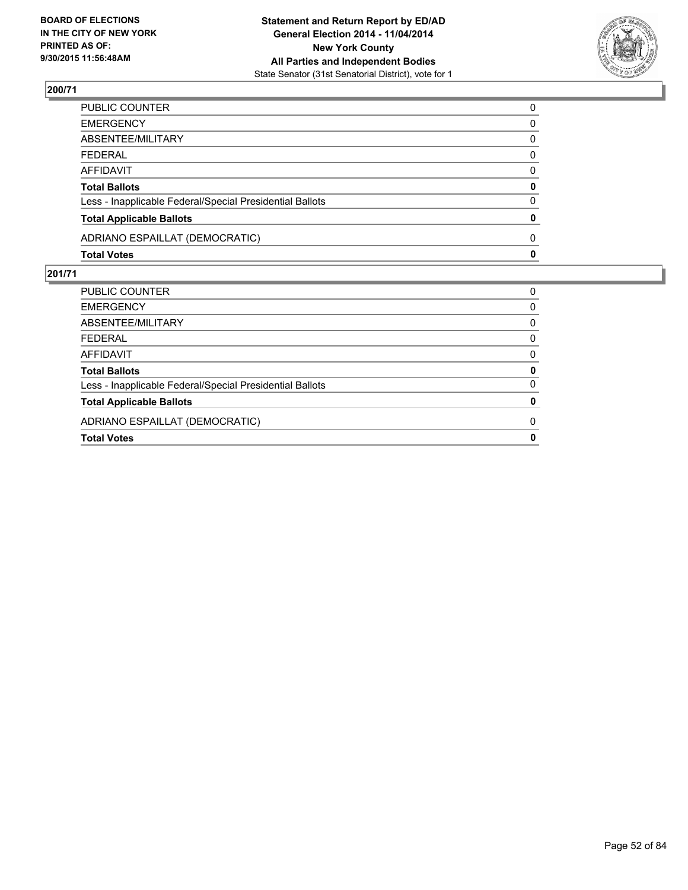BOARD OF ELECTIONS
IN THE CITY OF NEW YORK
PRINTED AS OF:
9/30/2015 11:56:48AM

**Statement and Return Report by ED/AD**
**General Election 2014 - 11/04/2014**
**New York County**
**All Parties and Independent Bodies**
State Senator (31st Senatorial District), vote for 1

## 200/71

| | |
|---|---|
| PUBLIC COUNTER | 0 |
| EMERGENCY | 0 |
| ABSENTEE/MILITARY | 0 |
| FEDERAL | 0 |
| AFFIDAVIT | 0 |
| **Total Ballots** | **0** |
| Less - Inapplicable Federal/Special Presidential Ballots | 0 |
| **Total Applicable Ballots** | **0** |
| ADRIANO ESPAILLAT (DEMOCRATIC) | 0 |
| **Total Votes** | **0** |

## 201/71

| | |
|---|---|
| PUBLIC COUNTER | 0 |
| EMERGENCY | 0 |
| ABSENTEE/MILITARY | 0 |
| FEDERAL | 0 |
| AFFIDAVIT | 0 |
| **Total Ballots** | **0** |
| Less - Inapplicable Federal/Special Presidential Ballots | 0 |
| **Total Applicable Ballots** | **0** |
| ADRIANO ESPAILLAT (DEMOCRATIC) | 0 |
| **Total Votes** | **0** |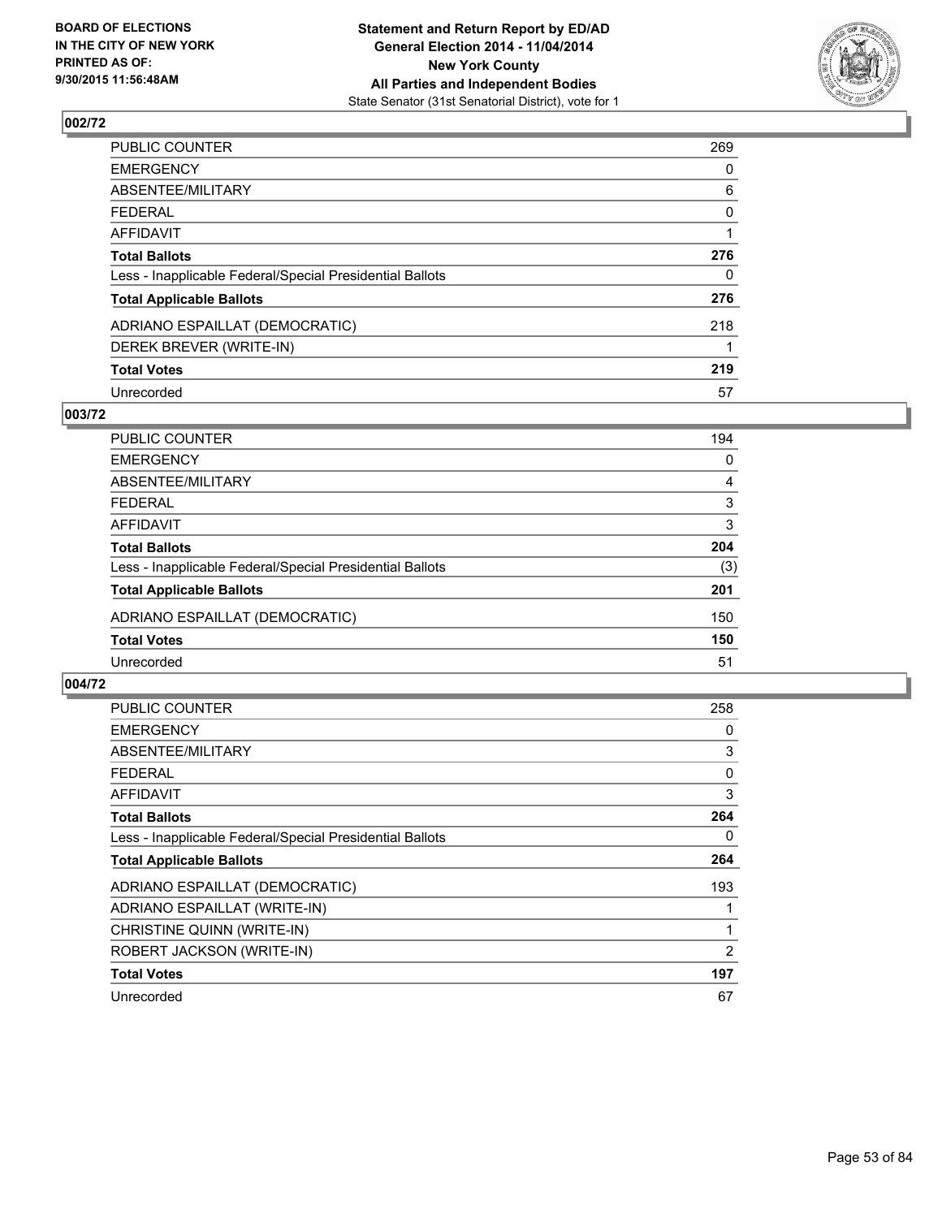**BOARD OF ELECTIONS IN THE CITY OF NEW YORK PRINTED AS OF: 9/30/2015 11:56:48AM**

**Statement and Return Report by ED/AD General Election 2014 - 11/04/2014 New York County All Parties and Independent Bodies**
State Senator (31st Senatorial District), vote for 1

## 002/72

| | |
|---|---|
| PUBLIC COUNTER | 269 |
| EMERGENCY | 0 |
| ABSENTEE/MILITARY | 6 |
| FEDERAL | 0 |
| AFFIDAVIT | 1 |
| **Total Ballots** | **276** |
| Less - Inapplicable Federal/Special Presidential Ballots | 0 |
| **Total Applicable Ballots** | **276** |
| ADRIANO ESPAILLAT (DEMOCRATIC) | 218 |
| DEREK BREVER (WRITE-IN) | 1 |
| **Total Votes** | **219** |
| Unrecorded | 57 |

## 003/72

| | |
|---|---|
| PUBLIC COUNTER | 194 |
| EMERGENCY | 0 |
| ABSENTEE/MILITARY | 4 |
| FEDERAL | 3 |
| AFFIDAVIT | 3 |
| **Total Ballots** | **204** |
| Less - Inapplicable Federal/Special Presidential Ballots | (3) |
| **Total Applicable Ballots** | **201** |
| ADRIANO ESPAILLAT (DEMOCRATIC) | 150 |
| **Total Votes** | **150** |
| Unrecorded | 51 |

## 004/72

| | |
|---|---|
| PUBLIC COUNTER | 258 |
| EMERGENCY | 0 |
| ABSENTEE/MILITARY | 3 |
| FEDERAL | 0 |
| AFFIDAVIT | 3 |
| **Total Ballots** | **264** |
| Less - Inapplicable Federal/Special Presidential Ballots | 0 |
| **Total Applicable Ballots** | **264** |
| ADRIANO ESPAILLAT (DEMOCRATIC) | 193 |
| ADRIANO ESPAILLAT (WRITE-IN) | 1 |
| CHRISTINE QUINN (WRITE-IN) | 1 |
| ROBERT JACKSON (WRITE-IN) | 2 |
| **Total Votes** | **197** |
| Unrecorded | 67 |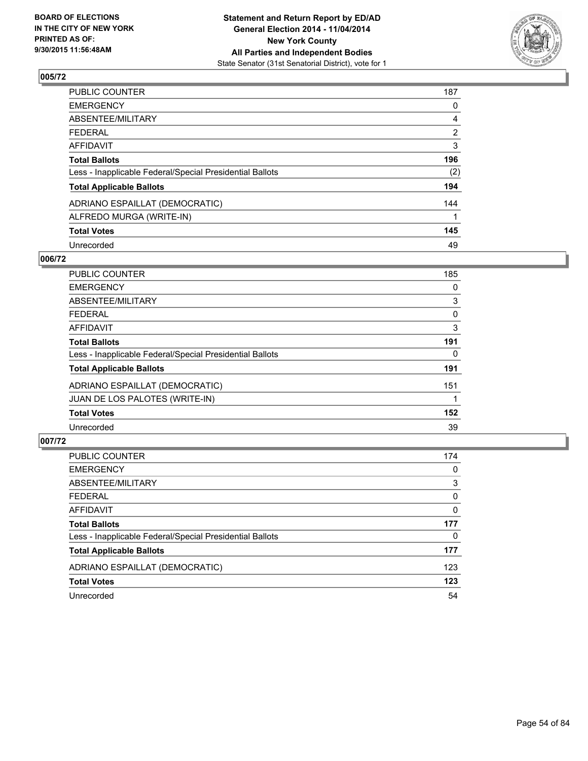**BOARD OF ELECTIONS IN THE CITY OF NEW YORK PRINTED AS OF: 9/30/2015 11:56:48AM**

**Statement and Return Report by ED/AD**
**General Election 2014 - 11/04/2014**
**New York County**
**All Parties and Independent Bodies**
State Senator (31st Senatorial District), vote for 1

## 005/72

| | |
|---|---|
| PUBLIC COUNTER | 187 |
| EMERGENCY | 0 |
| ABSENTEE/MILITARY | 4 |
| FEDERAL | 2 |
| AFFIDAVIT | 3 |
| **Total Ballots** | **196** |
| Less - Inapplicable Federal/Special Presidential Ballots | (2) |
| **Total Applicable Ballots** | **194** |
| ADRIANO ESPAILLAT (DEMOCRATIC) | 144 |
| ALFREDO MURGA (WRITE-IN) | 1 |
| **Total Votes** | **145** |
| Unrecorded | 49 |

## 006/72

| | |
|---|---|
| PUBLIC COUNTER | 185 |
| EMERGENCY | 0 |
| ABSENTEE/MILITARY | 3 |
| FEDERAL | 0 |
| AFFIDAVIT | 3 |
| **Total Ballots** | **191** |
| Less - Inapplicable Federal/Special Presidential Ballots | 0 |
| **Total Applicable Ballots** | **191** |
| ADRIANO ESPAILLAT (DEMOCRATIC) | 151 |
| JUAN DE LOS PALOTES (WRITE-IN) | 1 |
| **Total Votes** | **152** |
| Unrecorded | 39 |

## 007/72

| | |
|---|---|
| PUBLIC COUNTER | 174 |
| EMERGENCY | 0 |
| ABSENTEE/MILITARY | 3 |
| FEDERAL | 0 |
| AFFIDAVIT | 0 |
| **Total Ballots** | **177** |
| Less - Inapplicable Federal/Special Presidential Ballots | 0 |
| **Total Applicable Ballots** | **177** |
| ADRIANO ESPAILLAT (DEMOCRATIC) | 123 |
| **Total Votes** | **123** |
| Unrecorded | 54 |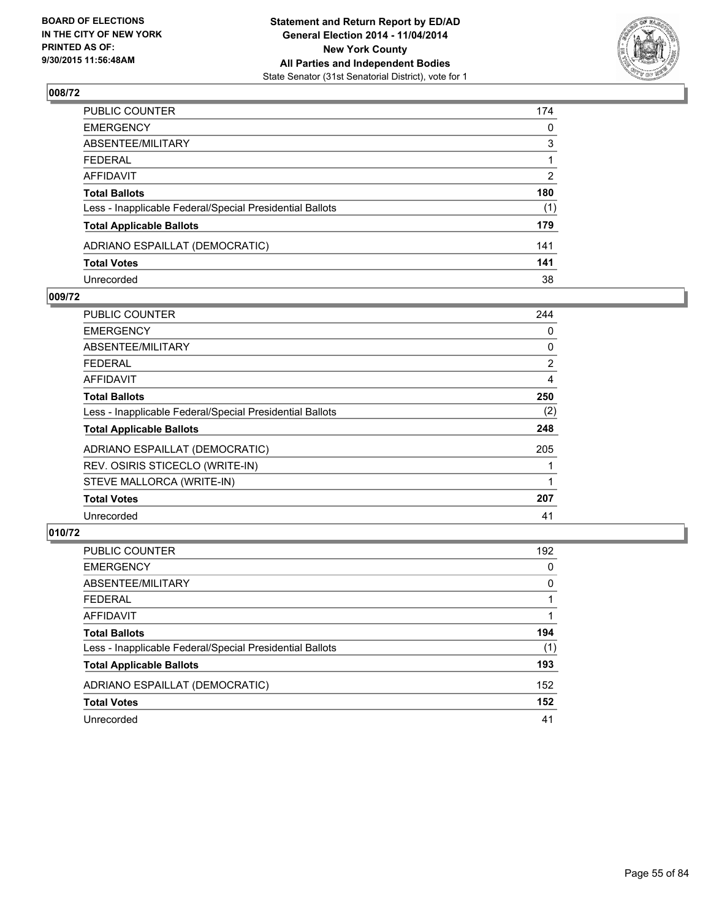## 008/72

| | |
|---|---|
| PUBLIC COUNTER | 174 |
| EMERGENCY | 0 |
| ABSENTEE/MILITARY | 3 |
| FEDERAL | 1 |
| AFFIDAVIT | 2 |
| **Total Ballots** | **180** |
| Less - Inapplicable Federal/Special Presidential Ballots | (1) |
| **Total Applicable Ballots** | **179** |
| ADRIANO ESPAILLAT (DEMOCRATIC) | 141 |
| **Total Votes** | **141** |
| Unrecorded | 38 |

## 009/72

| | |
|---|---|
| PUBLIC COUNTER | 244 |
| EMERGENCY | 0 |
| ABSENTEE/MILITARY | 0 |
| FEDERAL | 2 |
| AFFIDAVIT | 4 |
| **Total Ballots** | **250** |
| Less - Inapplicable Federal/Special Presidential Ballots | (2) |
| **Total Applicable Ballots** | **248** |
| ADRIANO ESPAILLAT (DEMOCRATIC) | 205 |
| REV. OSIRIS STICECLO (WRITE-IN) | 1 |
| STEVE MALLORCA (WRITE-IN) | 1 |
| **Total Votes** | **207** |
| Unrecorded | 41 |

## 010/72

| | |
|---|---|
| PUBLIC COUNTER | 192 |
| EMERGENCY | 0 |
| ABSENTEE/MILITARY | 0 |
| FEDERAL | 1 |
| AFFIDAVIT | 1 |
| **Total Ballots** | **194** |
| Less - Inapplicable Federal/Special Presidential Ballots | (1) |
| **Total Applicable Ballots** | **193** |
| ADRIANO ESPAILLAT (DEMOCRATIC) | 152 |
| **Total Votes** | **152** |
| Unrecorded | 41 |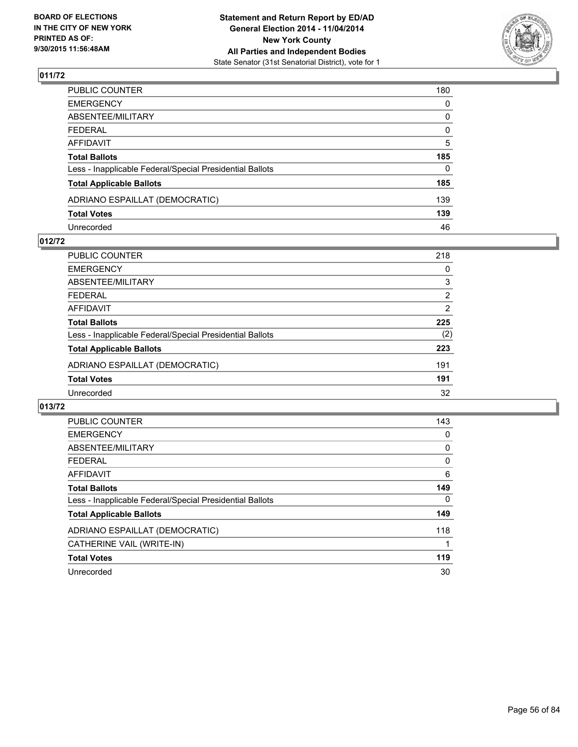**BOARD OF ELECTIONS IN THE CITY OF NEW YORK PRINTED AS OF: 9/30/2015 11:56:48AM**

**Statement and Return Report by ED/AD General Election 2014 - 11/04/2014 New York County All Parties and Independent Bodies**
State Senator (31st Senatorial District), vote for 1

## 011/72

| | |
|---|---|
| PUBLIC COUNTER | 180 |
| EMERGENCY | 0 |
| ABSENTEE/MILITARY | 0 |
| FEDERAL | 0 |
| AFFIDAVIT | 5 |
| **Total Ballots** | **185** |
| Less - Inapplicable Federal/Special Presidential Ballots | 0 |
| **Total Applicable Ballots** | **185** |
| ADRIANO ESPAILLAT (DEMOCRATIC) | 139 |
| **Total Votes** | **139** |
| Unrecorded | 46 |

## 012/72

| | |
|---|---|
| PUBLIC COUNTER | 218 |
| EMERGENCY | 0 |
| ABSENTEE/MILITARY | 3 |
| FEDERAL | 2 |
| AFFIDAVIT | 2 |
| **Total Ballots** | **225** |
| Less - Inapplicable Federal/Special Presidential Ballots | (2) |
| **Total Applicable Ballots** | **223** |
| ADRIANO ESPAILLAT (DEMOCRATIC) | 191 |
| **Total Votes** | **191** |
| Unrecorded | 32 |

## 013/72

| | |
|---|---|
| PUBLIC COUNTER | 143 |
| EMERGENCY | 0 |
| ABSENTEE/MILITARY | 0 |
| FEDERAL | 0 |
| AFFIDAVIT | 6 |
| **Total Ballots** | **149** |
| Less - Inapplicable Federal/Special Presidential Ballots | 0 |
| **Total Applicable Ballots** | **149** |
| ADRIANO ESPAILLAT (DEMOCRATIC) | 118 |
| CATHERINE VAIL (WRITE-IN) | 1 |
| **Total Votes** | **119** |
| Unrecorded | 30 |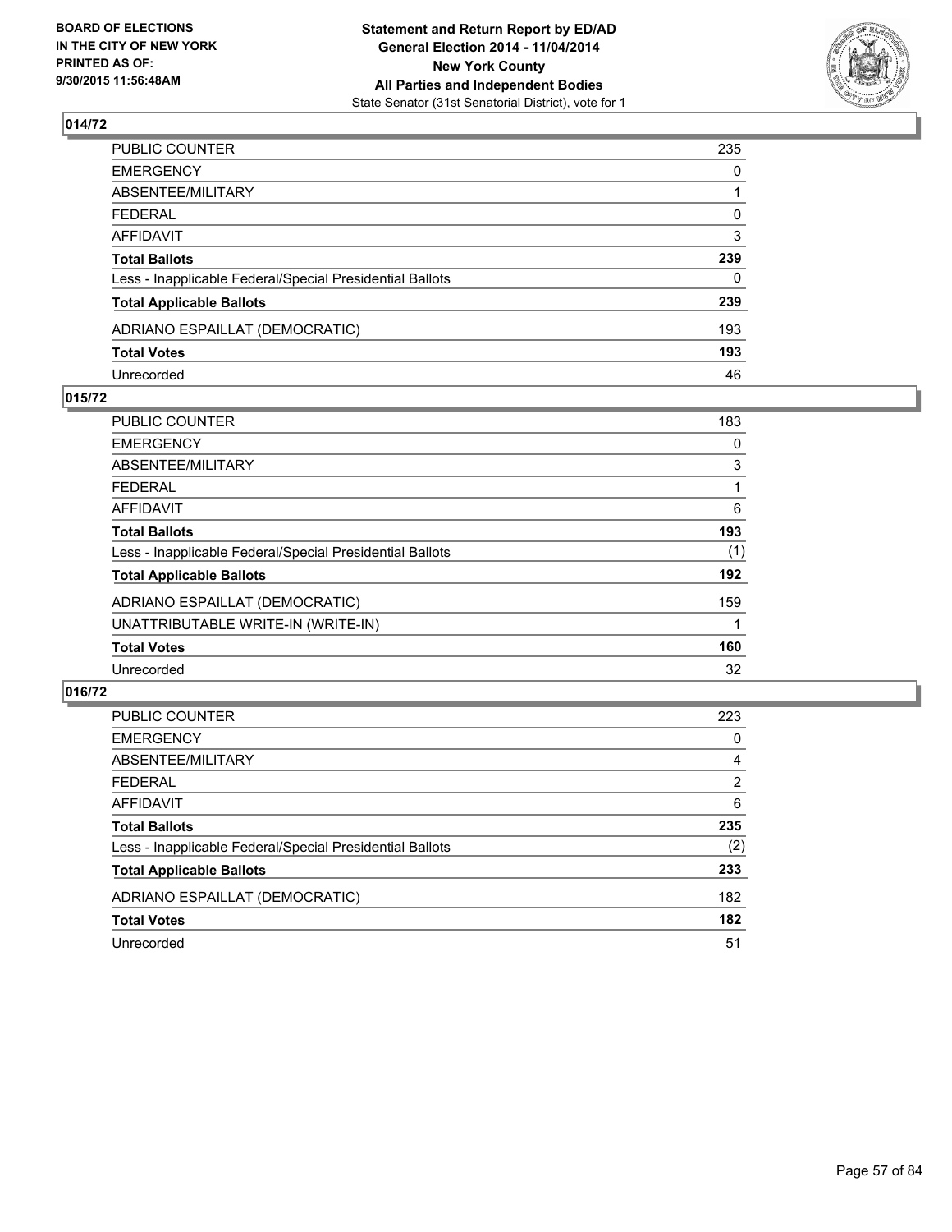## 014/72

| | |
|---|---|
| PUBLIC COUNTER | 235 |
| EMERGENCY | 0 |
| ABSENTEE/MILITARY | 1 |
| FEDERAL | 0 |
| AFFIDAVIT | 3 |
| **Total Ballots** | **239** |
| Less - Inapplicable Federal/Special Presidential Ballots | 0 |
| **Total Applicable Ballots** | **239** |
| ADRIANO ESPAILLAT (DEMOCRATIC) | 193 |
| **Total Votes** | **193** |
| Unrecorded | 46 |

## 015/72

| | |
|---|---|
| PUBLIC COUNTER | 183 |
| EMERGENCY | 0 |
| ABSENTEE/MILITARY | 3 |
| FEDERAL | 1 |
| AFFIDAVIT | 6 |
| **Total Ballots** | **193** |
| Less - Inapplicable Federal/Special Presidential Ballots | (1) |
| **Total Applicable Ballots** | **192** |
| ADRIANO ESPAILLAT (DEMOCRATIC) | 159 |
| UNATTRIBUTABLE WRITE-IN (WRITE-IN) | 1 |
| **Total Votes** | **160** |
| Unrecorded | 32 |

## 016/72

| | |
|---|---|
| PUBLIC COUNTER | 223 |
| EMERGENCY | 0 |
| ABSENTEE/MILITARY | 4 |
| FEDERAL | 2 |
| AFFIDAVIT | 6 |
| **Total Ballots** | **235** |
| Less - Inapplicable Federal/Special Presidential Ballots | (2) |
| **Total Applicable Ballots** | **233** |
| ADRIANO ESPAILLAT (DEMOCRATIC) | 182 |
| **Total Votes** | **182** |
| Unrecorded | 51 |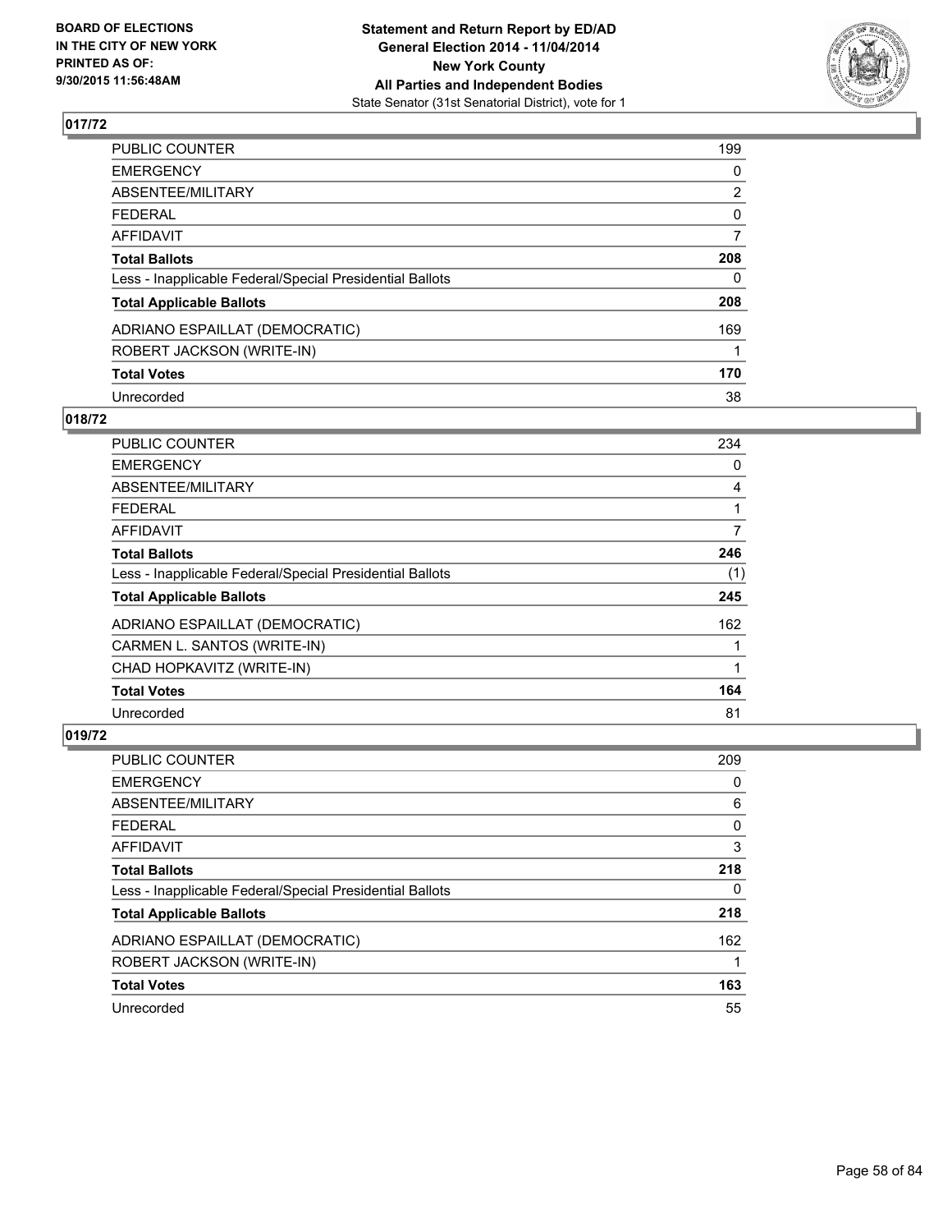**Statement and Return Report by ED/AD**
**General Election 2014 - 11/04/2014**
**New York County**
**All Parties and Independent Bodies**
State Senator (31st Senatorial District), vote for 1

BOARD OF ELECTIONS
IN THE CITY OF NEW YORK
PRINTED AS OF:
9/30/2015 11:56:48AM

## 017/72

| | |
|---|---|
| PUBLIC COUNTER | 199 |
| EMERGENCY | 0 |
| ABSENTEE/MILITARY | 2 |
| FEDERAL | 0 |
| AFFIDAVIT | 7 |
| **Total Ballots** | **208** |
| Less - Inapplicable Federal/Special Presidential Ballots | 0 |
| **Total Applicable Ballots** | **208** |
| ADRIANO ESPAILLAT (DEMOCRATIC) | 169 |
| ROBERT JACKSON (WRITE-IN) | 1 |
| **Total Votes** | **170** |
| Unrecorded | 38 |

## 018/72

| | |
|---|---|
| PUBLIC COUNTER | 234 |
| EMERGENCY | 0 |
| ABSENTEE/MILITARY | 4 |
| FEDERAL | 1 |
| AFFIDAVIT | 7 |
| **Total Ballots** | **246** |
| Less - Inapplicable Federal/Special Presidential Ballots | (1) |
| **Total Applicable Ballots** | **245** |
| ADRIANO ESPAILLAT (DEMOCRATIC) | 162 |
| CARMEN L. SANTOS (WRITE-IN) | 1 |
| CHAD HOPKAVITZ (WRITE-IN) | 1 |
| **Total Votes** | **164** |
| Unrecorded | 81 |

## 019/72

| | |
|---|---|
| PUBLIC COUNTER | 209 |
| EMERGENCY | 0 |
| ABSENTEE/MILITARY | 6 |
| FEDERAL | 0 |
| AFFIDAVIT | 3 |
| **Total Ballots** | **218** |
| Less - Inapplicable Federal/Special Presidential Ballots | 0 |
| **Total Applicable Ballots** | **218** |
| ADRIANO ESPAILLAT (DEMOCRATIC) | 162 |
| ROBERT JACKSON (WRITE-IN) | 1 |
| **Total Votes** | **163** |
| Unrecorded | 55 |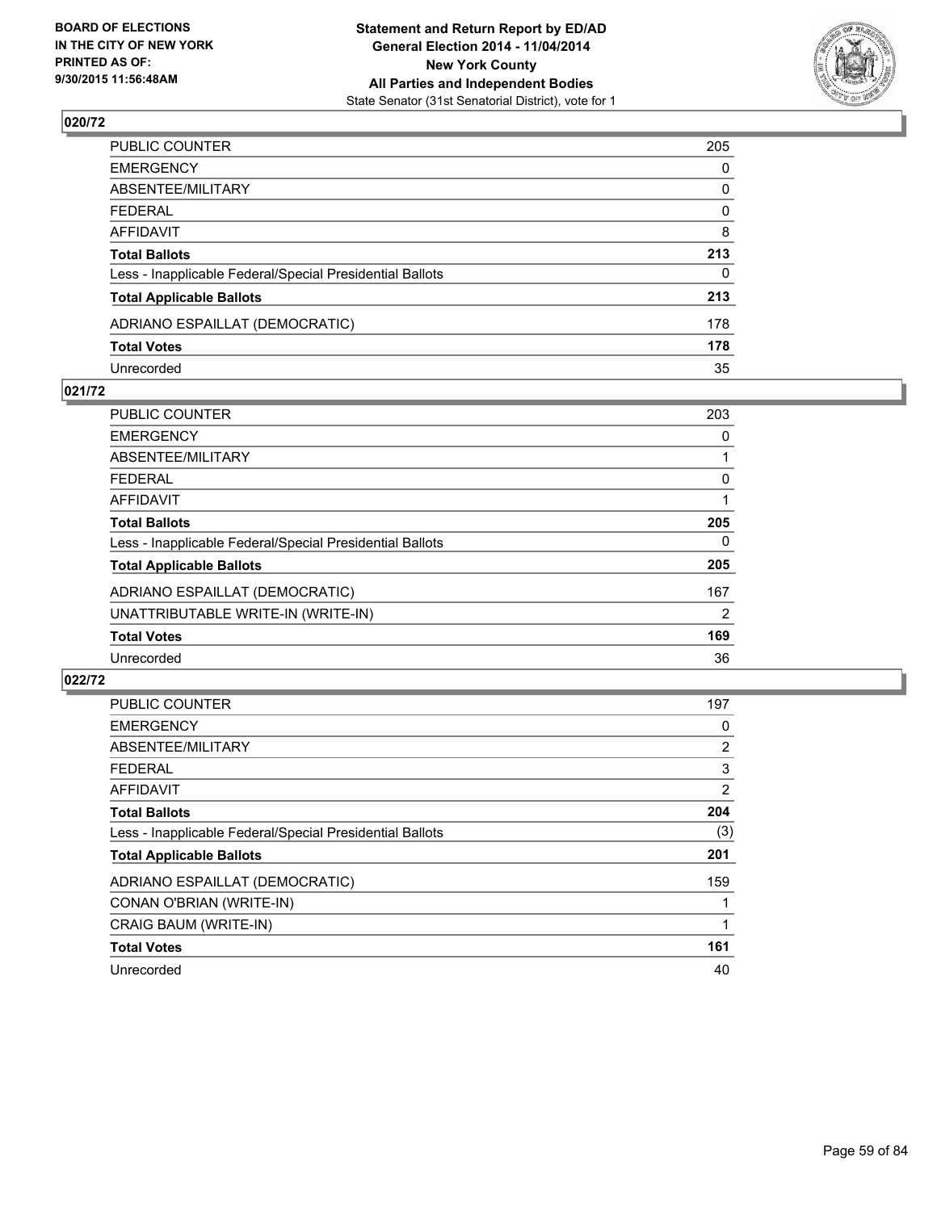BOARD OF ELECTIONS
IN THE CITY OF NEW YORK
PRINTED AS OF:
9/30/2015 11:56:48AM

**Statement and Return Report by ED/AD**
**General Election 2014 - 11/04/2014**
**New York County**
**All Parties and Independent Bodies**
State Senator (31st Senatorial District), vote for 1

## 020/72

| | |
|---|---|
| PUBLIC COUNTER | 205 |
| EMERGENCY | 0 |
| ABSENTEE/MILITARY | 0 |
| FEDERAL | 0 |
| AFFIDAVIT | 8 |
| **Total Ballots** | **213** |
| Less - Inapplicable Federal/Special Presidential Ballots | 0 |
| **Total Applicable Ballots** | **213** |
| ADRIANO ESPAILLAT (DEMOCRATIC) | 178 |
| **Total Votes** | **178** |
| Unrecorded | 35 |

## 021/72

| | |
|---|---|
| PUBLIC COUNTER | 203 |
| EMERGENCY | 0 |
| ABSENTEE/MILITARY | 1 |
| FEDERAL | 0 |
| AFFIDAVIT | 1 |
| **Total Ballots** | **205** |
| Less - Inapplicable Federal/Special Presidential Ballots | 0 |
| **Total Applicable Ballots** | **205** |
| ADRIANO ESPAILLAT (DEMOCRATIC) | 167 |
| UNATTRIBUTABLE WRITE-IN (WRITE-IN) | 2 |
| **Total Votes** | **169** |
| Unrecorded | 36 |

## 022/72

| | |
|---|---|
| PUBLIC COUNTER | 197 |
| EMERGENCY | 0 |
| ABSENTEE/MILITARY | 2 |
| FEDERAL | 3 |
| AFFIDAVIT | 2 |
| **Total Ballots** | **204** |
| Less - Inapplicable Federal/Special Presidential Ballots | (3) |
| **Total Applicable Ballots** | **201** |
| ADRIANO ESPAILLAT (DEMOCRATIC) | 159 |
| CONAN O'BRIAN (WRITE-IN) | 1 |
| CRAIG BAUM (WRITE-IN) | 1 |
| **Total Votes** | **161** |
| Unrecorded | 40 |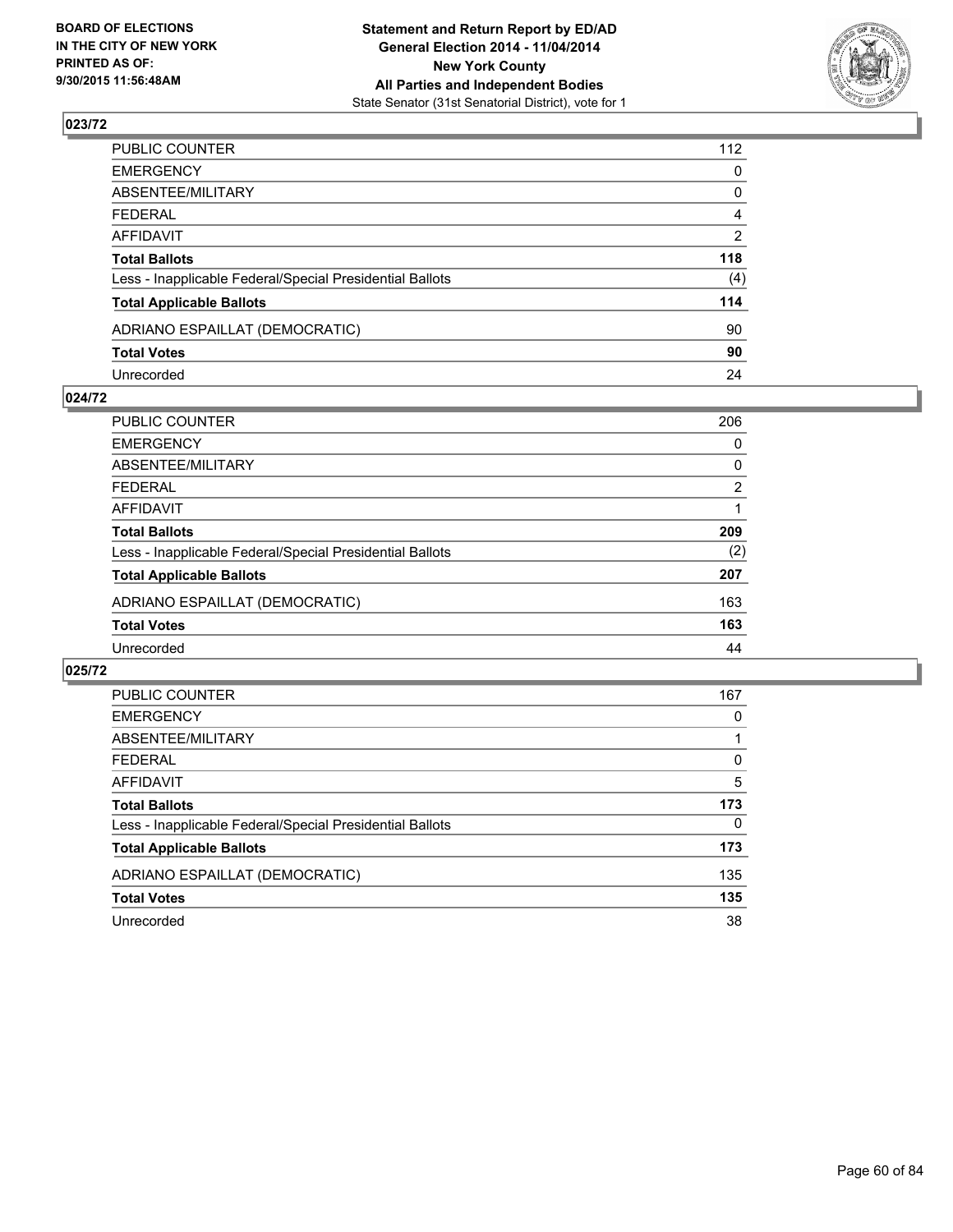**BOARD OF ELECTIONS IN THE CITY OF NEW YORK PRINTED AS OF: 9/30/2015 11:56:48AM**

**Statement and Return Report by ED/AD General Election 2014 - 11/04/2014 New York County All Parties and Independent Bodies**
State Senator (31st Senatorial District), vote for 1

## 023/72

| | |
|---|---|
| PUBLIC COUNTER | 112 |
| EMERGENCY | 0 |
| ABSENTEE/MILITARY | 0 |
| FEDERAL | 4 |
| AFFIDAVIT | 2 |
| **Total Ballots** | **118** |
| Less - Inapplicable Federal/Special Presidential Ballots | (4) |
| **Total Applicable Ballots** | **114** |
| ADRIANO ESPAILLAT (DEMOCRATIC) | 90 |
| **Total Votes** | **90** |
| Unrecorded | 24 |

## 024/72

| | |
|---|---|
| PUBLIC COUNTER | 206 |
| EMERGENCY | 0 |
| ABSENTEE/MILITARY | 0 |
| FEDERAL | 2 |
| AFFIDAVIT | 1 |
| **Total Ballots** | **209** |
| Less - Inapplicable Federal/Special Presidential Ballots | (2) |
| **Total Applicable Ballots** | **207** |
| ADRIANO ESPAILLAT (DEMOCRATIC) | 163 |
| **Total Votes** | **163** |
| Unrecorded | 44 |

## 025/72

| | |
|---|---|
| PUBLIC COUNTER | 167 |
| EMERGENCY | 0 |
| ABSENTEE/MILITARY | 1 |
| FEDERAL | 0 |
| AFFIDAVIT | 5 |
| **Total Ballots** | **173** |
| Less - Inapplicable Federal/Special Presidential Ballots | 0 |
| **Total Applicable Ballots** | **173** |
| ADRIANO ESPAILLAT (DEMOCRATIC) | 135 |
| **Total Votes** | **135** |
| Unrecorded | 38 |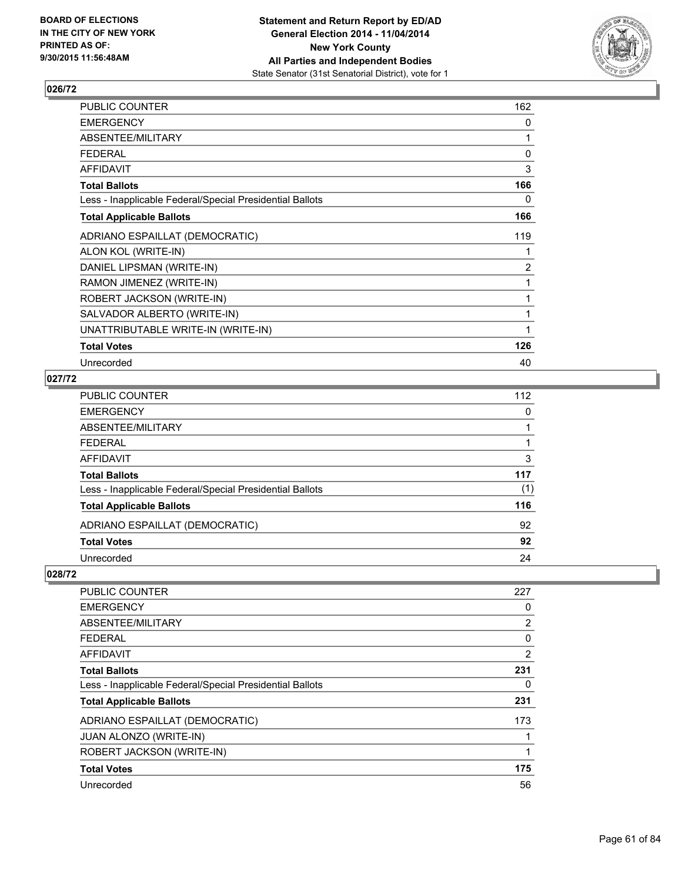**Statement and Return Report by ED/AD**
**General Election 2014 - 11/04/2014**
**New York County**
**All Parties and Independent Bodies**
State Senator (31st Senatorial District), vote for 1

BOARD OF ELECTIONS
IN THE CITY OF NEW YORK
PRINTED AS OF:
9/30/2015 11:56:48AM

## 026/72

| | |
|---|---|
| PUBLIC COUNTER | 162 |
| EMERGENCY | 0 |
| ABSENTEE/MILITARY | 1 |
| FEDERAL | 0 |
| AFFIDAVIT | 3 |
| **Total Ballots** | **166** |
| Less - Inapplicable Federal/Special Presidential Ballots | 0 |
| **Total Applicable Ballots** | **166** |
| ADRIANO ESPAILLAT (DEMOCRATIC) | 119 |
| ALON KOL (WRITE-IN) | 1 |
| DANIEL LIPSMAN (WRITE-IN) | 2 |
| RAMON JIMENEZ (WRITE-IN) | 1 |
| ROBERT JACKSON (WRITE-IN) | 1 |
| SALVADOR ALBERTO (WRITE-IN) | 1 |
| UNATTRIBUTABLE WRITE-IN (WRITE-IN) | 1 |
| **Total Votes** | **126** |
| Unrecorded | 40 |

## 027/72

| | |
|---|---|
| PUBLIC COUNTER | 112 |
| EMERGENCY | 0 |
| ABSENTEE/MILITARY | 1 |
| FEDERAL | 1 |
| AFFIDAVIT | 3 |
| **Total Ballots** | **117** |
| Less - Inapplicable Federal/Special Presidential Ballots | (1) |
| **Total Applicable Ballots** | **116** |
| ADRIANO ESPAILLAT (DEMOCRATIC) | 92 |
| **Total Votes** | **92** |
| Unrecorded | 24 |

## 028/72

| | |
|---|---|
| PUBLIC COUNTER | 227 |
| EMERGENCY | 0 |
| ABSENTEE/MILITARY | 2 |
| FEDERAL | 0 |
| AFFIDAVIT | 2 |
| **Total Ballots** | **231** |
| Less - Inapplicable Federal/Special Presidential Ballots | 0 |
| **Total Applicable Ballots** | **231** |
| ADRIANO ESPAILLAT (DEMOCRATIC) | 173 |
| JUAN ALONZO (WRITE-IN) | 1 |
| ROBERT JACKSON (WRITE-IN) | 1 |
| **Total Votes** | **175** |
| Unrecorded | 56 |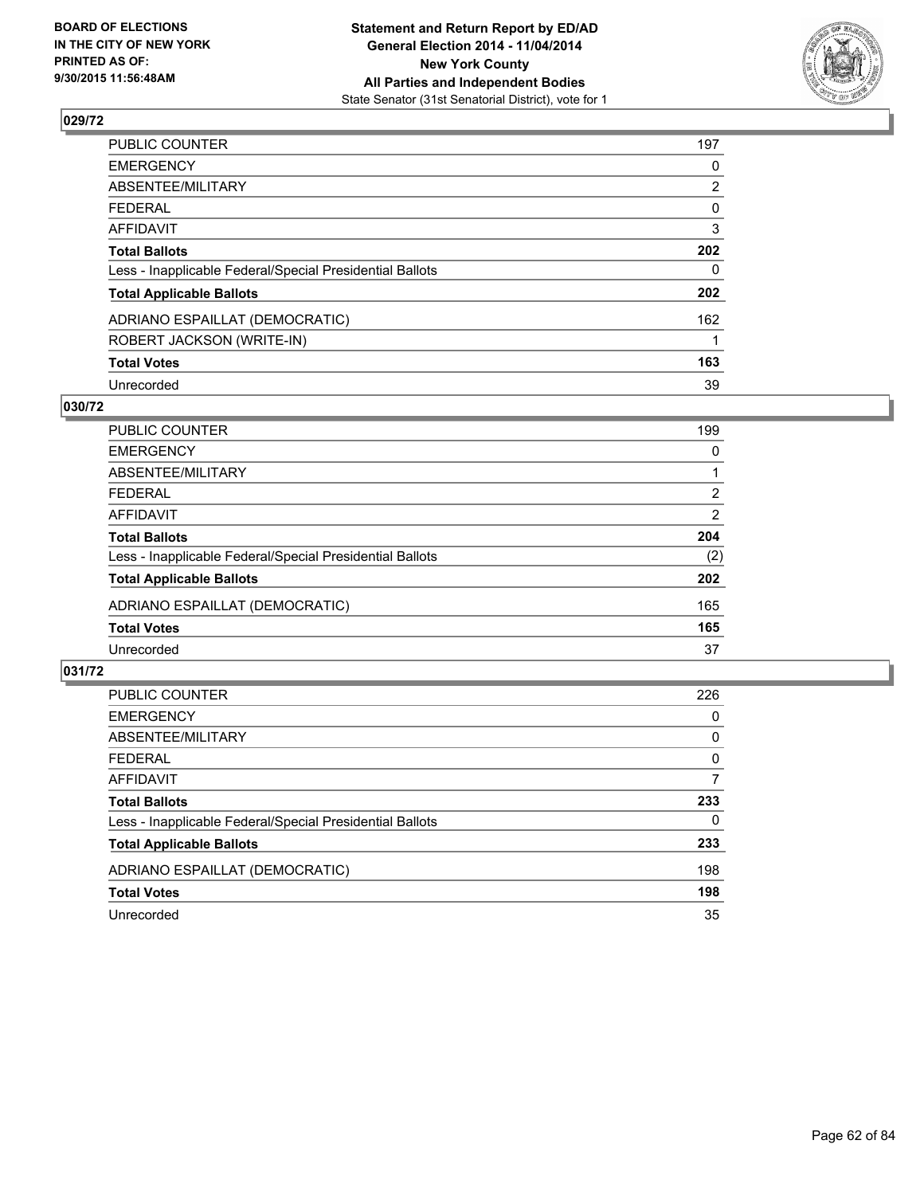**BOARD OF ELECTIONS IN THE CITY OF NEW YORK PRINTED AS OF: 9/30/2015 11:56:48AM**

**Statement and Return Report by ED/AD General Election 2014 - 11/04/2014 New York County All Parties and Independent Bodies**
State Senator (31st Senatorial District), vote for 1

## 029/72

| | |
|---|---|
| PUBLIC COUNTER | 197 |
| EMERGENCY | 0 |
| ABSENTEE/MILITARY | 2 |
| FEDERAL | 0 |
| AFFIDAVIT | 3 |
| **Total Ballots** | **202** |
| Less - Inapplicable Federal/Special Presidential Ballots | 0 |
| **Total Applicable Ballots** | **202** |
| ADRIANO ESPAILLAT (DEMOCRATIC) | 162 |
| ROBERT JACKSON (WRITE-IN) | 1 |
| **Total Votes** | **163** |
| Unrecorded | 39 |

## 030/72

| | |
|---|---|
| PUBLIC COUNTER | 199 |
| EMERGENCY | 0 |
| ABSENTEE/MILITARY | 1 |
| FEDERAL | 2 |
| AFFIDAVIT | 2 |
| **Total Ballots** | **204** |
| Less - Inapplicable Federal/Special Presidential Ballots | (2) |
| **Total Applicable Ballots** | **202** |
| ADRIANO ESPAILLAT (DEMOCRATIC) | 165 |
| **Total Votes** | **165** |
| Unrecorded | 37 |

## 031/72

| | |
|---|---|
| PUBLIC COUNTER | 226 |
| EMERGENCY | 0 |
| ABSENTEE/MILITARY | 0 |
| FEDERAL | 0 |
| AFFIDAVIT | 7 |
| **Total Ballots** | **233** |
| Less - Inapplicable Federal/Special Presidential Ballots | 0 |
| **Total Applicable Ballots** | **233** |
| ADRIANO ESPAILLAT (DEMOCRATIC) | 198 |
| **Total Votes** | **198** |
| Unrecorded | 35 |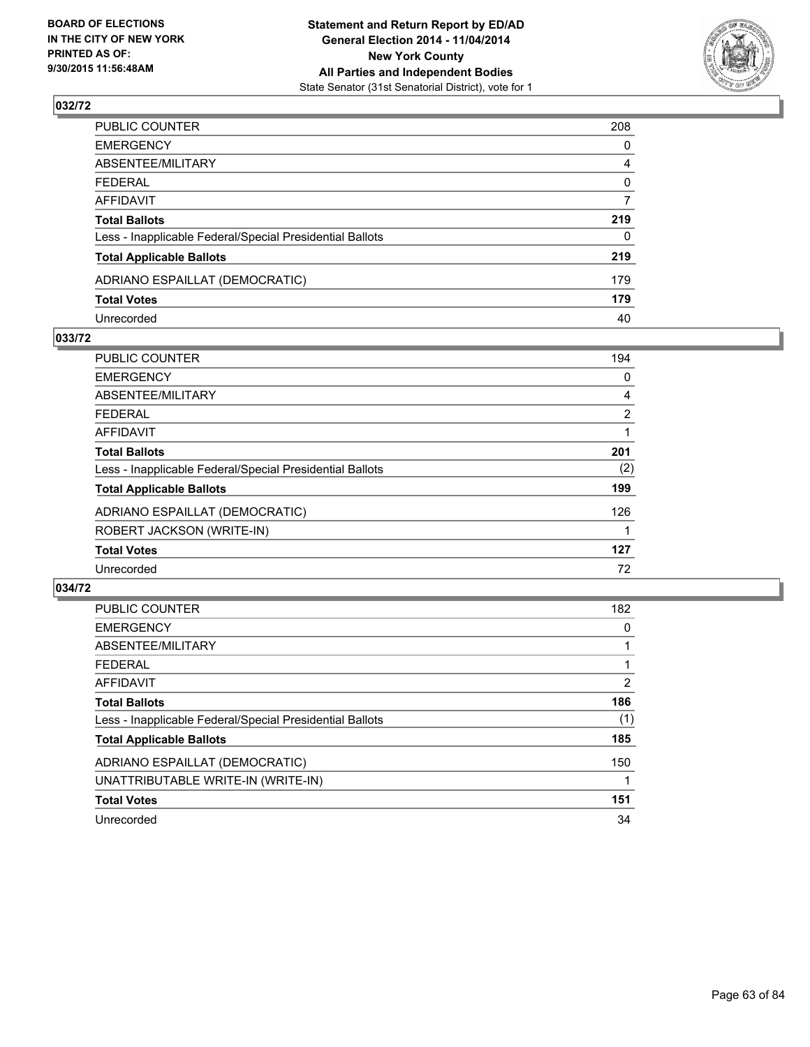**BOARD OF ELECTIONS IN THE CITY OF NEW YORK PRINTED AS OF: 9/30/2015 11:56:48AM**

**Statement and Return Report by ED/AD General Election 2014 - 11/04/2014 New York County All Parties and Independent Bodies**
State Senator (31st Senatorial District), vote for 1

### 032/72

| | |
|---|---|
| PUBLIC COUNTER | 208 |
| EMERGENCY | 0 |
| ABSENTEE/MILITARY | 4 |
| FEDERAL | 0 |
| AFFIDAVIT | 7 |
| **Total Ballots** | **219** |
| Less - Inapplicable Federal/Special Presidential Ballots | 0 |
| **Total Applicable Ballots** | **219** |
| ADRIANO ESPAILLAT (DEMOCRATIC) | 179 |
| **Total Votes** | **179** |
| Unrecorded | 40 |

### 033/72

| | |
|---|---|
| PUBLIC COUNTER | 194 |
| EMERGENCY | 0 |
| ABSENTEE/MILITARY | 4 |
| FEDERAL | 2 |
| AFFIDAVIT | 1 |
| **Total Ballots** | **201** |
| Less - Inapplicable Federal/Special Presidential Ballots | (2) |
| **Total Applicable Ballots** | **199** |
| ADRIANO ESPAILLAT (DEMOCRATIC) | 126 |
| ROBERT JACKSON (WRITE-IN) | 1 |
| **Total Votes** | **127** |
| Unrecorded | 72 |

### 034/72

| | |
|---|---|
| PUBLIC COUNTER | 182 |
| EMERGENCY | 0 |
| ABSENTEE/MILITARY | 1 |
| FEDERAL | 1 |
| AFFIDAVIT | 2 |
| **Total Ballots** | **186** |
| Less - Inapplicable Federal/Special Presidential Ballots | (1) |
| **Total Applicable Ballots** | **185** |
| ADRIANO ESPAILLAT (DEMOCRATIC) | 150 |
| UNATTRIBUTABLE WRITE-IN (WRITE-IN) | 1 |
| **Total Votes** | **151** |
| Unrecorded | 34 |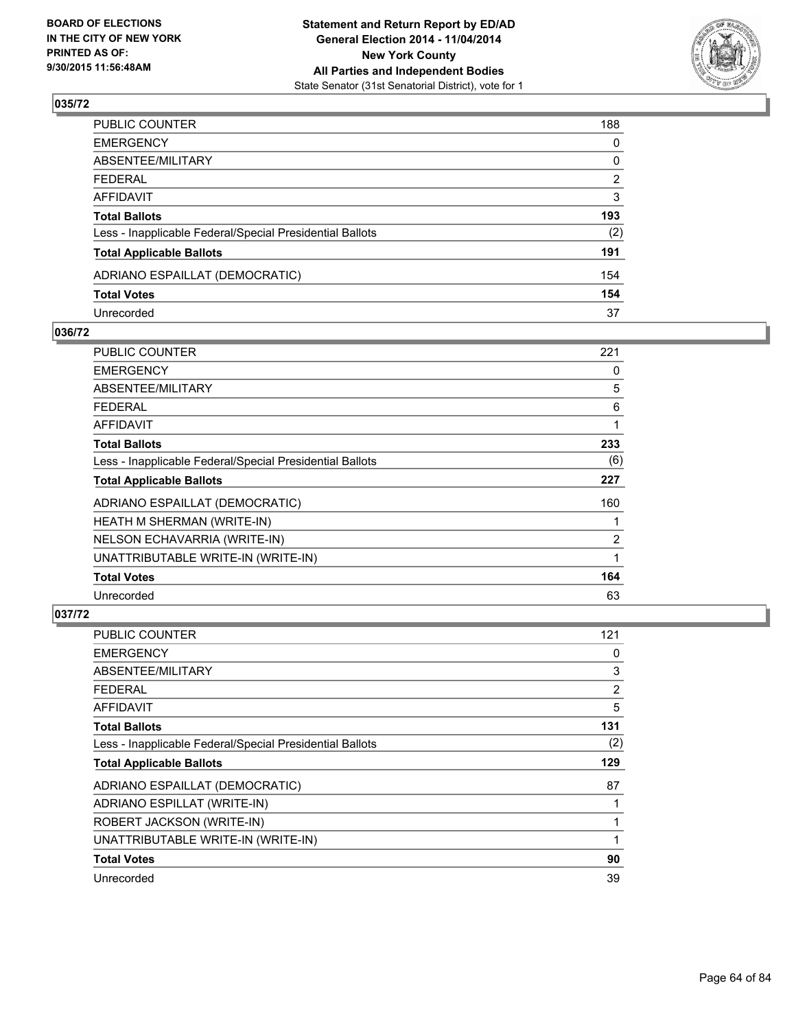BOARD OF ELECTIONS
IN THE CITY OF NEW YORK
PRINTED AS OF:
9/30/2015 11:56:48AM

**Statement and Return Report by ED/AD**
**General Election 2014 - 11/04/2014**
**New York County**
**All Parties and Independent Bodies**
State Senator (31st Senatorial District), vote for 1

## 035/72

| | |
|---|---|
| PUBLIC COUNTER | 188 |
| EMERGENCY | 0 |
| ABSENTEE/MILITARY | 0 |
| FEDERAL | 2 |
| AFFIDAVIT | 3 |
| **Total Ballots** | **193** |
| Less - Inapplicable Federal/Special Presidential Ballots | (2) |
| **Total Applicable Ballots** | **191** |
| ADRIANO ESPAILLAT (DEMOCRATIC) | 154 |
| **Total Votes** | **154** |
| Unrecorded | 37 |

## 036/72

| | |
|---|---|
| PUBLIC COUNTER | 221 |
| EMERGENCY | 0 |
| ABSENTEE/MILITARY | 5 |
| FEDERAL | 6 |
| AFFIDAVIT | 1 |
| **Total Ballots** | **233** |
| Less - Inapplicable Federal/Special Presidential Ballots | (6) |
| **Total Applicable Ballots** | **227** |
| ADRIANO ESPAILLAT (DEMOCRATIC) | 160 |
| HEATH M SHERMAN (WRITE-IN) | 1 |
| NELSON ECHAVARRIA (WRITE-IN) | 2 |
| UNATTRIBUTABLE WRITE-IN (WRITE-IN) | 1 |
| **Total Votes** | **164** |
| Unrecorded | 63 |

## 037/72

| | |
|---|---|
| PUBLIC COUNTER | 121 |
| EMERGENCY | 0 |
| ABSENTEE/MILITARY | 3 |
| FEDERAL | 2 |
| AFFIDAVIT | 5 |
| **Total Ballots** | **131** |
| Less - Inapplicable Federal/Special Presidential Ballots | (2) |
| **Total Applicable Ballots** | **129** |
| ADRIANO ESPAILLAT (DEMOCRATIC) | 87 |
| ADRIANO ESPILLAT (WRITE-IN) | 1 |
| ROBERT JACKSON (WRITE-IN) | 1 |
| UNATTRIBUTABLE WRITE-IN (WRITE-IN) | 1 |
| **Total Votes** | **90** |
| Unrecorded | 39 |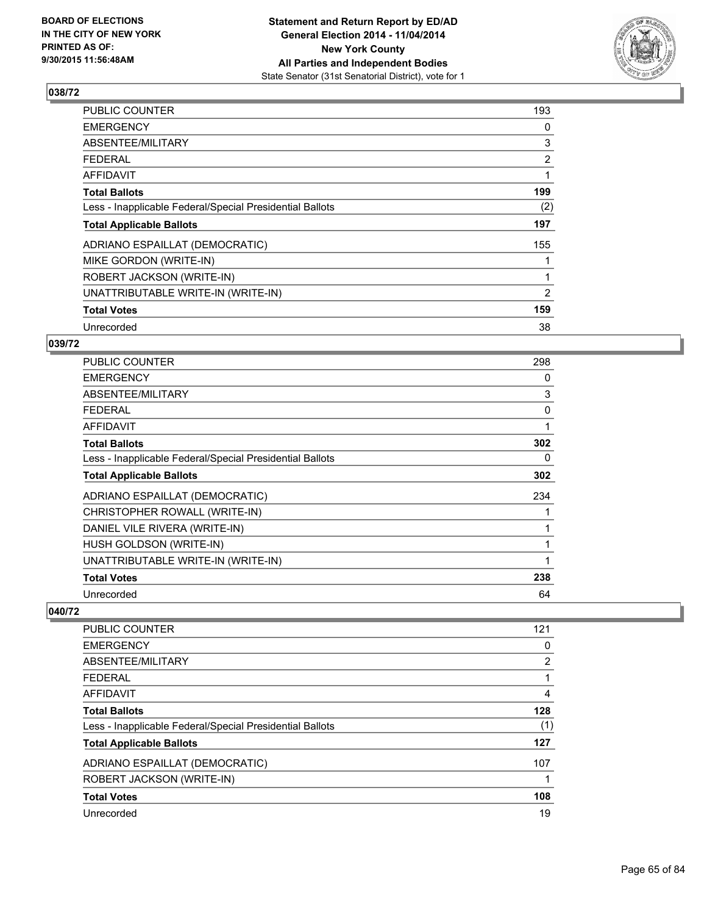**Statement and Return Report by ED/AD**
**General Election 2014 - 11/04/2014**
**New York County**
**All Parties and Independent Bodies**
State Senator (31st Senatorial District), vote for 1

BOARD OF ELECTIONS IN THE CITY OF NEW YORK PRINTED AS OF: 9/30/2015 11:56:48AM

## 038/72

| | |
|---|---|
| PUBLIC COUNTER | 193 |
| EMERGENCY | 0 |
| ABSENTEE/MILITARY | 3 |
| FEDERAL | 2 |
| AFFIDAVIT | 1 |
| **Total Ballots** | **199** |
| Less - Inapplicable Federal/Special Presidential Ballots | (2) |
| **Total Applicable Ballots** | **197** |
| ADRIANO ESPAILLAT (DEMOCRATIC) | 155 |
| MIKE GORDON (WRITE-IN) | 1 |
| ROBERT JACKSON (WRITE-IN) | 1 |
| UNATTRIBUTABLE WRITE-IN (WRITE-IN) | 2 |
| **Total Votes** | **159** |
| Unrecorded | 38 |

## 039/72

| | |
|---|---|
| PUBLIC COUNTER | 298 |
| EMERGENCY | 0 |
| ABSENTEE/MILITARY | 3 |
| FEDERAL | 0 |
| AFFIDAVIT | 1 |
| **Total Ballots** | **302** |
| Less - Inapplicable Federal/Special Presidential Ballots | 0 |
| **Total Applicable Ballots** | **302** |
| ADRIANO ESPAILLAT (DEMOCRATIC) | 234 |
| CHRISTOPHER ROWALL (WRITE-IN) | 1 |
| DANIEL VILE RIVERA (WRITE-IN) | 1 |
| HUSH GOLDSON (WRITE-IN) | 1 |
| UNATTRIBUTABLE WRITE-IN (WRITE-IN) | 1 |
| **Total Votes** | **238** |
| Unrecorded | 64 |

## 040/72

| | |
|---|---|
| PUBLIC COUNTER | 121 |
| EMERGENCY | 0 |
| ABSENTEE/MILITARY | 2 |
| FEDERAL | 1 |
| AFFIDAVIT | 4 |
| **Total Ballots** | **128** |
| Less - Inapplicable Federal/Special Presidential Ballots | (1) |
| **Total Applicable Ballots** | **127** |
| ADRIANO ESPAILLAT (DEMOCRATIC) | 107 |
| ROBERT JACKSON (WRITE-IN) | 1 |
| **Total Votes** | **108** |
| Unrecorded | 19 |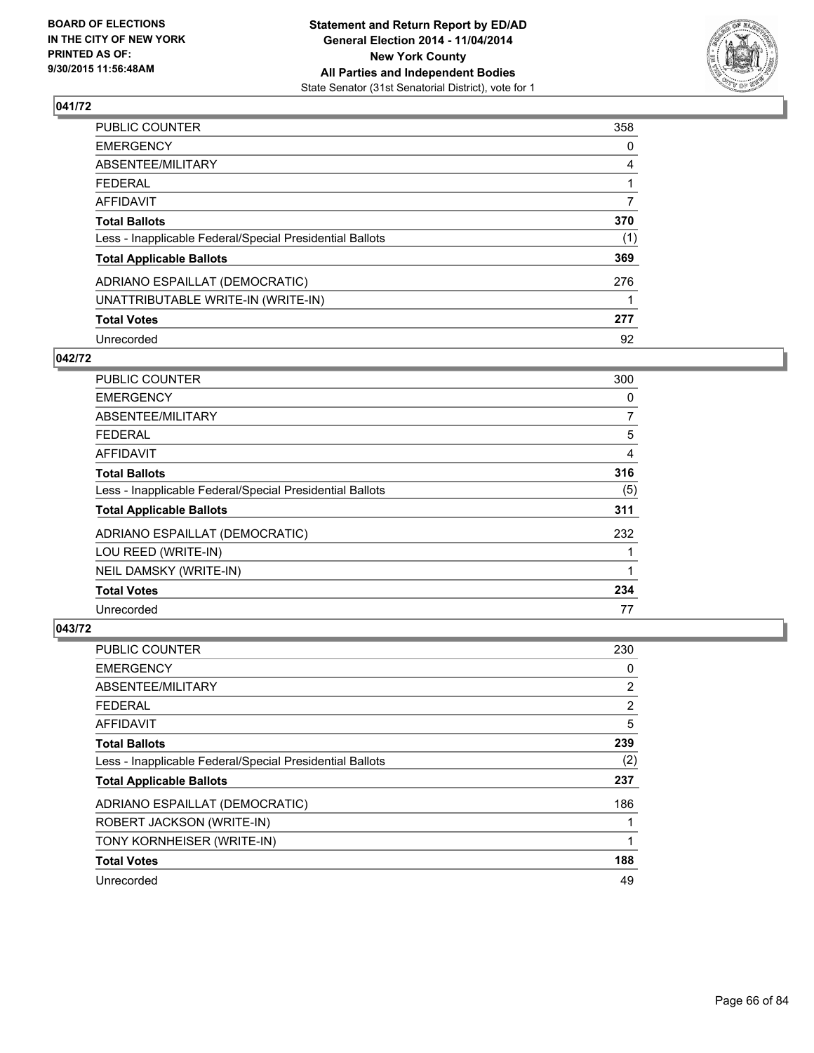BOARD OF ELECTIONS
IN THE CITY OF NEW YORK
PRINTED AS OF:
9/30/2015 11:56:48AM

**Statement and Return Report by ED/AD**
**General Election 2014 - 11/04/2014**
**New York County**
**All Parties and Independent Bodies**
State Senator (31st Senatorial District), vote for 1

### 041/72

| | |
|---|---|
| PUBLIC COUNTER | 358 |
| EMERGENCY | 0 |
| ABSENTEE/MILITARY | 4 |
| FEDERAL | 1 |
| AFFIDAVIT | 7 |
| **Total Ballots** | **370** |
| Less - Inapplicable Federal/Special Presidential Ballots | (1) |
| **Total Applicable Ballots** | **369** |
| ADRIANO ESPAILLAT (DEMOCRATIC) | 276 |
| UNATTRIBUTABLE WRITE-IN (WRITE-IN) | 1 |
| **Total Votes** | **277** |
| Unrecorded | 92 |

### 042/72

| | |
|---|---|
| PUBLIC COUNTER | 300 |
| EMERGENCY | 0 |
| ABSENTEE/MILITARY | 7 |
| FEDERAL | 5 |
| AFFIDAVIT | 4 |
| **Total Ballots** | **316** |
| Less - Inapplicable Federal/Special Presidential Ballots | (5) |
| **Total Applicable Ballots** | **311** |
| ADRIANO ESPAILLAT (DEMOCRATIC) | 232 |
| LOU REED (WRITE-IN) | 1 |
| NEIL DAMSKY (WRITE-IN) | 1 |
| **Total Votes** | **234** |
| Unrecorded | 77 |

### 043/72

| | |
|---|---|
| PUBLIC COUNTER | 230 |
| EMERGENCY | 0 |
| ABSENTEE/MILITARY | 2 |
| FEDERAL | 2 |
| AFFIDAVIT | 5 |
| **Total Ballots** | **239** |
| Less - Inapplicable Federal/Special Presidential Ballots | (2) |
| **Total Applicable Ballots** | **237** |
| ADRIANO ESPAILLAT (DEMOCRATIC) | 186 |
| ROBERT JACKSON (WRITE-IN) | 1 |
| TONY KORNHEISER (WRITE-IN) | 1 |
| **Total Votes** | **188** |
| Unrecorded | 49 |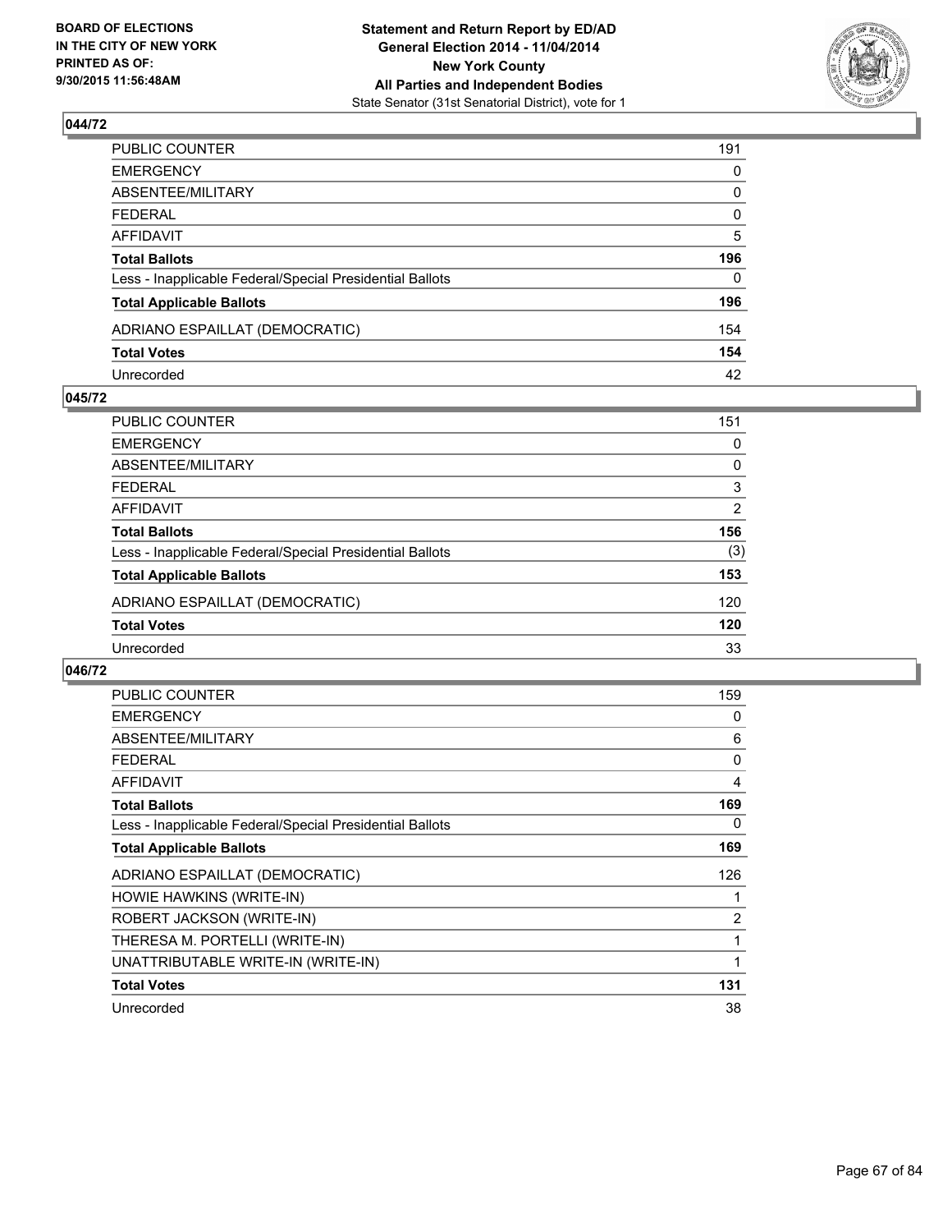BOARD OF ELECTIONS
IN THE CITY OF NEW YORK
PRINTED AS OF:
9/30/2015 11:56:48AM

**Statement and Return Report by ED/AD**
**General Election 2014 - 11/04/2014**
**New York County**
**All Parties and Independent Bodies**
State Senator (31st Senatorial District), vote for 1

## 044/72

| | |
|---|---|
| PUBLIC COUNTER | 191 |
| EMERGENCY | 0 |
| ABSENTEE/MILITARY | 0 |
| FEDERAL | 0 |
| AFFIDAVIT | 5 |
| **Total Ballots** | **196** |
| Less - Inapplicable Federal/Special Presidential Ballots | 0 |
| **Total Applicable Ballots** | **196** |
| ADRIANO ESPAILLAT (DEMOCRATIC) | 154 |
| **Total Votes** | **154** |
| Unrecorded | 42 |

## 045/72

| | |
|---|---|
| PUBLIC COUNTER | 151 |
| EMERGENCY | 0 |
| ABSENTEE/MILITARY | 0 |
| FEDERAL | 3 |
| AFFIDAVIT | 2 |
| **Total Ballots** | **156** |
| Less - Inapplicable Federal/Special Presidential Ballots | (3) |
| **Total Applicable Ballots** | **153** |
| ADRIANO ESPAILLAT (DEMOCRATIC) | 120 |
| **Total Votes** | **120** |
| Unrecorded | 33 |

## 046/72

| | |
|---|---|
| PUBLIC COUNTER | 159 |
| EMERGENCY | 0 |
| ABSENTEE/MILITARY | 6 |
| FEDERAL | 0 |
| AFFIDAVIT | 4 |
| **Total Ballots** | **169** |
| Less - Inapplicable Federal/Special Presidential Ballots | 0 |
| **Total Applicable Ballots** | **169** |
| ADRIANO ESPAILLAT (DEMOCRATIC) | 126 |
| HOWIE HAWKINS (WRITE-IN) | 1 |
| ROBERT JACKSON (WRITE-IN) | 2 |
| THERESA M. PORTELLI (WRITE-IN) | 1 |
| UNATTRIBUTABLE WRITE-IN (WRITE-IN) | 1 |
| **Total Votes** | **131** |
| Unrecorded | 38 |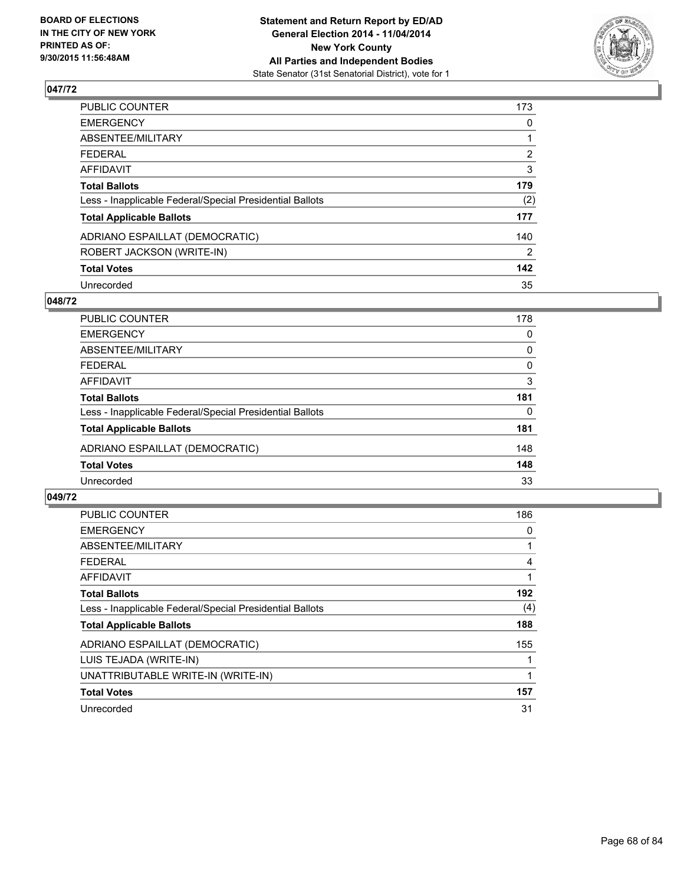**BOARD OF ELECTIONS IN THE CITY OF NEW YORK PRINTED AS OF: 9/30/2015 11:56:48AM**

**Statement and Return Report by ED/AD General Election 2014 - 11/04/2014 New York County All Parties and Independent Bodies**
State Senator (31st Senatorial District), vote for 1

## 047/72

| | |
|---|---|
| PUBLIC COUNTER | 173 |
| EMERGENCY | 0 |
| ABSENTEE/MILITARY | 1 |
| FEDERAL | 2 |
| AFFIDAVIT | 3 |
| **Total Ballots** | **179** |
| Less - Inapplicable Federal/Special Presidential Ballots | (2) |
| **Total Applicable Ballots** | **177** |
| ADRIANO ESPAILLAT (DEMOCRATIC) | 140 |
| ROBERT JACKSON (WRITE-IN) | 2 |
| **Total Votes** | **142** |
| Unrecorded | 35 |

## 048/72

| | |
|---|---|
| PUBLIC COUNTER | 178 |
| EMERGENCY | 0 |
| ABSENTEE/MILITARY | 0 |
| FEDERAL | 0 |
| AFFIDAVIT | 3 |
| **Total Ballots** | **181** |
| Less - Inapplicable Federal/Special Presidential Ballots | 0 |
| **Total Applicable Ballots** | **181** |
| ADRIANO ESPAILLAT (DEMOCRATIC) | 148 |
| **Total Votes** | **148** |
| Unrecorded | 33 |

## 049/72

| | |
|---|---|
| PUBLIC COUNTER | 186 |
| EMERGENCY | 0 |
| ABSENTEE/MILITARY | 1 |
| FEDERAL | 4 |
| AFFIDAVIT | 1 |
| **Total Ballots** | **192** |
| Less - Inapplicable Federal/Special Presidential Ballots | (4) |
| **Total Applicable Ballots** | **188** |
| ADRIANO ESPAILLAT (DEMOCRATIC) | 155 |
| LUIS TEJADA (WRITE-IN) | 1 |
| UNATTRIBUTABLE WRITE-IN (WRITE-IN) | 1 |
| **Total Votes** | **157** |
| Unrecorded | 31 |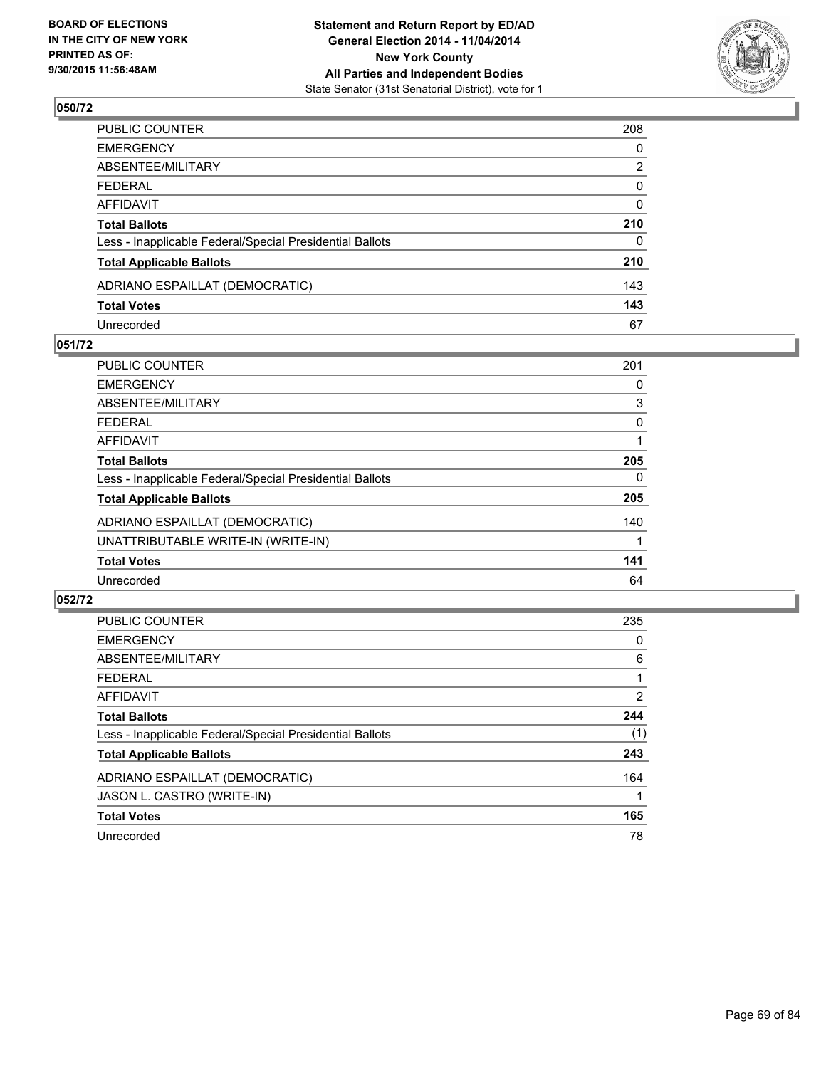BOARD OF ELECTIONS
IN THE CITY OF NEW YORK
PRINTED AS OF:
9/30/2015 11:56:48AM

**Statement and Return Report by ED/AD**
**General Election 2014 - 11/04/2014**
**New York County**
**All Parties and Independent Bodies**
State Senator (31st Senatorial District), vote for 1

### 050/72

| | |
|---|---|
| PUBLIC COUNTER | 208 |
| EMERGENCY | 0 |
| ABSENTEE/MILITARY | 2 |
| FEDERAL | 0 |
| AFFIDAVIT | 0 |
| **Total Ballots** | **210** |
| Less - Inapplicable Federal/Special Presidential Ballots | 0 |
| **Total Applicable Ballots** | **210** |
| ADRIANO ESPAILLAT (DEMOCRATIC) | 143 |
| **Total Votes** | **143** |
| Unrecorded | 67 |

### 051/72

| | |
|---|---|
| PUBLIC COUNTER | 201 |
| EMERGENCY | 0 |
| ABSENTEE/MILITARY | 3 |
| FEDERAL | 0 |
| AFFIDAVIT | 1 |
| **Total Ballots** | **205** |
| Less - Inapplicable Federal/Special Presidential Ballots | 0 |
| **Total Applicable Ballots** | **205** |
| ADRIANO ESPAILLAT (DEMOCRATIC) | 140 |
| UNATTRIBUTABLE WRITE-IN (WRITE-IN) | 1 |
| **Total Votes** | **141** |
| Unrecorded | 64 |

### 052/72

| | |
|---|---|
| PUBLIC COUNTER | 235 |
| EMERGENCY | 0 |
| ABSENTEE/MILITARY | 6 |
| FEDERAL | 1 |
| AFFIDAVIT | 2 |
| **Total Ballots** | **244** |
| Less - Inapplicable Federal/Special Presidential Ballots | (1) |
| **Total Applicable Ballots** | **243** |
| ADRIANO ESPAILLAT (DEMOCRATIC) | 164 |
| JASON L. CASTRO (WRITE-IN) | 1 |
| **Total Votes** | **165** |
| Unrecorded | 78 |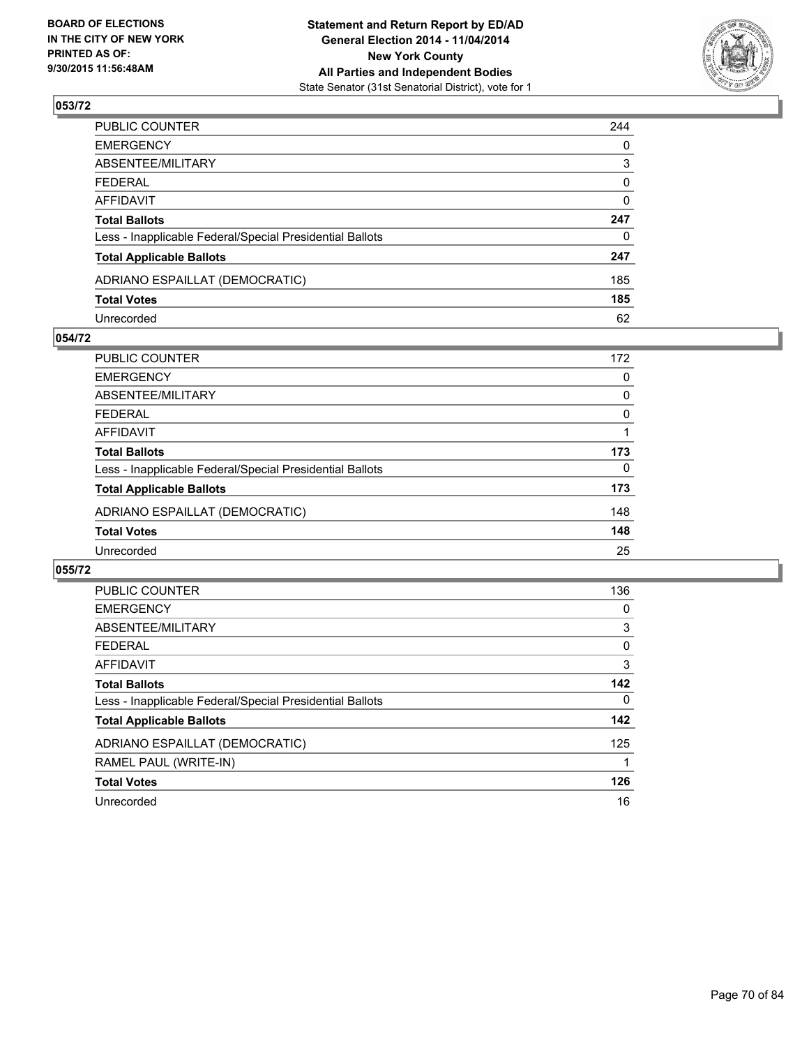BOARD OF ELECTIONS
IN THE CITY OF NEW YORK
PRINTED AS OF:
9/30/2015 11:56:48AM

**Statement and Return Report by ED/AD**
**General Election 2014 - 11/04/2014**
**New York County**
**All Parties and Independent Bodies**
State Senator (31st Senatorial District), vote for 1

## 053/72

| | |
|---|---|
| PUBLIC COUNTER | 244 |
| EMERGENCY | 0 |
| ABSENTEE/MILITARY | 3 |
| FEDERAL | 0 |
| AFFIDAVIT | 0 |
| **Total Ballots** | **247** |
| Less - Inapplicable Federal/Special Presidential Ballots | 0 |
| **Total Applicable Ballots** | **247** |
| ADRIANO ESPAILLAT (DEMOCRATIC) | 185 |
| **Total Votes** | **185** |
| Unrecorded | 62 |

## 054/72

| | |
|---|---|
| PUBLIC COUNTER | 172 |
| EMERGENCY | 0 |
| ABSENTEE/MILITARY | 0 |
| FEDERAL | 0 |
| AFFIDAVIT | 1 |
| **Total Ballots** | **173** |
| Less - Inapplicable Federal/Special Presidential Ballots | 0 |
| **Total Applicable Ballots** | **173** |
| ADRIANO ESPAILLAT (DEMOCRATIC) | 148 |
| **Total Votes** | **148** |
| Unrecorded | 25 |

## 055/72

| | |
|---|---|
| PUBLIC COUNTER | 136 |
| EMERGENCY | 0 |
| ABSENTEE/MILITARY | 3 |
| FEDERAL | 0 |
| AFFIDAVIT | 3 |
| **Total Ballots** | **142** |
| Less - Inapplicable Federal/Special Presidential Ballots | 0 |
| **Total Applicable Ballots** | **142** |
| ADRIANO ESPAILLAT (DEMOCRATIC) | 125 |
| RAMEL PAUL (WRITE-IN) | 1 |
| **Total Votes** | **126** |
| Unrecorded | 16 |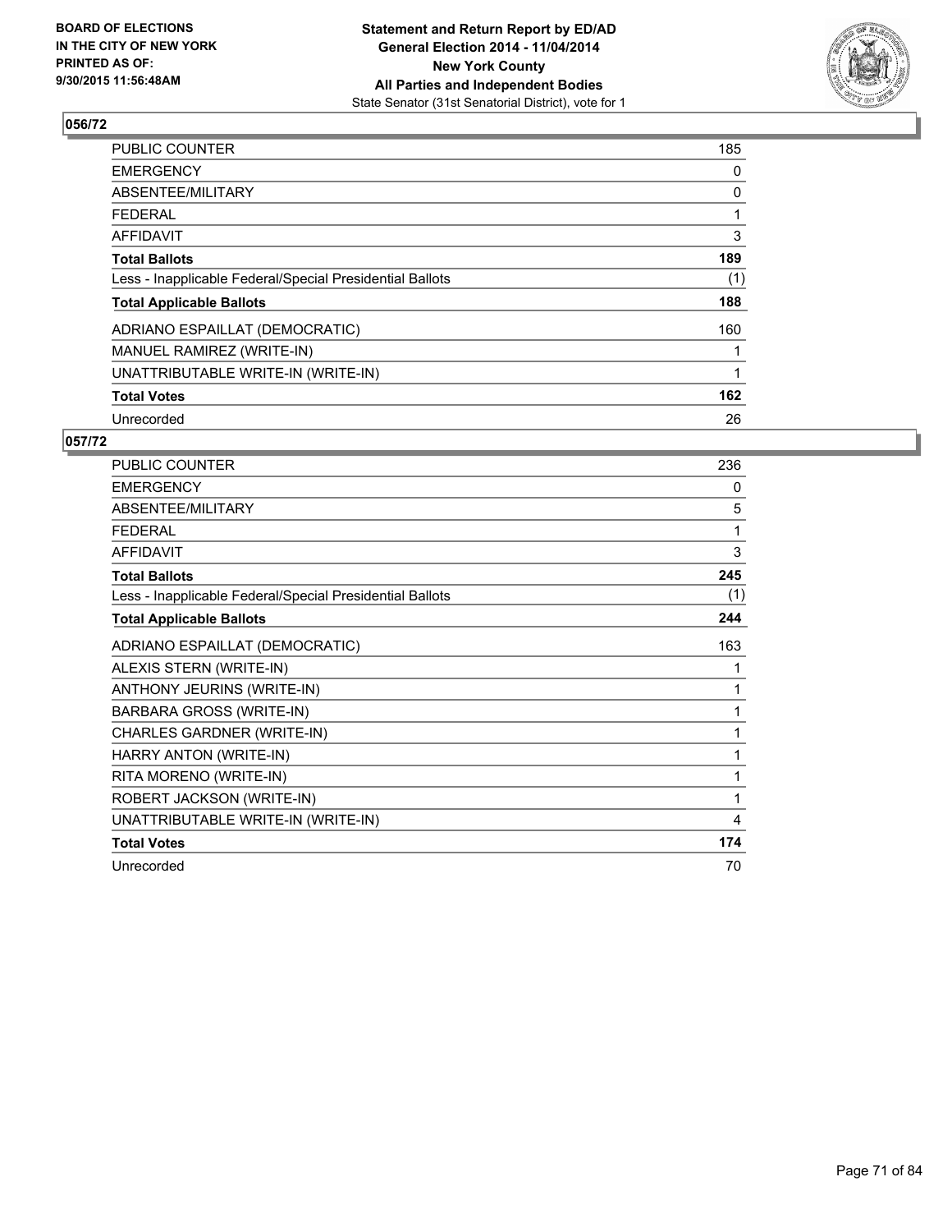BOARD OF ELECTIONS
IN THE CITY OF NEW YORK
PRINTED AS OF:
9/30/2015 11:56:48AM

**Statement and Return Report by ED/AD**
**General Election 2014 - 11/04/2014**
**New York County**
**All Parties and Independent Bodies**
State Senator (31st Senatorial District), vote for 1

### 056/72

| | |
|---|---|
| PUBLIC COUNTER | 185 |
| EMERGENCY | 0 |
| ABSENTEE/MILITARY | 0 |
| FEDERAL | 1 |
| AFFIDAVIT | 3 |
| **Total Ballots** | **189** |
| Less - Inapplicable Federal/Special Presidential Ballots | (1) |
| **Total Applicable Ballots** | **188** |
| ADRIANO ESPAILLAT (DEMOCRATIC) | 160 |
| MANUEL RAMIREZ (WRITE-IN) | 1 |
| UNATTRIBUTABLE WRITE-IN (WRITE-IN) | 1 |
| **Total Votes** | **162** |
| Unrecorded | 26 |

### 057/72

| | |
|---|---|
| PUBLIC COUNTER | 236 |
| EMERGENCY | 0 |
| ABSENTEE/MILITARY | 5 |
| FEDERAL | 1 |
| AFFIDAVIT | 3 |
| **Total Ballots** | **245** |
| Less - Inapplicable Federal/Special Presidential Ballots | (1) |
| **Total Applicable Ballots** | **244** |
| ADRIANO ESPAILLAT (DEMOCRATIC) | 163 |
| ALEXIS STERN (WRITE-IN) | 1 |
| ANTHONY JEURINS (WRITE-IN) | 1 |
| BARBARA GROSS (WRITE-IN) | 1 |
| CHARLES GARDNER (WRITE-IN) | 1 |
| HARRY ANTON (WRITE-IN) | 1 |
| RITA MORENO (WRITE-IN) | 1 |
| ROBERT JACKSON (WRITE-IN) | 1 |
| UNATTRIBUTABLE WRITE-IN (WRITE-IN) | 4 |
| **Total Votes** | **174** |
| Unrecorded | 70 |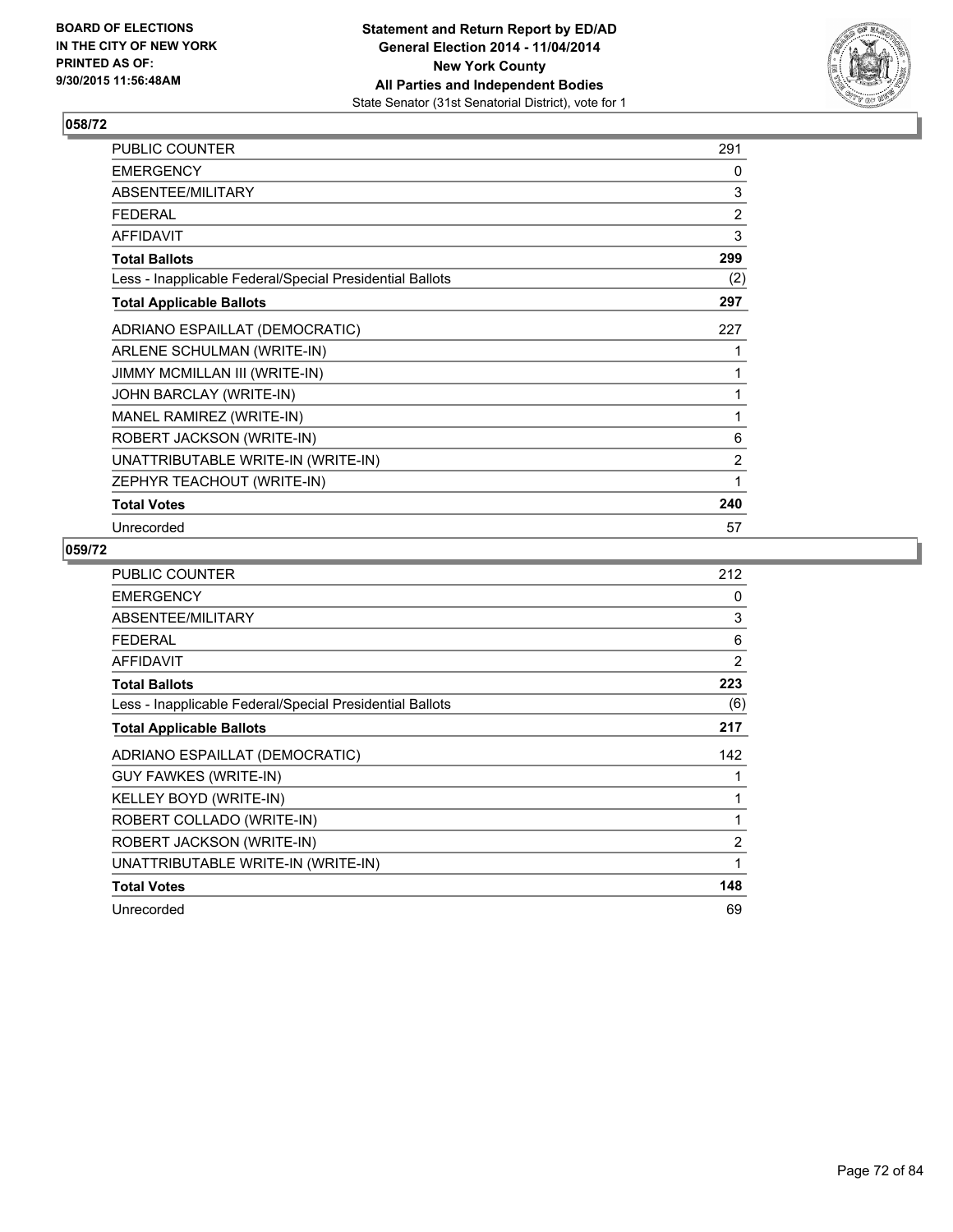BOARD OF ELECTIONS
IN THE CITY OF NEW YORK
PRINTED AS OF:
9/30/2015 11:56:48AM

**Statement and Return Report by ED/AD**
**General Election 2014 - 11/04/2014**
**New York County**
**All Parties and Independent Bodies**
State Senator (31st Senatorial District), vote for 1

## 058/72

| | |
|---|---|
| PUBLIC COUNTER | 291 |
| EMERGENCY | 0 |
| ABSENTEE/MILITARY | 3 |
| FEDERAL | 2 |
| AFFIDAVIT | 3 |
| **Total Ballots** | **299** |
| Less - Inapplicable Federal/Special Presidential Ballots | (2) |
| **Total Applicable Ballots** | **297** |
| ADRIANO ESPAILLAT (DEMOCRATIC) | 227 |
| ARLENE SCHULMAN (WRITE-IN) | 1 |
| JIMMY MCMILLAN III (WRITE-IN) | 1 |
| JOHN BARCLAY (WRITE-IN) | 1 |
| MANEL RAMIREZ (WRITE-IN) | 1 |
| ROBERT JACKSON (WRITE-IN) | 6 |
| UNATTRIBUTABLE WRITE-IN (WRITE-IN) | 2 |
| ZEPHYR TEACHOUT (WRITE-IN) | 1 |
| **Total Votes** | **240** |
| Unrecorded | 57 |

## 059/72

| | |
|---|---|
| PUBLIC COUNTER | 212 |
| EMERGENCY | 0 |
| ABSENTEE/MILITARY | 3 |
| FEDERAL | 6 |
| AFFIDAVIT | 2 |
| **Total Ballots** | **223** |
| Less - Inapplicable Federal/Special Presidential Ballots | (6) |
| **Total Applicable Ballots** | **217** |
| ADRIANO ESPAILLAT (DEMOCRATIC) | 142 |
| GUY FAWKES (WRITE-IN) | 1 |
| KELLEY BOYD (WRITE-IN) | 1 |
| ROBERT COLLADO (WRITE-IN) | 1 |
| ROBERT JACKSON (WRITE-IN) | 2 |
| UNATTRIBUTABLE WRITE-IN (WRITE-IN) | 1 |
| **Total Votes** | **148** |
| Unrecorded | 69 |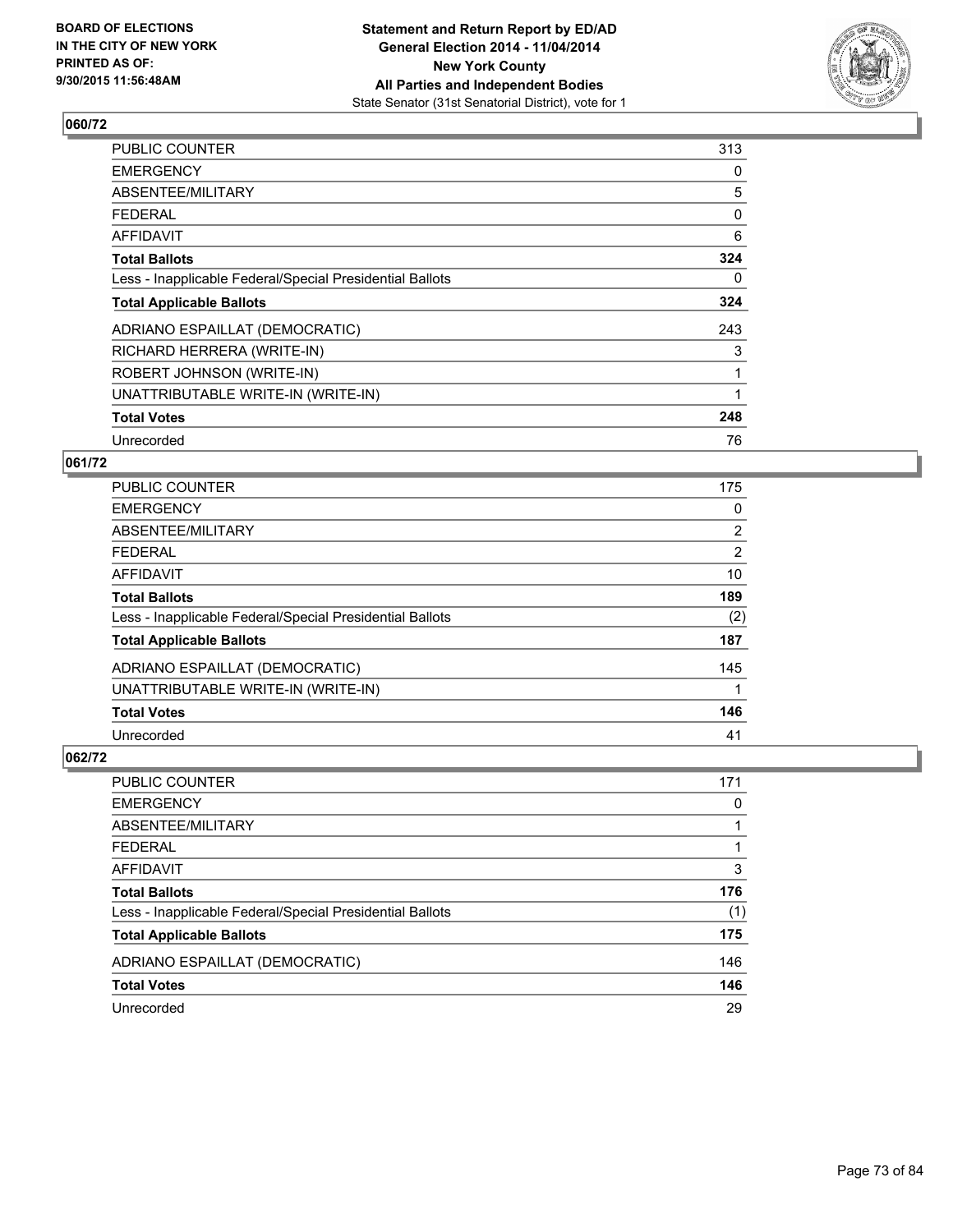BOARD OF ELECTIONS
IN THE CITY OF NEW YORK
PRINTED AS OF:
9/30/2015 11:56:48AM

**Statement and Return Report by ED/AD**
**General Election 2014 - 11/04/2014**
**New York County**
**All Parties and Independent Bodies**
State Senator (31st Senatorial District), vote for 1

## 060/72

| | |
|---|---|
| PUBLIC COUNTER | 313 |
| EMERGENCY | 0 |
| ABSENTEE/MILITARY | 5 |
| FEDERAL | 0 |
| AFFIDAVIT | 6 |
| **Total Ballots** | **324** |
| Less - Inapplicable Federal/Special Presidential Ballots | 0 |
| **Total Applicable Ballots** | **324** |
| ADRIANO ESPAILLAT (DEMOCRATIC) | 243 |
| RICHARD HERRERA (WRITE-IN) | 3 |
| ROBERT JOHNSON (WRITE-IN) | 1 |
| UNATTRIBUTABLE WRITE-IN (WRITE-IN) | 1 |
| **Total Votes** | **248** |
| Unrecorded | 76 |

## 061/72

| | |
|---|---|
| PUBLIC COUNTER | 175 |
| EMERGENCY | 0 |
| ABSENTEE/MILITARY | 2 |
| FEDERAL | 2 |
| AFFIDAVIT | 10 |
| **Total Ballots** | **189** |
| Less - Inapplicable Federal/Special Presidential Ballots | (2) |
| **Total Applicable Ballots** | **187** |
| ADRIANO ESPAILLAT (DEMOCRATIC) | 145 |
| UNATTRIBUTABLE WRITE-IN (WRITE-IN) | 1 |
| **Total Votes** | **146** |
| Unrecorded | 41 |

## 062/72

| | |
|---|---|
| PUBLIC COUNTER | 171 |
| EMERGENCY | 0 |
| ABSENTEE/MILITARY | 1 |
| FEDERAL | 1 |
| AFFIDAVIT | 3 |
| **Total Ballots** | **176** |
| Less - Inapplicable Federal/Special Presidential Ballots | (1) |
| **Total Applicable Ballots** | **175** |
| ADRIANO ESPAILLAT (DEMOCRATIC) | 146 |
| **Total Votes** | **146** |
| Unrecorded | 29 |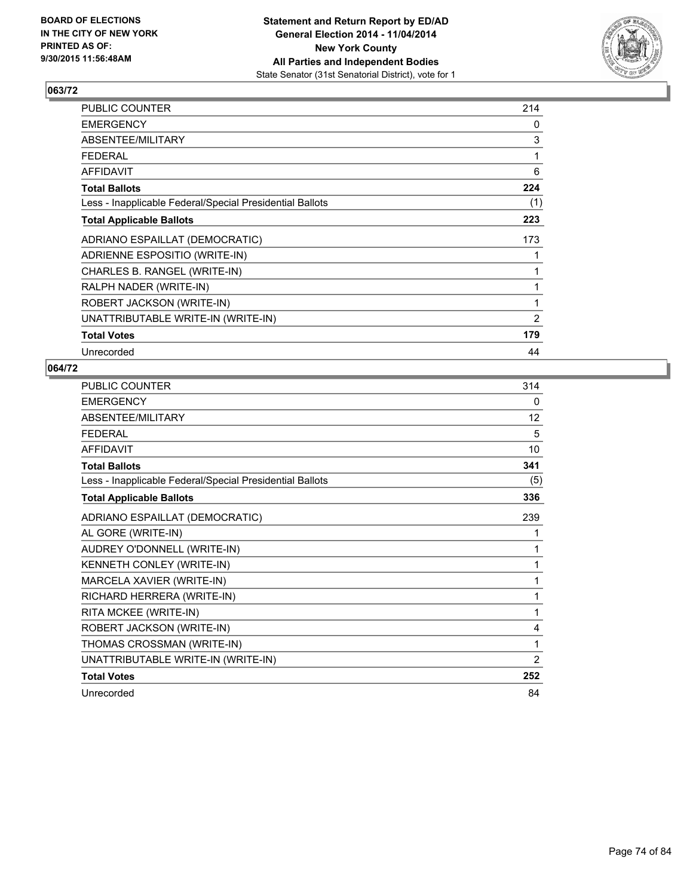**BOARD OF ELECTIONS IN THE CITY OF NEW YORK PRINTED AS OF: 9/30/2015 11:56:48AM**

**Statement and Return Report by ED/AD**
**General Election 2014 - 11/04/2014**
**New York County**
**All Parties and Independent Bodies**
State Senator (31st Senatorial District), vote for 1

## 063/72

| | |
|---|---|
| PUBLIC COUNTER | 214 |
| EMERGENCY | 0 |
| ABSENTEE/MILITARY | 3 |
| FEDERAL | 1 |
| AFFIDAVIT | 6 |
| **Total Ballots** | **224** |
| Less - Inapplicable Federal/Special Presidential Ballots | (1) |
| **Total Applicable Ballots** | **223** |
| ADRIANO ESPAILLAT (DEMOCRATIC) | 173 |
| ADRIENNE ESPOSITIO (WRITE-IN) | 1 |
| CHARLES B. RANGEL (WRITE-IN) | 1 |
| RALPH NADER (WRITE-IN) | 1 |
| ROBERT JACKSON (WRITE-IN) | 1 |
| UNATTRIBUTABLE WRITE-IN (WRITE-IN) | 2 |
| **Total Votes** | **179** |
| Unrecorded | 44 |

## 064/72

| | |
|---|---|
| PUBLIC COUNTER | 314 |
| EMERGENCY | 0 |
| ABSENTEE/MILITARY | 12 |
| FEDERAL | 5 |
| AFFIDAVIT | 10 |
| **Total Ballots** | **341** |
| Less - Inapplicable Federal/Special Presidential Ballots | (5) |
| **Total Applicable Ballots** | **336** |
| ADRIANO ESPAILLAT (DEMOCRATIC) | 239 |
| AL GORE (WRITE-IN) | 1 |
| AUDREY O'DONNELL (WRITE-IN) | 1 |
| KENNETH CONLEY (WRITE-IN) | 1 |
| MARCELA XAVIER (WRITE-IN) | 1 |
| RICHARD HERRERA (WRITE-IN) | 1 |
| RITA MCKEE (WRITE-IN) | 1 |
| ROBERT JACKSON (WRITE-IN) | 4 |
| THOMAS CROSSMAN (WRITE-IN) | 1 |
| UNATTRIBUTABLE WRITE-IN (WRITE-IN) | 2 |
| **Total Votes** | **252** |
| Unrecorded | 84 |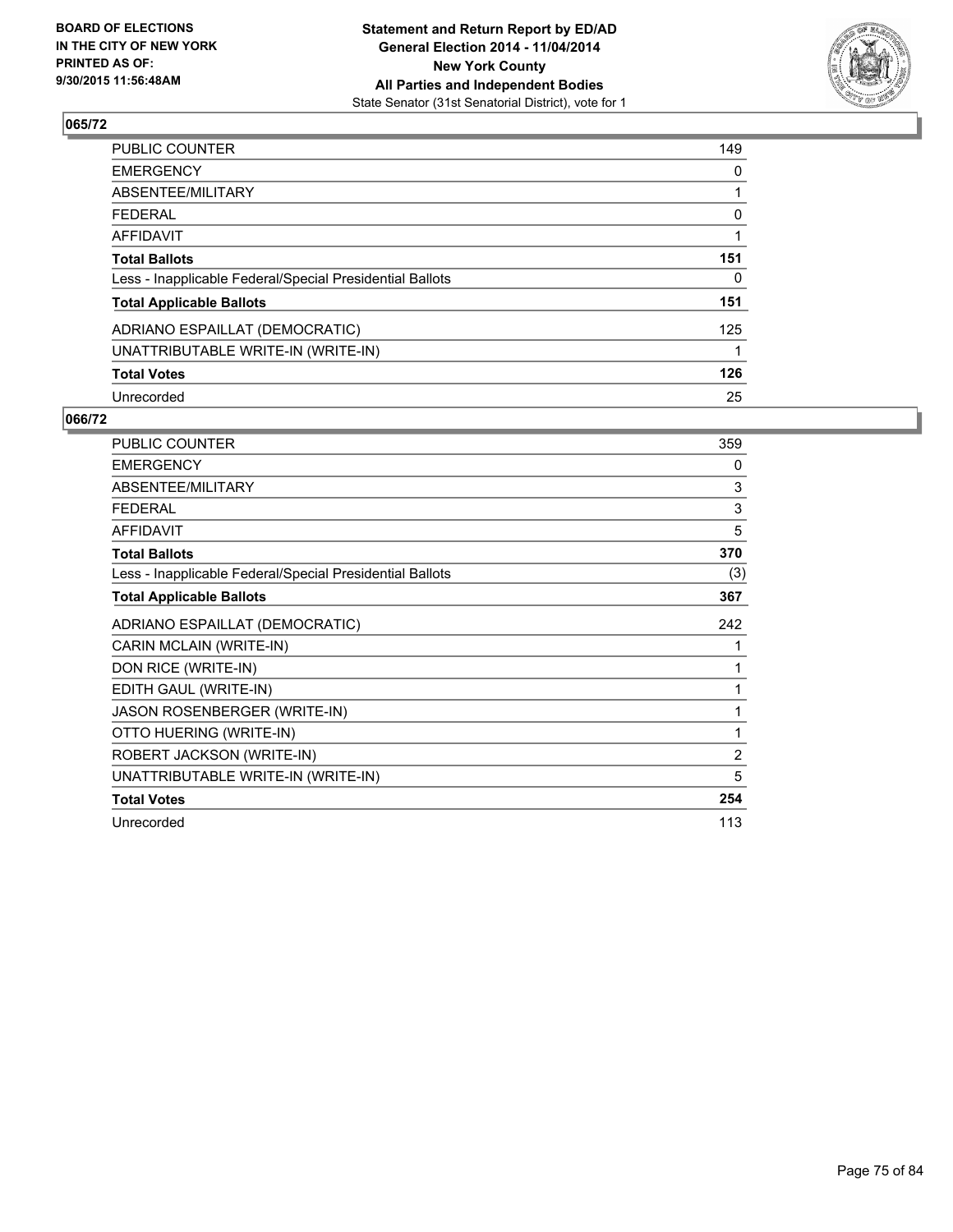BOARD OF ELECTIONS
IN THE CITY OF NEW YORK
PRINTED AS OF:
9/30/2015 11:56:48AM

**Statement and Return Report by ED/AD**
**General Election 2014 - 11/04/2014**
**New York County**
**All Parties and Independent Bodies**
State Senator (31st Senatorial District), vote for 1

### 065/72

| | |
|---|---|
| PUBLIC COUNTER | 149 |
| EMERGENCY | 0 |
| ABSENTEE/MILITARY | 1 |
| FEDERAL | 0 |
| AFFIDAVIT | 1 |
| **Total Ballots** | **151** |
| Less - Inapplicable Federal/Special Presidential Ballots | 0 |
| **Total Applicable Ballots** | **151** |
| ADRIANO ESPAILLAT (DEMOCRATIC) | 125 |
| UNATTRIBUTABLE WRITE-IN (WRITE-IN) | 1 |
| **Total Votes** | **126** |
| Unrecorded | 25 |

### 066/72

| | |
|---|---|
| PUBLIC COUNTER | 359 |
| EMERGENCY | 0 |
| ABSENTEE/MILITARY | 3 |
| FEDERAL | 3 |
| AFFIDAVIT | 5 |
| **Total Ballots** | **370** |
| Less - Inapplicable Federal/Special Presidential Ballots | (3) |
| **Total Applicable Ballots** | **367** |
| ADRIANO ESPAILLAT (DEMOCRATIC) | 242 |
| CARIN MCLAIN (WRITE-IN) | 1 |
| DON RICE (WRITE-IN) | 1 |
| EDITH GAUL (WRITE-IN) | 1 |
| JASON ROSENBERGER (WRITE-IN) | 1 |
| OTTO HUERING (WRITE-IN) | 1 |
| ROBERT JACKSON (WRITE-IN) | 2 |
| UNATTRIBUTABLE WRITE-IN (WRITE-IN) | 5 |
| **Total Votes** | **254** |
| Unrecorded | 113 |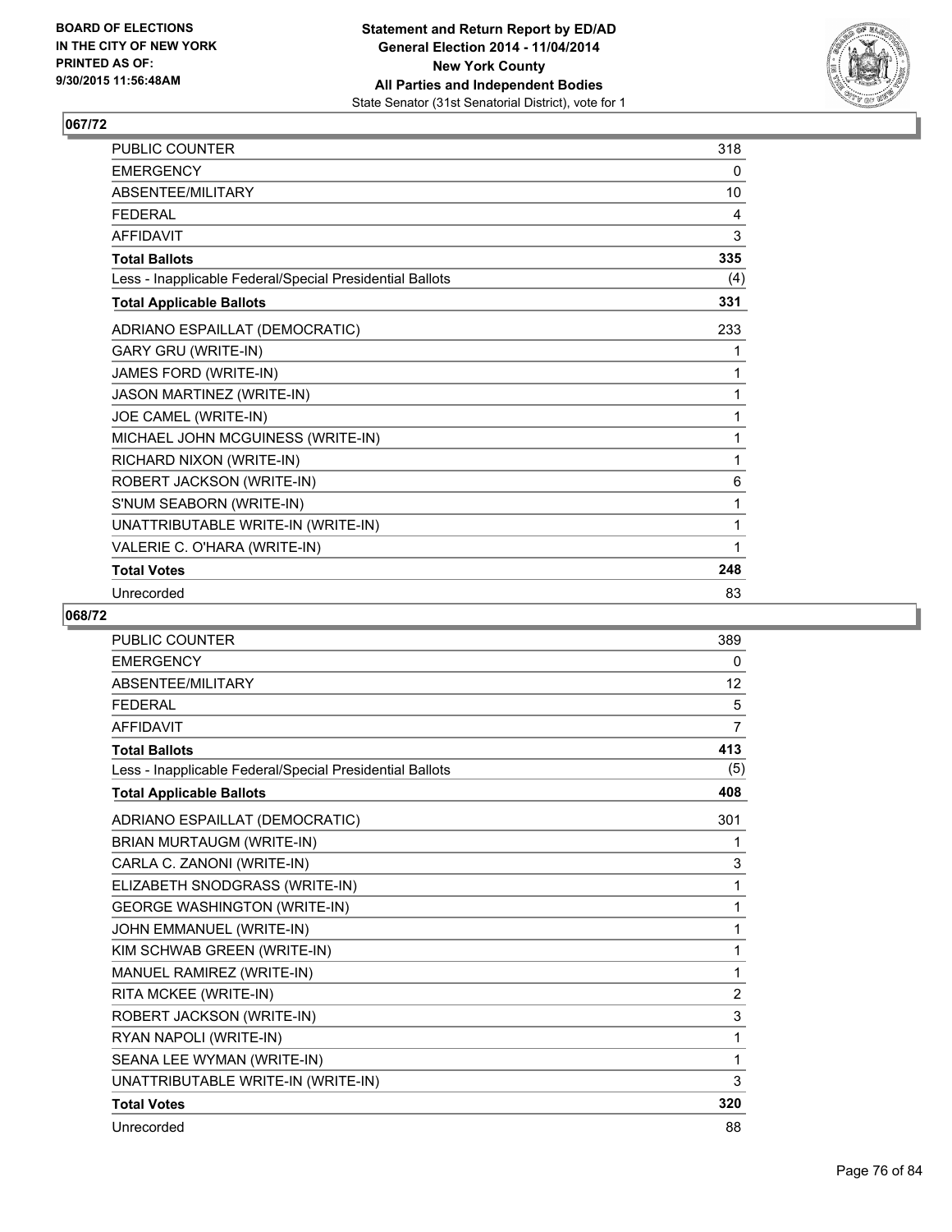BOARD OF ELECTIONS IN THE CITY OF NEW YORK PRINTED AS OF: 9/30/2015 11:56:48AM

**Statement and Return Report by ED/AD**
**General Election 2014 - 11/04/2014**
**New York County**
**All Parties and Independent Bodies**
State Senator (31st Senatorial District), vote for 1

## 067/72

| | |
|---|---|
| PUBLIC COUNTER | 318 |
| EMERGENCY | 0 |
| ABSENTEE/MILITARY | 10 |
| FEDERAL | 4 |
| AFFIDAVIT | 3 |
| **Total Ballots** | **335** |
| Less - Inapplicable Federal/Special Presidential Ballots | (4) |
| **Total Applicable Ballots** | **331** |
| ADRIANO ESPAILLAT (DEMOCRATIC) | 233 |
| GARY GRU (WRITE-IN) | 1 |
| JAMES FORD (WRITE-IN) | 1 |
| JASON MARTINEZ (WRITE-IN) | 1 |
| JOE CAMEL (WRITE-IN) | 1 |
| MICHAEL JOHN MCGUINESS (WRITE-IN) | 1 |
| RICHARD NIXON (WRITE-IN) | 1 |
| ROBERT JACKSON (WRITE-IN) | 6 |
| S'NUM SEABORN (WRITE-IN) | 1 |
| UNATTRIBUTABLE WRITE-IN (WRITE-IN) | 1 |
| VALERIE C. O'HARA (WRITE-IN) | 1 |
| **Total Votes** | **248** |
| Unrecorded | 83 |

## 068/72

| | |
|---|---|
| PUBLIC COUNTER | 389 |
| EMERGENCY | 0 |
| ABSENTEE/MILITARY | 12 |
| FEDERAL | 5 |
| AFFIDAVIT | 7 |
| **Total Ballots** | **413** |
| Less - Inapplicable Federal/Special Presidential Ballots | (5) |
| **Total Applicable Ballots** | **408** |
| ADRIANO ESPAILLAT (DEMOCRATIC) | 301 |
| BRIAN MURTAUGM (WRITE-IN) | 1 |
| CARLA C. ZANONI (WRITE-IN) | 3 |
| ELIZABETH SNODGRASS (WRITE-IN) | 1 |
| GEORGE WASHINGTON (WRITE-IN) | 1 |
| JOHN EMMANUEL (WRITE-IN) | 1 |
| KIM SCHWAB GREEN (WRITE-IN) | 1 |
| MANUEL RAMIREZ (WRITE-IN) | 1 |
| RITA MCKEE (WRITE-IN) | 2 |
| ROBERT JACKSON (WRITE-IN) | 3 |
| RYAN NAPOLI (WRITE-IN) | 1 |
| SEANA LEE WYMAN (WRITE-IN) | 1 |
| UNATTRIBUTABLE WRITE-IN (WRITE-IN) | 3 |
| **Total Votes** | **320** |
| Unrecorded | 88 |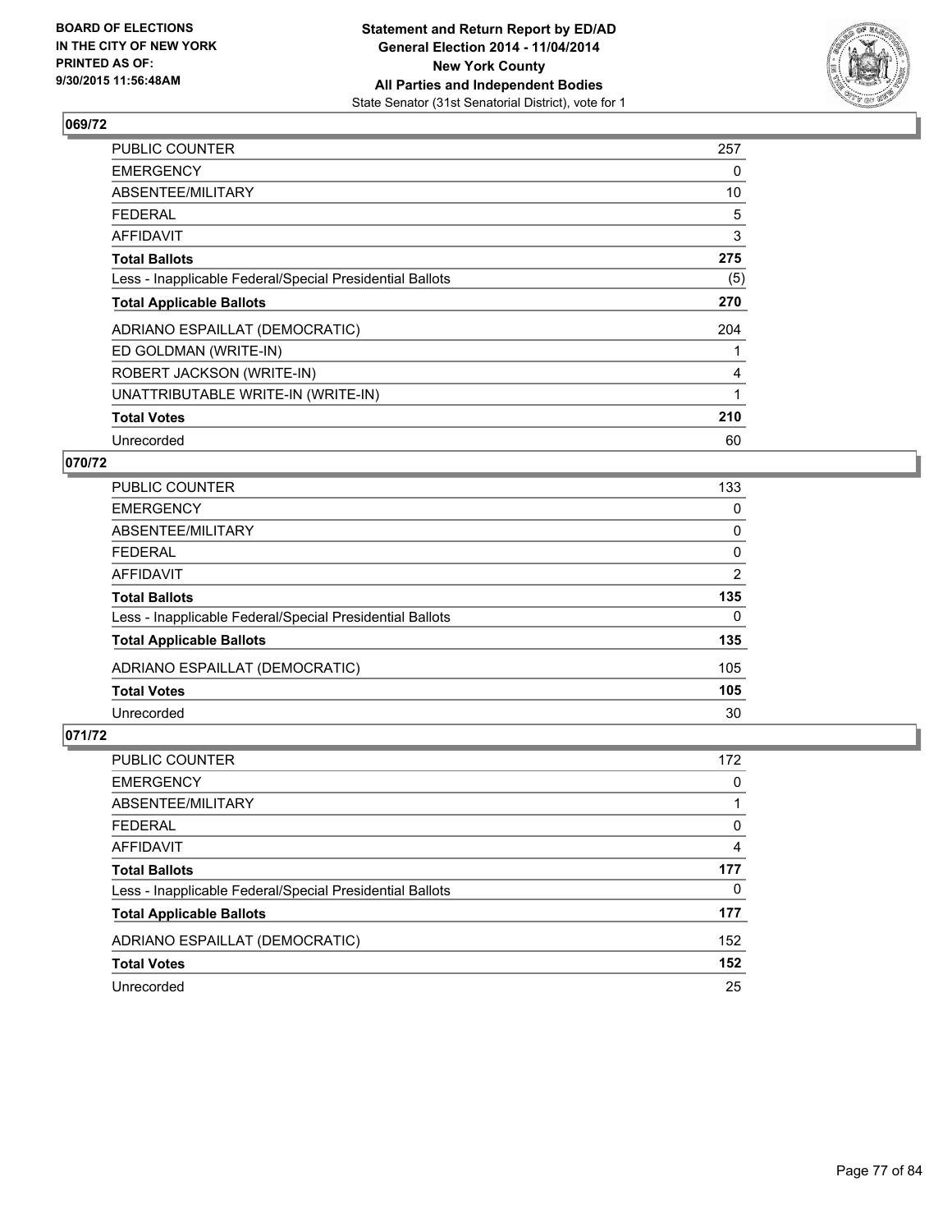**BOARD OF ELECTIONS IN THE CITY OF NEW YORK PRINTED AS OF: 9/30/2015 11:56:48AM**

**Statement and Return Report by ED/AD General Election 2014 - 11/04/2014 New York County All Parties and Independent Bodies**
State Senator (31st Senatorial District), vote for 1

### 069/72

| | |
|---|---|
| PUBLIC COUNTER | 257 |
| EMERGENCY | 0 |
| ABSENTEE/MILITARY | 10 |
| FEDERAL | 5 |
| AFFIDAVIT | 3 |
| **Total Ballots** | **275** |
| Less - Inapplicable Federal/Special Presidential Ballots | (5) |
| **Total Applicable Ballots** | **270** |
| ADRIANO ESPAILLAT (DEMOCRATIC) | 204 |
| ED GOLDMAN (WRITE-IN) | 1 |
| ROBERT JACKSON (WRITE-IN) | 4 |
| UNATTRIBUTABLE WRITE-IN (WRITE-IN) | 1 |
| **Total Votes** | **210** |
| Unrecorded | 60 |

### 070/72

| | |
|---|---|
| PUBLIC COUNTER | 133 |
| EMERGENCY | 0 |
| ABSENTEE/MILITARY | 0 |
| FEDERAL | 0 |
| AFFIDAVIT | 2 |
| **Total Ballots** | **135** |
| Less - Inapplicable Federal/Special Presidential Ballots | 0 |
| **Total Applicable Ballots** | **135** |
| ADRIANO ESPAILLAT (DEMOCRATIC) | 105 |
| **Total Votes** | **105** |
| Unrecorded | 30 |

### 071/72

| | |
|---|---|
| PUBLIC COUNTER | 172 |
| EMERGENCY | 0 |
| ABSENTEE/MILITARY | 1 |
| FEDERAL | 0 |
| AFFIDAVIT | 4 |
| **Total Ballots** | **177** |
| Less - Inapplicable Federal/Special Presidential Ballots | 0 |
| **Total Applicable Ballots** | **177** |
| ADRIANO ESPAILLAT (DEMOCRATIC) | 152 |
| **Total Votes** | **152** |
| Unrecorded | 25 |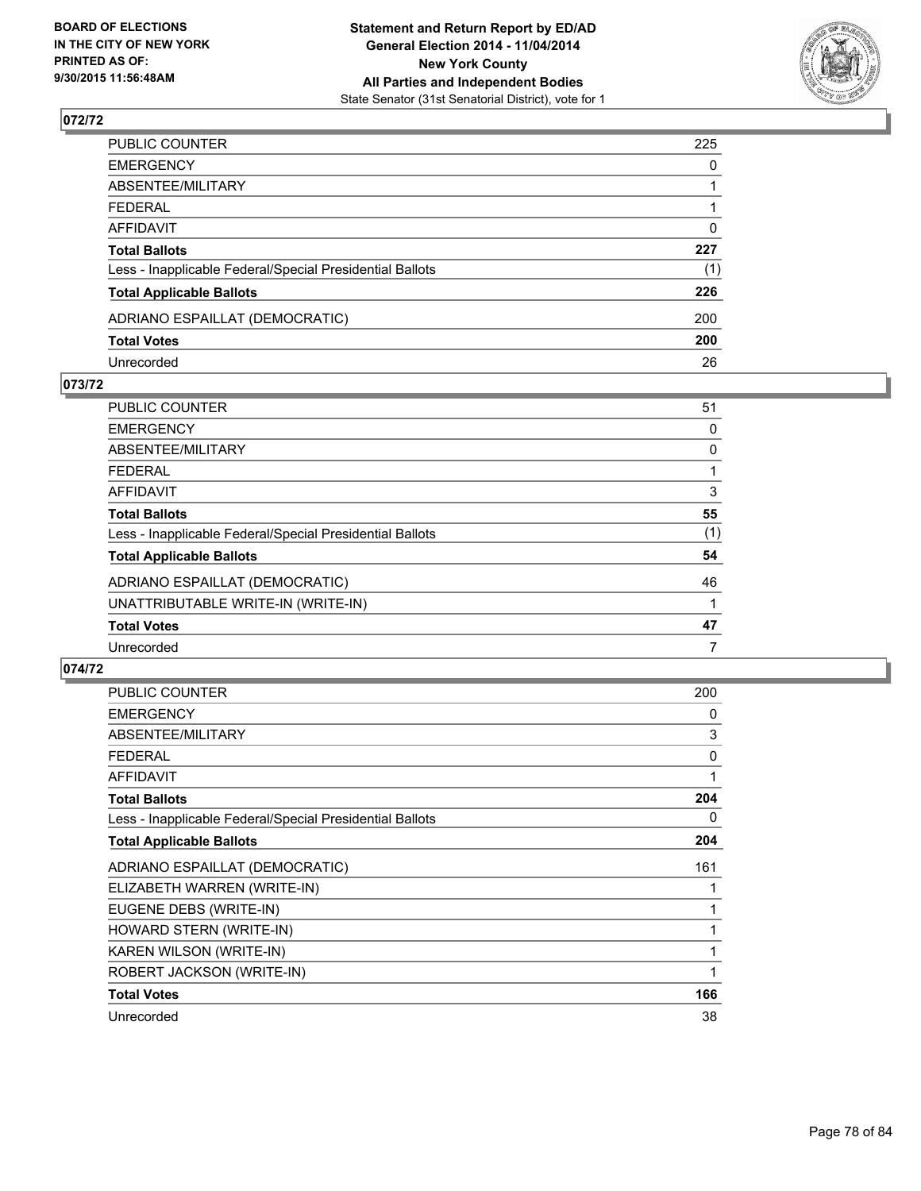BOARD OF ELECTIONS
IN THE CITY OF NEW YORK
PRINTED AS OF:
9/30/2015 11:56:48AM

**Statement and Return Report by ED/AD**
**General Election 2014 - 11/04/2014**
**New York County**
**All Parties and Independent Bodies**
State Senator (31st Senatorial District), vote for 1

### 072/72

| | |
|---|---|
| PUBLIC COUNTER | 225 |
| EMERGENCY | 0 |
| ABSENTEE/MILITARY | 1 |
| FEDERAL | 1 |
| AFFIDAVIT | 0 |
| **Total Ballots** | **227** |
| Less - Inapplicable Federal/Special Presidential Ballots | (1) |
| **Total Applicable Ballots** | **226** |
| ADRIANO ESPAILLAT (DEMOCRATIC) | 200 |
| **Total Votes** | **200** |
| Unrecorded | 26 |

### 073/72

| | |
|---|---|
| PUBLIC COUNTER | 51 |
| EMERGENCY | 0 |
| ABSENTEE/MILITARY | 0 |
| FEDERAL | 1 |
| AFFIDAVIT | 3 |
| **Total Ballots** | **55** |
| Less - Inapplicable Federal/Special Presidential Ballots | (1) |
| **Total Applicable Ballots** | **54** |
| ADRIANO ESPAILLAT (DEMOCRATIC) | 46 |
| UNATTRIBUTABLE WRITE-IN (WRITE-IN) | 1 |
| **Total Votes** | **47** |
| Unrecorded | 7 |

### 074/72

| | |
|---|---|
| PUBLIC COUNTER | 200 |
| EMERGENCY | 0 |
| ABSENTEE/MILITARY | 3 |
| FEDERAL | 0 |
| AFFIDAVIT | 1 |
| **Total Ballots** | **204** |
| Less - Inapplicable Federal/Special Presidential Ballots | 0 |
| **Total Applicable Ballots** | **204** |
| ADRIANO ESPAILLAT (DEMOCRATIC) | 161 |
| ELIZABETH WARREN (WRITE-IN) | 1 |
| EUGENE DEBS (WRITE-IN) | 1 |
| HOWARD STERN (WRITE-IN) | 1 |
| KAREN WILSON (WRITE-IN) | 1 |
| ROBERT JACKSON (WRITE-IN) | 1 |
| **Total Votes** | **166** |
| Unrecorded | 38 |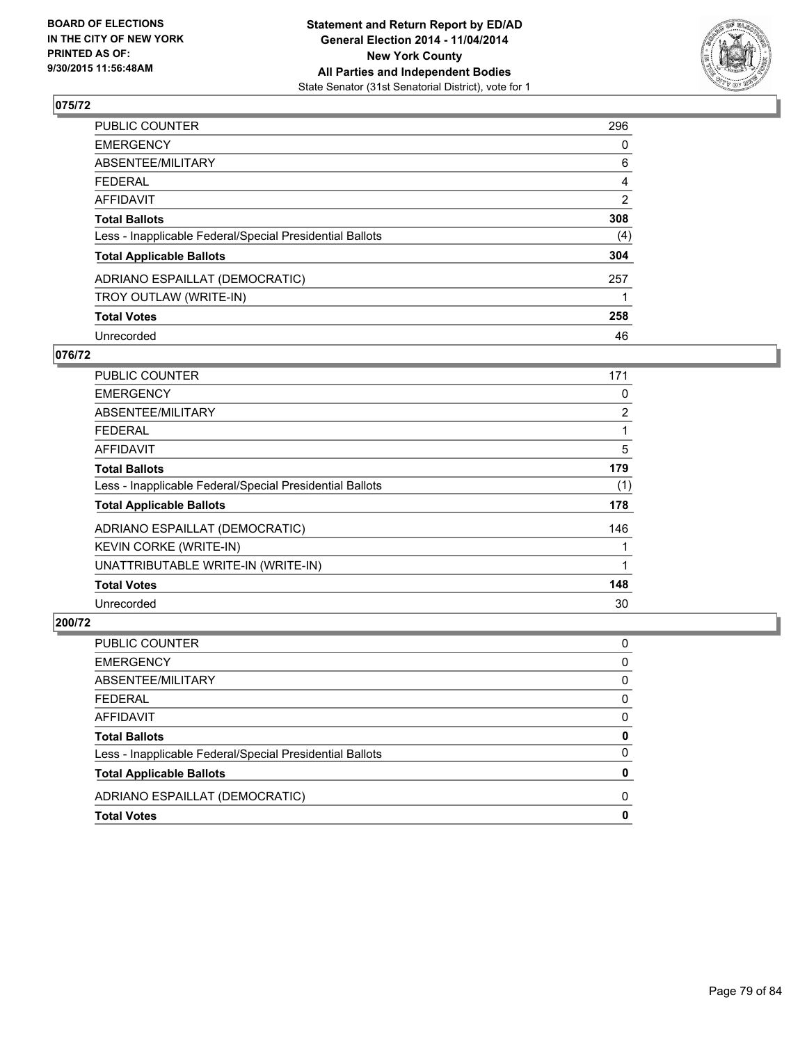BOARD OF ELECTIONS IN THE CITY OF NEW YORK PRINTED AS OF: 9/30/2015 11:56:48AM

**Statement and Return Report by ED/AD General Election 2014 - 11/04/2014 New York County All Parties and Independent Bodies**
State Senator (31st Senatorial District), vote for 1

## 075/72

| | |
|---|---|
| PUBLIC COUNTER | 296 |
| EMERGENCY | 0 |
| ABSENTEE/MILITARY | 6 |
| FEDERAL | 4 |
| AFFIDAVIT | 2 |
| **Total Ballots** | **308** |
| Less - Inapplicable Federal/Special Presidential Ballots | (4) |
| **Total Applicable Ballots** | **304** |
| ADRIANO ESPAILLAT (DEMOCRATIC) | 257 |
| TROY OUTLAW (WRITE-IN) | 1 |
| **Total Votes** | **258** |
| Unrecorded | 46 |

## 076/72

| | |
|---|---|
| PUBLIC COUNTER | 171 |
| EMERGENCY | 0 |
| ABSENTEE/MILITARY | 2 |
| FEDERAL | 1 |
| AFFIDAVIT | 5 |
| **Total Ballots** | **179** |
| Less - Inapplicable Federal/Special Presidential Ballots | (1) |
| **Total Applicable Ballots** | **178** |
| ADRIANO ESPAILLAT (DEMOCRATIC) | 146 |
| KEVIN CORKE (WRITE-IN) | 1 |
| UNATTRIBUTABLE WRITE-IN (WRITE-IN) | 1 |
| **Total Votes** | **148** |
| Unrecorded | 30 |

## 200/72

| | |
|---|---|
| PUBLIC COUNTER | 0 |
| EMERGENCY | 0 |
| ABSENTEE/MILITARY | 0 |
| FEDERAL | 0 |
| AFFIDAVIT | 0 |
| **Total Ballots** | **0** |
| Less - Inapplicable Federal/Special Presidential Ballots | 0 |
| **Total Applicable Ballots** | **0** |
| ADRIANO ESPAILLAT (DEMOCRATIC) | 0 |
| **Total Votes** | **0** |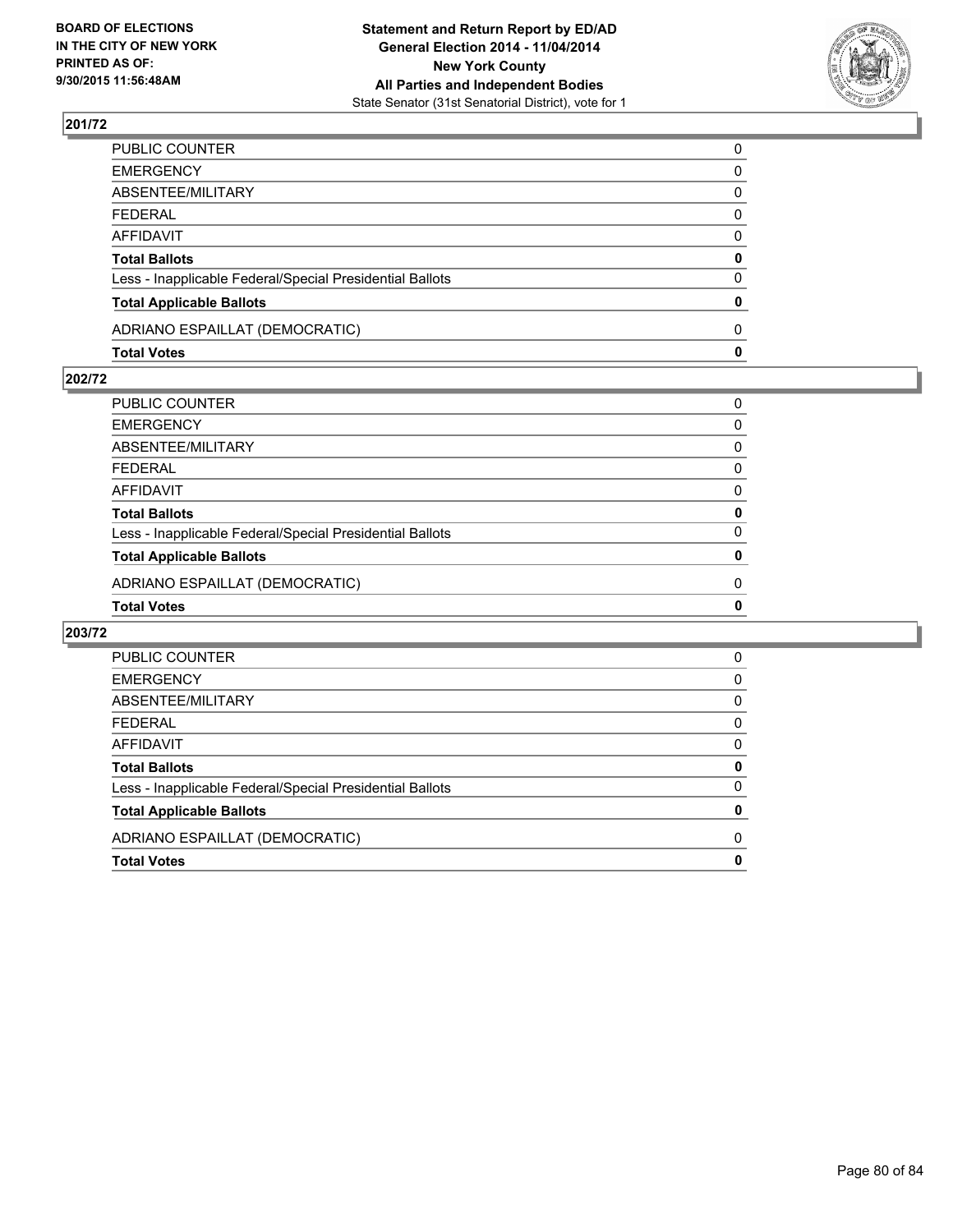**BOARD OF ELECTIONS IN THE CITY OF NEW YORK PRINTED AS OF: 9/30/2015 11:56:48AM**

**Statement and Return Report by ED/AD General Election 2014 - 11/04/2014 New York County All Parties and Independent Bodies**
State Senator (31st Senatorial District), vote for 1

## 201/72

| | |
|---|---|
| PUBLIC COUNTER | 0 |
| EMERGENCY | 0 |
| ABSENTEE/MILITARY | 0 |
| FEDERAL | 0 |
| AFFIDAVIT | 0 |
| **Total Ballots** | **0** |
| Less - Inapplicable Federal/Special Presidential Ballots | 0 |
| **Total Applicable Ballots** | **0** |
| ADRIANO ESPAILLAT (DEMOCRATIC) | 0 |
| **Total Votes** | **0** |

## 202/72

| | |
|---|---|
| PUBLIC COUNTER | 0 |
| EMERGENCY | 0 |
| ABSENTEE/MILITARY | 0 |
| FEDERAL | 0 |
| AFFIDAVIT | 0 |
| **Total Ballots** | **0** |
| Less - Inapplicable Federal/Special Presidential Ballots | 0 |
| **Total Applicable Ballots** | **0** |
| ADRIANO ESPAILLAT (DEMOCRATIC) | 0 |
| **Total Votes** | **0** |

## 203/72

| | |
|---|---|
| PUBLIC COUNTER | 0 |
| EMERGENCY | 0 |
| ABSENTEE/MILITARY | 0 |
| FEDERAL | 0 |
| AFFIDAVIT | 0 |
| **Total Ballots** | **0** |
| Less - Inapplicable Federal/Special Presidential Ballots | 0 |
| **Total Applicable Ballots** | **0** |
| ADRIANO ESPAILLAT (DEMOCRATIC) | 0 |
| **Total Votes** | **0** |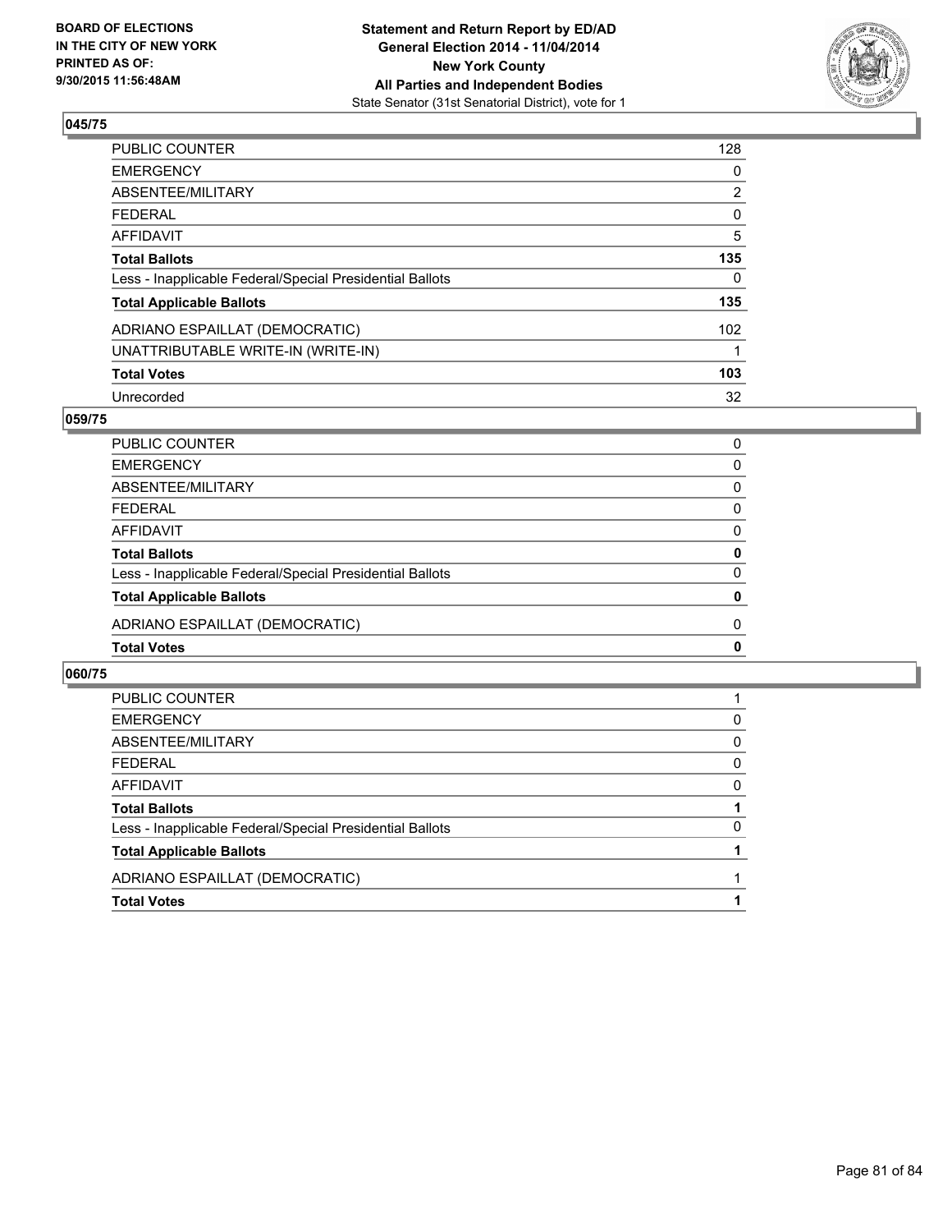**Statement and Return Report by ED/AD**
**General Election 2014 - 11/04/2014**
**New York County**
**All Parties and Independent Bodies**
State Senator (31st Senatorial District), vote for 1

BOARD OF ELECTIONS
IN THE CITY OF NEW YORK
PRINTED AS OF:
9/30/2015 11:56:48AM

### 045/75

| | |
|---|---|
| PUBLIC COUNTER | 128 |
| EMERGENCY | 0 |
| ABSENTEE/MILITARY | 2 |
| FEDERAL | 0 |
| AFFIDAVIT | 5 |
| **Total Ballots** | **135** |
| Less - Inapplicable Federal/Special Presidential Ballots | 0 |
| **Total Applicable Ballots** | **135** |
| ADRIANO ESPAILLAT (DEMOCRATIC) | 102 |
| UNATTRIBUTABLE WRITE-IN (WRITE-IN) | 1 |
| **Total Votes** | **103** |
| Unrecorded | 32 |

### 059/75

| | |
|---|---|
| PUBLIC COUNTER | 0 |
| EMERGENCY | 0 |
| ABSENTEE/MILITARY | 0 |
| FEDERAL | 0 |
| AFFIDAVIT | 0 |
| **Total Ballots** | **0** |
| Less - Inapplicable Federal/Special Presidential Ballots | 0 |
| **Total Applicable Ballots** | **0** |
| ADRIANO ESPAILLAT (DEMOCRATIC) | 0 |
| **Total Votes** | **0** |

### 060/75

| | |
|---|---|
| PUBLIC COUNTER | 1 |
| EMERGENCY | 0 |
| ABSENTEE/MILITARY | 0 |
| FEDERAL | 0 |
| AFFIDAVIT | 0 |
| **Total Ballots** | **1** |
| Less - Inapplicable Federal/Special Presidential Ballots | 0 |
| **Total Applicable Ballots** | **1** |
| ADRIANO ESPAILLAT (DEMOCRATIC) | 1 |
| **Total Votes** | **1** |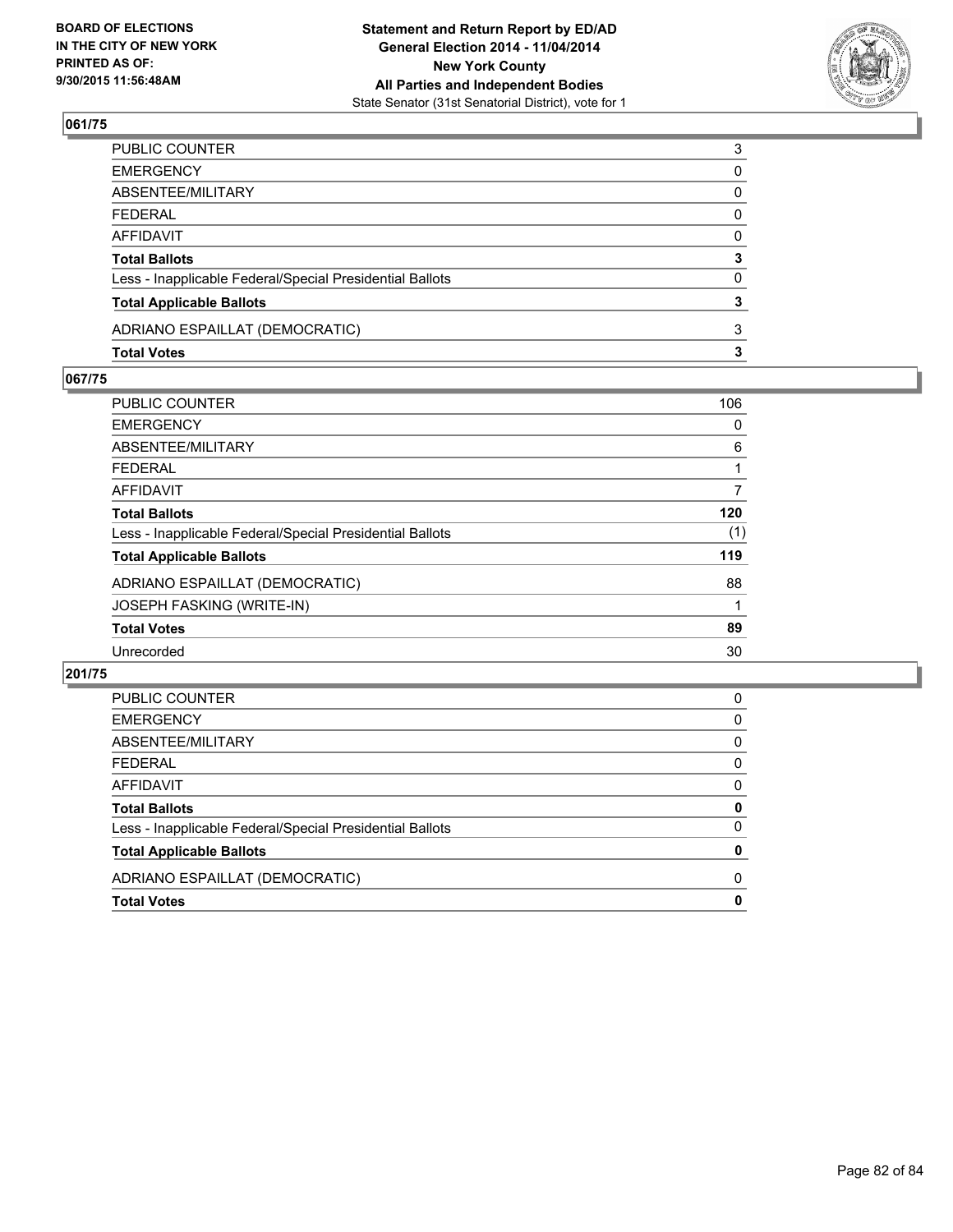## 061/75

| | |
|---|---|
| PUBLIC COUNTER | 3 |
| EMERGENCY | 0 |
| ABSENTEE/MILITARY | 0 |
| FEDERAL | 0 |
| AFFIDAVIT | 0 |
| **Total Ballots** | **3** |
| Less - Inapplicable Federal/Special Presidential Ballots | 0 |
| **Total Applicable Ballots** | **3** |
| ADRIANO ESPAILLAT (DEMOCRATIC) | 3 |
| **Total Votes** | **3** |

## 067/75

| | |
|---|---|
| PUBLIC COUNTER | 106 |
| EMERGENCY | 0 |
| ABSENTEE/MILITARY | 6 |
| FEDERAL | 1 |
| AFFIDAVIT | 7 |
| **Total Ballots** | **120** |
| Less - Inapplicable Federal/Special Presidential Ballots | (1) |
| **Total Applicable Ballots** | **119** |
| ADRIANO ESPAILLAT (DEMOCRATIC) | 88 |
| JOSEPH FASKING (WRITE-IN) | 1 |
| **Total Votes** | **89** |
| Unrecorded | 30 |

## 201/75

| | |
|---|---|
| PUBLIC COUNTER | 0 |
| EMERGENCY | 0 |
| ABSENTEE/MILITARY | 0 |
| FEDERAL | 0 |
| AFFIDAVIT | 0 |
| **Total Ballots** | **0** |
| Less - Inapplicable Federal/Special Presidential Ballots | 0 |
| **Total Applicable Ballots** | **0** |
| ADRIANO ESPAILLAT (DEMOCRATIC) | 0 |
| **Total Votes** | **0** |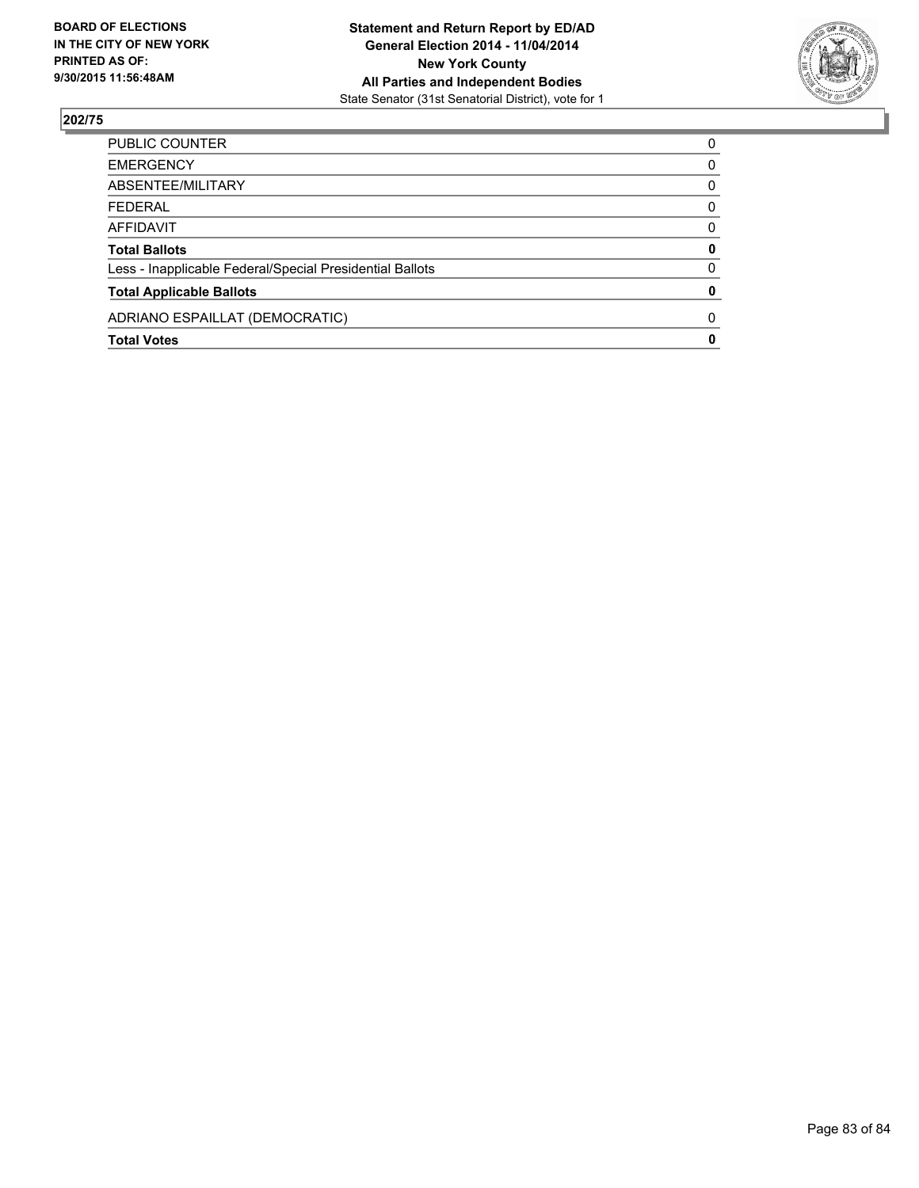## 202/75

| | |
|---|---|
| PUBLIC COUNTER | 0 |
| EMERGENCY | 0 |
| ABSENTEE/MILITARY | 0 |
| FEDERAL | 0 |
| AFFIDAVIT | 0 |
| **Total Ballots** | **0** |
| Less - Inapplicable Federal/Special Presidential Ballots | 0 |
| **Total Applicable Ballots** | **0** |
| ADRIANO ESPAILLAT (DEMOCRATIC) | 0 |
| **Total Votes** | **0** |